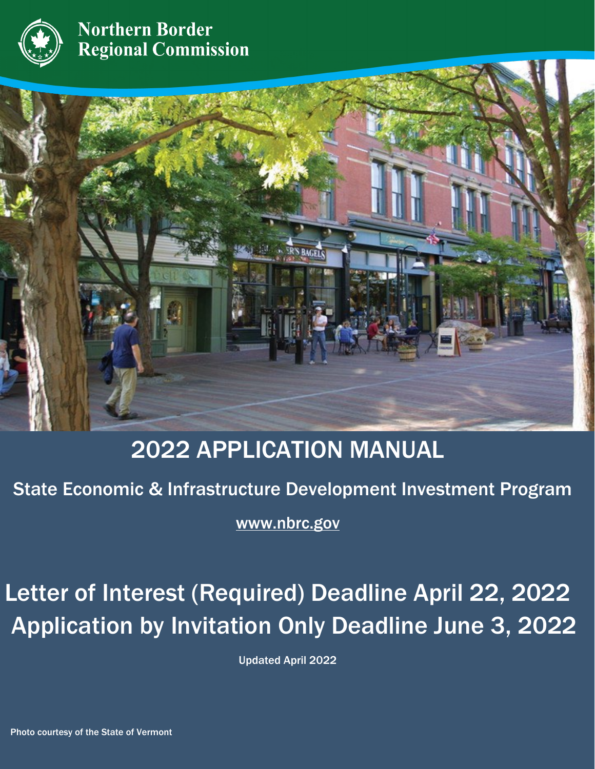Northern Border Regional Commission

# 2022 APPLICATION MANUAL

## State Economic & Infrastructure Development Investment Program

www.nbrc.gov

## Letter of Interest (Required) Deadline April 22, 2022

## Application by Invitation Only Deadline June 3, 2022

Updated April 2022

Photo courtesy of the State of Vermont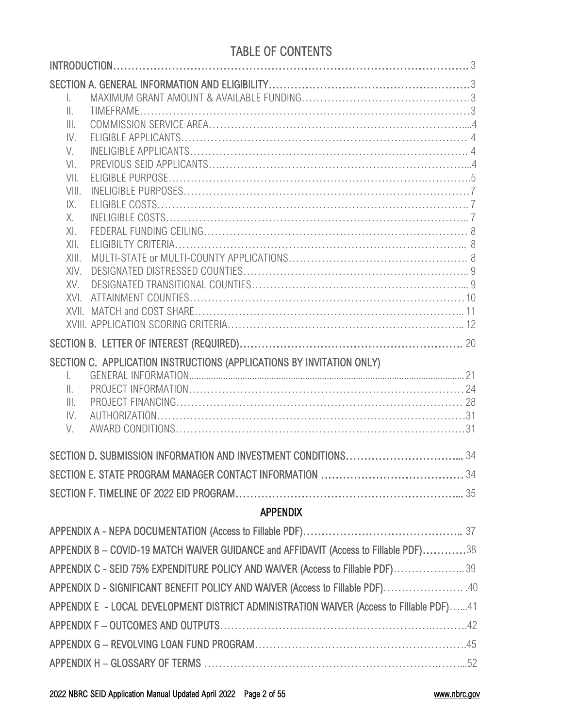# TABLE OF CONTENTS

INTRODUCTION …… 3

SECTION A. GENERAL INFORMATION AND ELIGIBILITY …… 3

- I. MAXIMUM GRANT AMOUNT & AVAILABLE FUNDING …… 3
- II. TIMEFRAME …… 3
- III. COMMISSION SERVICE AREA …… 4
- IV. ELIGIBLE APPLICANTS …… 4
- V. INELIGIBLE APPLICANTS …… 4
- VI. PREVIOUS SEID APPLICANTS …… 4
- VII. ELIGIBLE PURPOSE …… 5
- VIII. INELIGIBLE PURPOSES …… 7
- IX. ELIGIBLE COSTS …… 7
- X. INELIGIBLE COSTS …… 7
- XI. FEDERAL FUNDING CEILING …… 8
- XII. ELIGIBILTY CRITERIA …… 8
- XIII. MULTI-STATE or MULTI-COUNTY APPLICATIONS …… 8
- XIV. DESIGNATED DISTRESSED COUNTIES …… 9
- XV. DESIGNATED TRANSITIONAL COUNTIES …… 9
- XVI. ATTAINMENT COUNTIES …… 10
- XVII. MATCH and COST SHARE …… 11
- XVIII. APPLICATION SCORING CRITERIA …… 12

SECTION B. LETTER OF INTEREST (REQUIRED) …… 20

SECTION C. APPLICATION INSTRUCTIONS (APPLICATIONS BY INVITATION ONLY)

- I. GENERAL INFORMATION …… 21
- II. PROJECT INFORMATION …… 24
- III. PROJECT FINANCING …… 28
- IV. AUTHORIZATION …… 31
- V. AWARD CONDITIONS …… 31

SECTION D. SUBMISSION INFORMATION AND INVESTMENT CONDITIONS …… 34

SECTION E. STATE PROGRAM MANAGER CONTACT INFORMATION …… 34

SECTION F. TIMELINE OF 2022 EID PROGRAM …… 35

## APPENDIX

APPENDIX A - NEPA DOCUMENTATION (Access to Fillable PDF) …… 37

APPENDIX B – COVID-19 MATCH WAIVER GUIDANCE and AFFIDAVIT (Access to Fillable PDF) …… 38

APPENDIX C - SEID 75% EXPENDITURE POLICY AND WAIVER (Access to Fillable PDF) …… 39

APPENDIX D - SIGNIFICANT BENEFIT POLICY AND WAIVER (Access to Fillable PDF) …… 40

APPENDIX E - LOCAL DEVELOPMENT DISTRICT ADMINISTRATION WAIVER (Access to Fillable PDF) …… 41

APPENDIX F – OUTCOMES AND OUTPUTS …… 42

APPENDIX G – REVOLVING LOAN FUND PROGRAM …… 45

APPENDIX H – GLOSSARY OF TERMS …… 52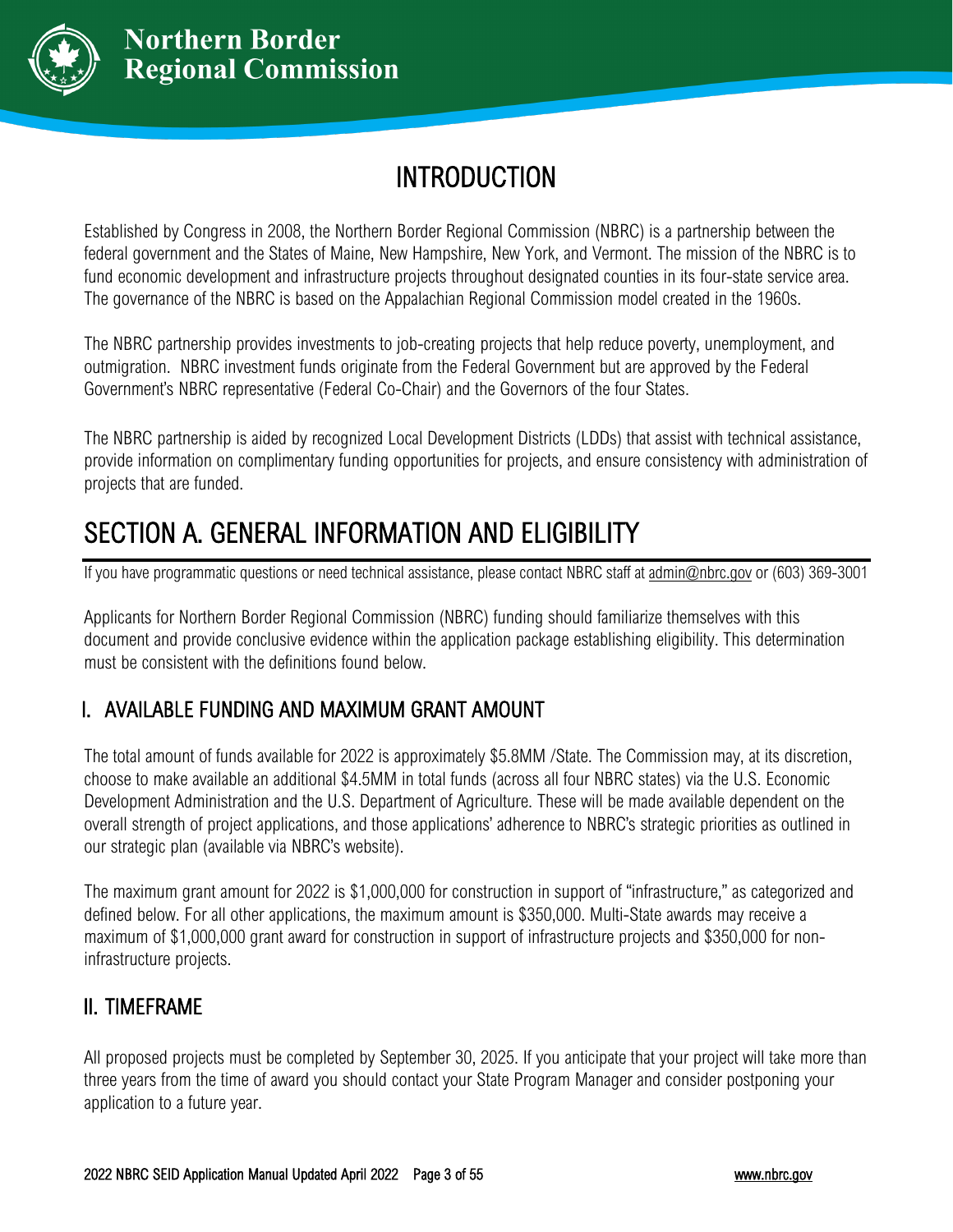# INTRODUCTION

Established by Congress in 2008, the Northern Border Regional Commission (NBRC) is a partnership between the federal government and the States of Maine, New Hampshire, New York, and Vermont. The mission of the NBRC is to fund economic development and infrastructure projects throughout designated counties in its four-state service area. The governance of the NBRC is based on the Appalachian Regional Commission model created in the 1960s.

The NBRC partnership provides investments to job-creating projects that help reduce poverty, unemployment, and outmigration. NBRC investment funds originate from the Federal Government but are approved by the Federal Government's NBRC representative (Federal Co-Chair) and the Governors of the four States.

The NBRC partnership is aided by recognized Local Development Districts (LDDs) that assist with technical assistance, provide information on complimentary funding opportunities for projects, and ensure consistency with administration of projects that are funded.

# SECTION A. GENERAL INFORMATION AND ELIGIBILITY

If you have programmatic questions or need technical assistance, please contact NBRC staff at admin@nbrc.gov or (603) 369-3001

Applicants for Northern Border Regional Commission (NBRC) funding should familiarize themselves with this document and provide conclusive evidence within the application package establishing eligibility. This determination must be consistent with the definitions found below.

## I. AVAILABLE FUNDING AND MAXIMUM GRANT AMOUNT

The total amount of funds available for 2022 is approximately $5.8MM /State. The Commission may, at its discretion, choose to make available an additional $4.5MM in total funds (across all four NBRC states) via the U.S. Economic Development Administration and the U.S. Department of Agriculture. These will be made available dependent on the overall strength of project applications, and those applications' adherence to NBRC's strategic priorities as outlined in our strategic plan (available via NBRC's website).

The maximum grant amount for 2022 is $1,000,000 for construction in support of "infrastructure," as categorized and defined below. For all other applications, the maximum amount is $350,000. Multi-State awards may receive a maximum of $1,000,000 grant award for construction in support of infrastructure projects and $350,000 for non-infrastructure projects.

## II. TIMEFRAME

All proposed projects must be completed by September 30, 2025. If you anticipate that your project will take more than three years from the time of award you should contact your State Program Manager and consider postponing your application to a future year.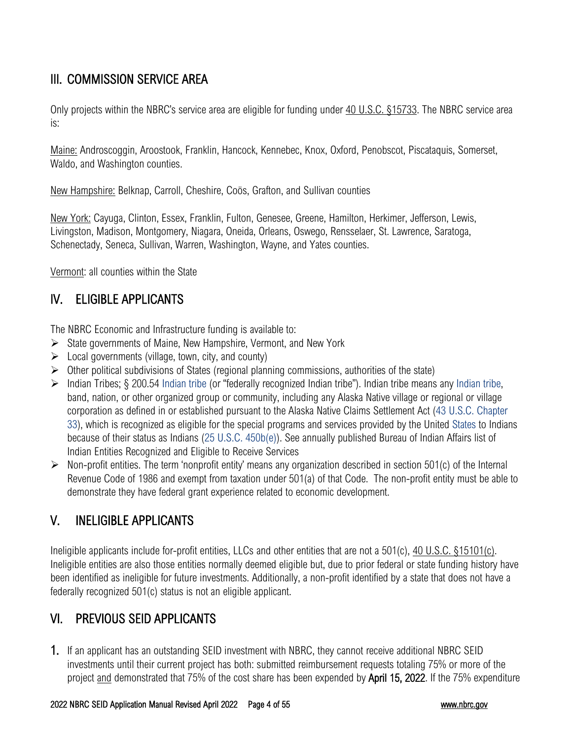## III. COMMISSION SERVICE AREA

Only projects within the NBRC's service area are eligible for funding under 40 U.S.C. §15733. The NBRC service area is:

Maine: Androscoggin, Aroostook, Franklin, Hancock, Kennebec, Knox, Oxford, Penobscot, Piscataquis, Somerset, Waldo, and Washington counties.

New Hampshire: Belknap, Carroll, Cheshire, Coös, Grafton, and Sullivan counties

New York: Cayuga, Clinton, Essex, Franklin, Fulton, Genesee, Greene, Hamilton, Herkimer, Jefferson, Lewis, Livingston, Madison, Montgomery, Niagara, Oneida, Orleans, Oswego, Rensselaer, St. Lawrence, Saratoga, Schenectady, Seneca, Sullivan, Warren, Washington, Wayne, and Yates counties.

Vermont: all counties within the State

## IV. ELIGIBLE APPLICANTS

The NBRC Economic and Infrastructure funding is available to:

- State governments of Maine, New Hampshire, Vermont, and New York
- Local governments (village, town, city, and county)
- Other political subdivisions of States (regional planning commissions, authorities of the state)
- Indian Tribes; § 200.54 Indian tribe (or "federally recognized Indian tribe"). Indian tribe means any Indian tribe, band, nation, or other organized group or community, including any Alaska Native village or regional or village corporation as defined in or established pursuant to the Alaska Native Claims Settlement Act (43 U.S.C. Chapter 33), which is recognized as eligible for the special programs and services provided by the United States to Indians because of their status as Indians (25 U.S.C. 450b(e)). See annually published Bureau of Indian Affairs list of Indian Entities Recognized and Eligible to Receive Services
- Non-profit entities. The term 'nonprofit entity' means any organization described in section 501(c) of the Internal Revenue Code of 1986 and exempt from taxation under 501(a) of that Code. The non-profit entity must be able to demonstrate they have federal grant experience related to economic development.

## V. INELIGIBLE APPLICANTS

Ineligible applicants include for-profit entities, LLCs and other entities that are not a 501(c), 40 U.S.C. §15101(c). Ineligible entities are also those entities normally deemed eligible but, due to prior federal or state funding history have been identified as ineligible for future investments. Additionally, a non-profit identified by a state that does not have a federally recognized 501(c) status is not an eligible applicant.

## VI. PREVIOUS SEID APPLICANTS

1. If an applicant has an outstanding SEID investment with NBRC, they cannot receive additional NBRC SEID investments until their current project has both: submitted reimbursement requests totaling 75% or more of the project and demonstrated that 75% of the cost share has been expended by **April 15, 2022**. If the 75% expenditure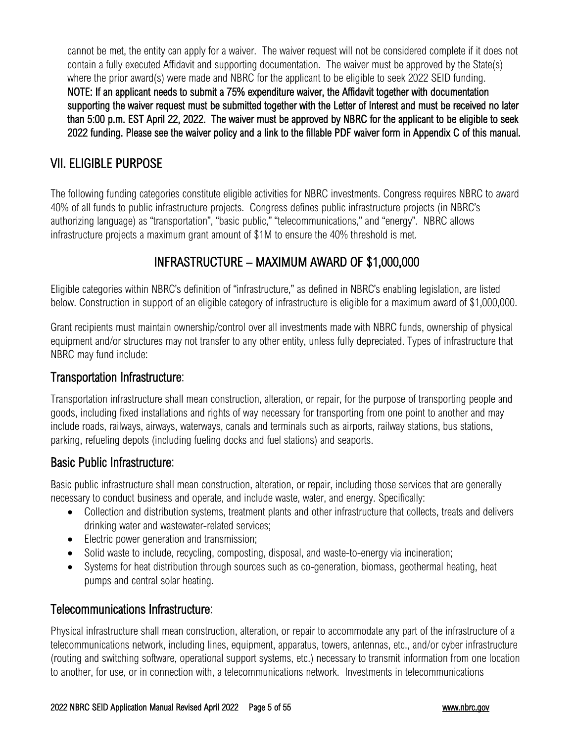cannot be met, the entity can apply for a waiver. The waiver request will not be considered complete if it does not contain a fully executed Affidavit and supporting documentation. The waiver must be approved by the State(s) where the prior award(s) were made and NBRC for the applicant to be eligible to seek 2022 SEID funding. **NOTE: If an applicant needs to submit a 75% expenditure waiver, the Affidavit together with documentation supporting the waiver request must be submitted together with the Letter of Interest and must be received no later than 5:00 p.m. EST April 22, 2022. The waiver must be approved by NBRC for the applicant to be eligible to seek 2022 funding. Please see the waiver policy and a link to the fillable PDF waiver form in Appendix C of this manual.**

# VII. ELIGIBLE PURPOSE

The following funding categories constitute eligible activities for NBRC investments. Congress requires NBRC to award 40% of all funds to public infrastructure projects. Congress defines public infrastructure projects (in NBRC's authorizing language) as "transportation", "basic public," "telecommunications," and "energy". NBRC allows infrastructure projects a maximum grant amount of $1M to ensure the 40% threshold is met.

## INFRASTRUCTURE – MAXIMUM AWARD OF $1,000,000

Eligible categories within NBRC's definition of "infrastructure," as defined in NBRC's enabling legislation, are listed below. Construction in support of an eligible category of infrastructure is eligible for a maximum award of $1,000,000.

Grant recipients must maintain ownership/control over all investments made with NBRC funds, ownership of physical equipment and/or structures may not transfer to any other entity, unless fully depreciated. Types of infrastructure that NBRC may fund include:

### Transportation Infrastructure:

Transportation infrastructure shall mean construction, alteration, or repair, for the purpose of transporting people and goods, including fixed installations and rights of way necessary for transporting from one point to another and may include roads, railways, airways, waterways, canals and terminals such as airports, railway stations, bus stations, parking, refueling depots (including fueling docks and fuel stations) and seaports.

### Basic Public Infrastructure:

Basic public infrastructure shall mean construction, alteration, or repair, including those services that are generally necessary to conduct business and operate, and include waste, water, and energy. Specifically:

- Collection and distribution systems, treatment plants and other infrastructure that collects, treats and delivers drinking water and wastewater-related services;
- Electric power generation and transmission;
- Solid waste to include, recycling, composting, disposal, and waste-to-energy via incineration;
- Systems for heat distribution through sources such as co-generation, biomass, geothermal heating, heat pumps and central solar heating.

### Telecommunications Infrastructure:

Physical infrastructure shall mean construction, alteration, or repair to accommodate any part of the infrastructure of a telecommunications network, including lines, equipment, apparatus, towers, antennas, etc., and/or cyber infrastructure (routing and switching software, operational support systems, etc.) necessary to transmit information from one location to another, for use, or in connection with, a telecommunications network. Investments in telecommunications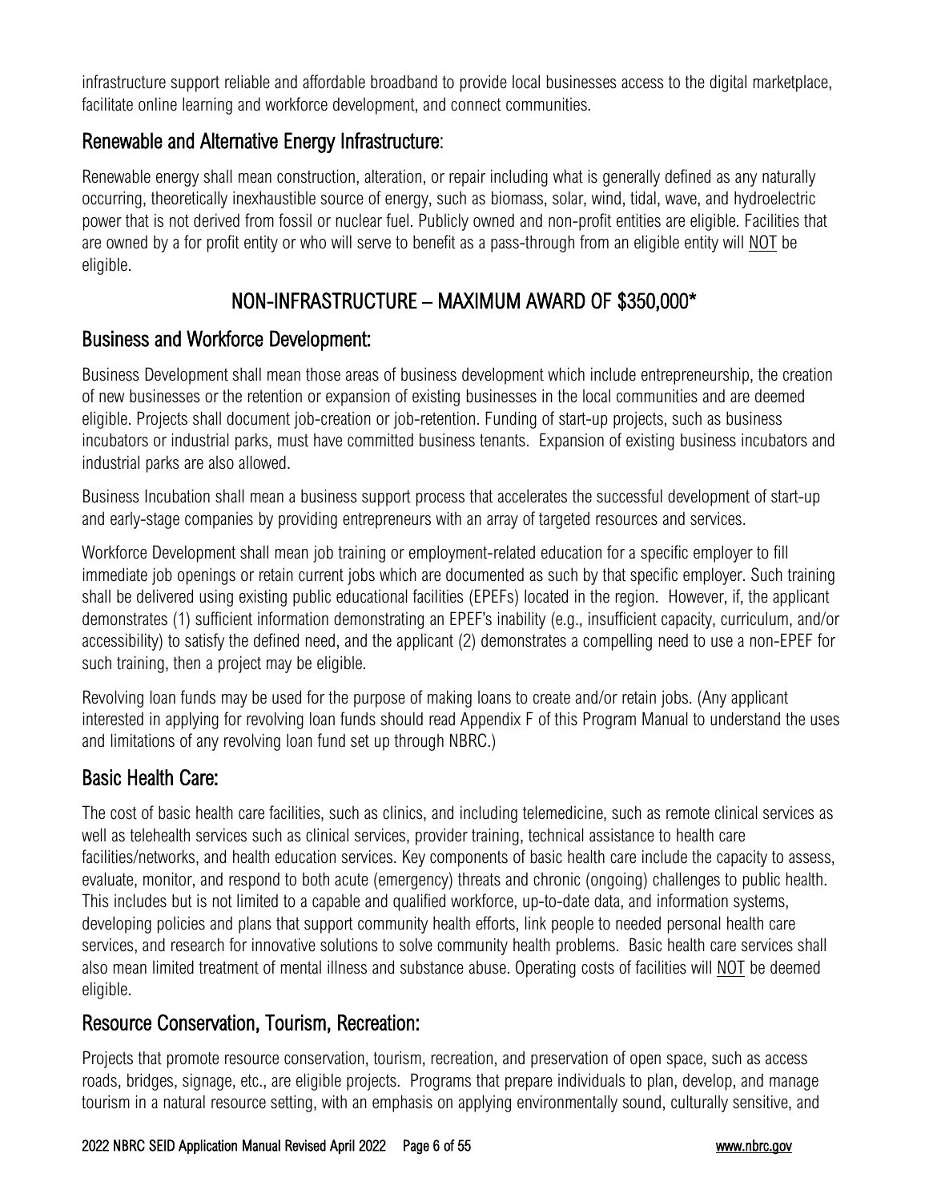infrastructure support reliable and affordable broadband to provide local businesses access to the digital marketplace, facilitate online learning and workforce development, and connect communities.

### Renewable and Alternative Energy Infrastructure:

Renewable energy shall mean construction, alteration, or repair including what is generally defined as any naturally occurring, theoretically inexhaustible source of energy, such as biomass, solar, wind, tidal, wave, and hydroelectric power that is not derived from fossil or nuclear fuel. Publicly owned and non-profit entities are eligible. Facilities that are owned by a for profit entity or who will serve to benefit as a pass-through from an eligible entity will NOT be eligible.

## NON-INFRASTRUCTURE – MAXIMUM AWARD OF $350,000*

### Business and Workforce Development:

Business Development shall mean those areas of business development which include entrepreneurship, the creation of new businesses or the retention or expansion of existing businesses in the local communities and are deemed eligible. Projects shall document job-creation or job-retention. Funding of start-up projects, such as business incubators or industrial parks, must have committed business tenants. Expansion of existing business incubators and industrial parks are also allowed.

Business Incubation shall mean a business support process that accelerates the successful development of start-up and early-stage companies by providing entrepreneurs with an array of targeted resources and services.

Workforce Development shall mean job training or employment-related education for a specific employer to fill immediate job openings or retain current jobs which are documented as such by that specific employer. Such training shall be delivered using existing public educational facilities (EPEFs) located in the region. However, if, the applicant demonstrates (1) sufficient information demonstrating an EPEF's inability (e.g., insufficient capacity, curriculum, and/or accessibility) to satisfy the defined need, and the applicant (2) demonstrates a compelling need to use a non-EPEF for such training, then a project may be eligible.

Revolving loan funds may be used for the purpose of making loans to create and/or retain jobs. (Any applicant interested in applying for revolving loan funds should read Appendix F of this Program Manual to understand the uses and limitations of any revolving loan fund set up through NBRC.)

### Basic Health Care:

The cost of basic health care facilities, such as clinics, and including telemedicine, such as remote clinical services as well as telehealth services such as clinical services, provider training, technical assistance to health care facilities/networks, and health education services. Key components of basic health care include the capacity to assess, evaluate, monitor, and respond to both acute (emergency) threats and chronic (ongoing) challenges to public health. This includes but is not limited to a capable and qualified workforce, up-to-date data, and information systems, developing policies and plans that support community health efforts, link people to needed personal health care services, and research for innovative solutions to solve community health problems. Basic health care services shall also mean limited treatment of mental illness and substance abuse. Operating costs of facilities will NOT be deemed eligible.

### Resource Conservation, Tourism, Recreation:

Projects that promote resource conservation, tourism, recreation, and preservation of open space, such as access roads, bridges, signage, etc., are eligible projects. Programs that prepare individuals to plan, develop, and manage tourism in a natural resource setting, with an emphasis on applying environmentally sound, culturally sensitive, and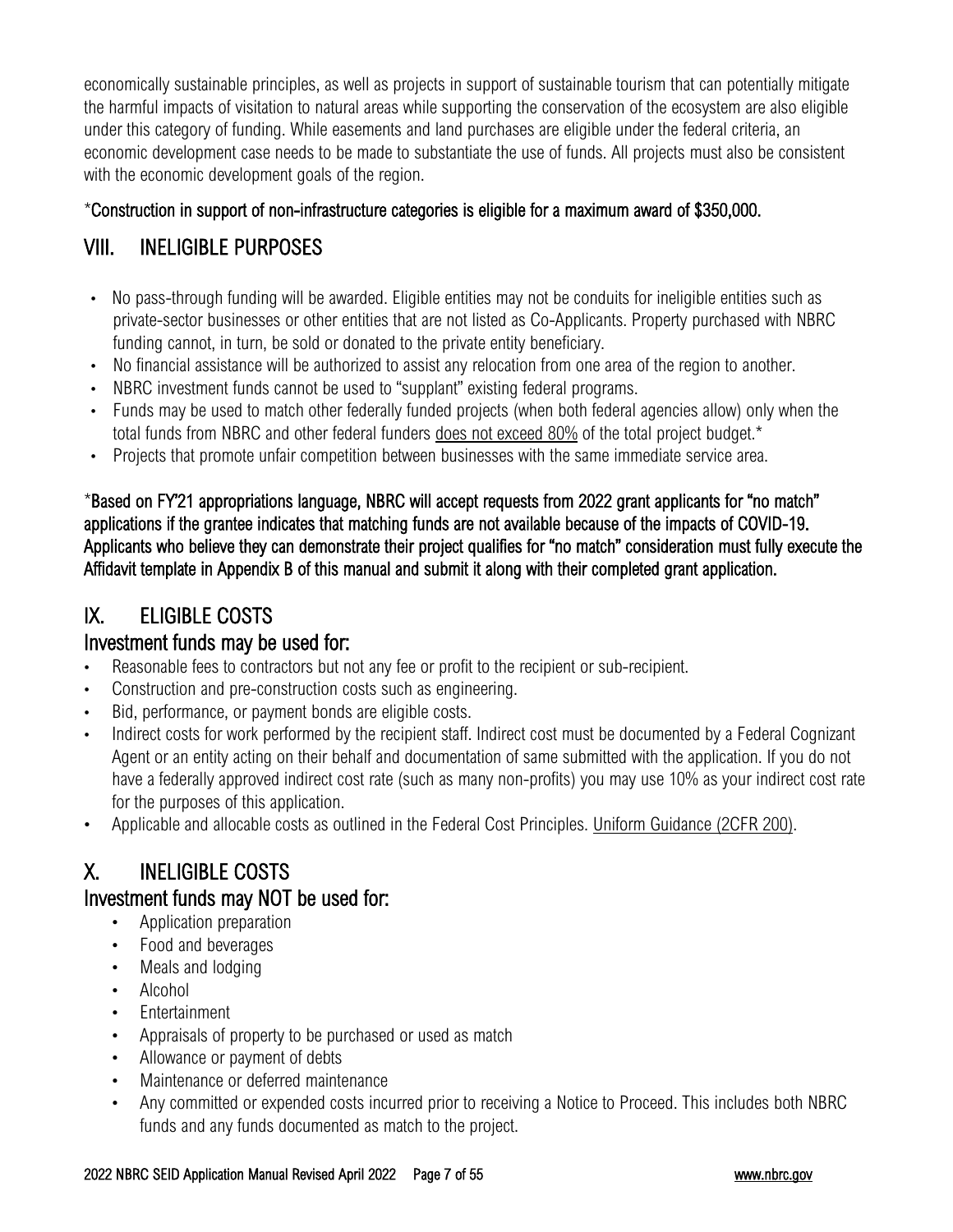economically sustainable principles, as well as projects in support of sustainable tourism that can potentially mitigate the harmful impacts of visitation to natural areas while supporting the conservation of the ecosystem are also eligible under this category of funding. While easements and land purchases are eligible under the federal criteria, an economic development case needs to be made to substantiate the use of funds. All projects must also be consistent with the economic development goals of the region.

*Construction in support of non-infrastructure categories is eligible for a maximum award of $350,000.

## VIII. INELIGIBLE PURPOSES

- No pass-through funding will be awarded. Eligible entities may not be conduits for ineligible entities such as private-sector businesses or other entities that are not listed as Co-Applicants. Property purchased with NBRC funding cannot, in turn, be sold or donated to the private entity beneficiary.
- No financial assistance will be authorized to assist any relocation from one area of the region to another.
- NBRC investment funds cannot be used to "supplant" existing federal programs.
- Funds may be used to match other federally funded projects (when both federal agencies allow) only when the total funds from NBRC and other federal funders does not exceed 80% of the total project budget.*
- Projects that promote unfair competition between businesses with the same immediate service area.

**\*Based on FY'21 appropriations language, NBRC will accept requests from 2022 grant applicants for "no match" applications if the grantee indicates that matching funds are not available because of the impacts of COVID-19. Applicants who believe they can demonstrate their project qualifies for "no match" consideration must fully execute the Affidavit template in Appendix B of this manual and submit it along with their completed grant application.**

## IX. ELIGIBLE COSTS

### Investment funds may be used for:

- Reasonable fees to contractors but not any fee or profit to the recipient or sub-recipient.
- Construction and pre-construction costs such as engineering.
- Bid, performance, or payment bonds are eligible costs.
- Indirect costs for work performed by the recipient staff. Indirect cost must be documented by a Federal Cognizant Agent or an entity acting on their behalf and documentation of same submitted with the application. If you do not have a federally approved indirect cost rate (such as many non-profits) you may use 10% as your indirect cost rate for the purposes of this application.
- Applicable and allocable costs as outlined in the Federal Cost Principles. Uniform Guidance (2CFR 200).

## X. INELIGIBLE COSTS

### Investment funds may NOT be used for:

- Application preparation
- Food and beverages
- Meals and lodging
- Alcohol
- Entertainment
- Appraisals of property to be purchased or used as match
- Allowance or payment of debts
- Maintenance or deferred maintenance
- Any committed or expended costs incurred prior to receiving a Notice to Proceed. This includes both NBRC funds and any funds documented as match to the project.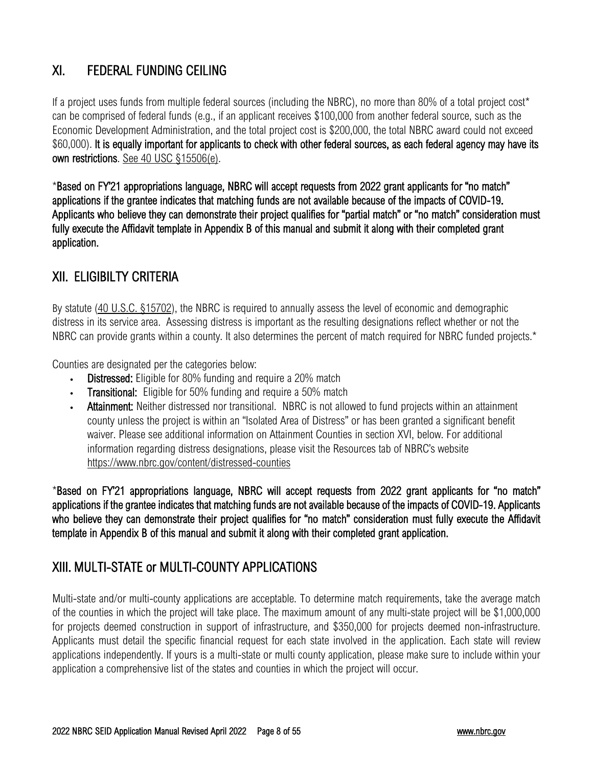## XI. FEDERAL FUNDING CEILING

If a project uses funds from multiple federal sources (including the NBRC), no more than 80% of a total project cost* can be comprised of federal funds (e.g., if an applicant receives $100,000 from another federal source, such as the Economic Development Administration, and the total project cost is $200,000, the total NBRC award could not exceed $60,000). **It is equally important for applicants to check with other federal sources, as each federal agency may have its own restrictions**. See 40 USC §15506(e).

*__Based on FY'21 appropriations language, NBRC will accept requests from 2022 grant applicants for "no match" applications if the grantee indicates that matching funds are not available because of the impacts of COVID-19. Applicants who believe they can demonstrate their project qualifies for "partial match" or "no match" consideration must fully execute the Affidavit template in Appendix B of this manual and submit it along with their completed grant application.__

## XII. ELIGIBILTY CRITERIA

By statute (40 U.S.C. §15702), the NBRC is required to annually assess the level of economic and demographic distress in its service area. Assessing distress is important as the resulting designations reflect whether or not the NBRC can provide grants within a county. It also determines the percent of match required for NBRC funded projects.*

Counties are designated per the categories below:

- **Distressed:** Eligible for 80% funding and require a 20% match
- **Transitional:** Eligible for 50% funding and require a 50% match
- **Attainment:** Neither distressed nor transitional. NBRC is not allowed to fund projects within an attainment county unless the project is within an "Isolated Area of Distress" or has been granted a significant benefit waiver. Please see additional information on Attainment Counties in section XVI, below. For additional information regarding distress designations, please visit the Resources tab of NBRC's website https://www.nbrc.gov/content/distressed-counties

*__Based on FY'21 appropriations language, NBRC will accept requests from 2022 grant applicants for "no match" applications if the grantee indicates that matching funds are not available because of the impacts of COVID-19. Applicants who believe they can demonstrate their project qualifies for "no match" consideration must fully execute the Affidavit template in Appendix B of this manual and submit it along with their completed grant application.__

## XIII. MULTI-STATE or MULTI-COUNTY APPLICATIONS

Multi-state and/or multi-county applications are acceptable. To determine match requirements, take the average match of the counties in which the project will take place. The maximum amount of any multi-state project will be $1,000,000 for projects deemed construction in support of infrastructure, and $350,000 for projects deemed non-infrastructure. Applicants must detail the specific financial request for each state involved in the application. Each state will review applications independently. If yours is a multi-state or multi county application, please make sure to include within your application a comprehensive list of the states and counties in which the project will occur.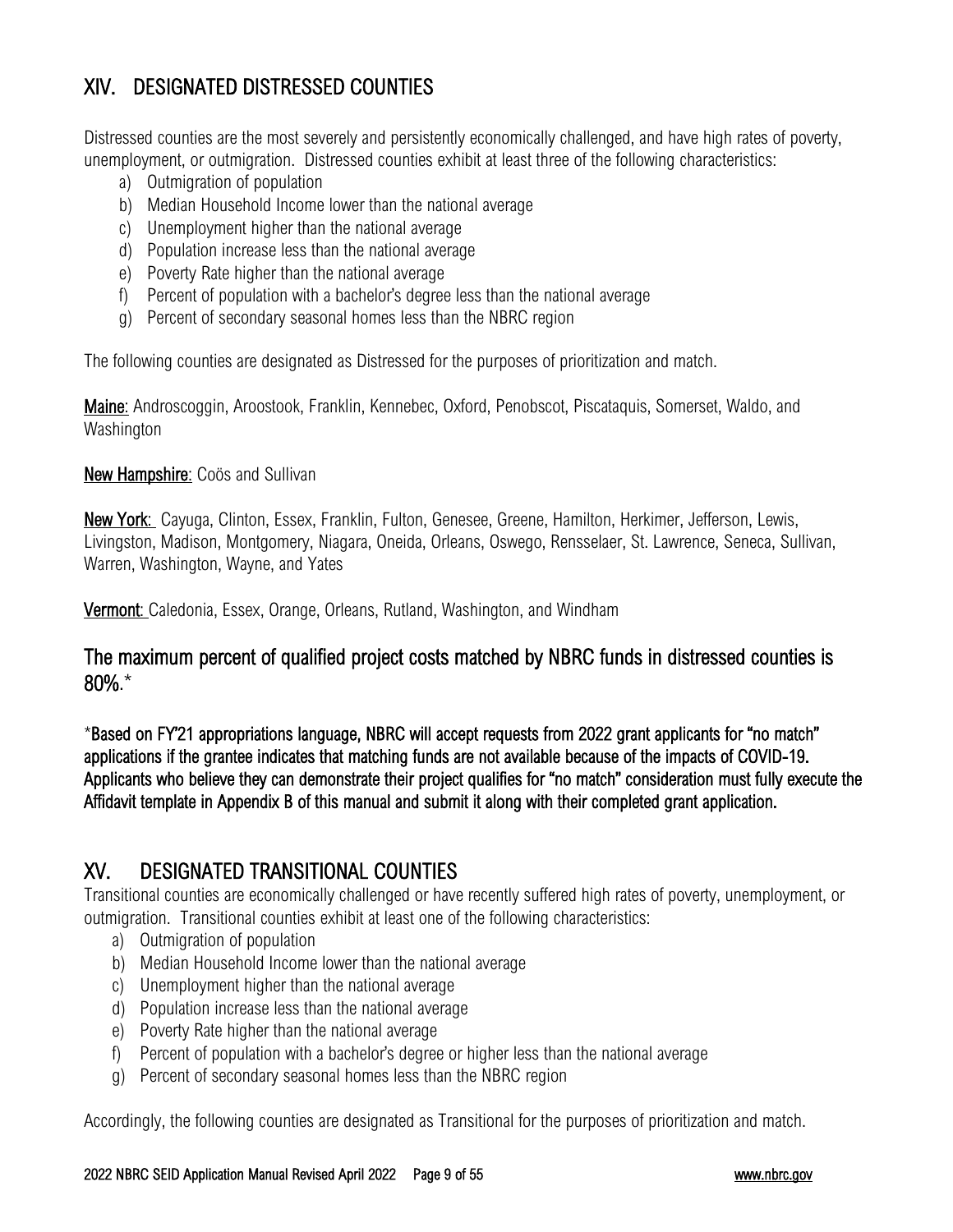## XIV. DESIGNATED DISTRESSED COUNTIES

Distressed counties are the most severely and persistently economically challenged, and have high rates of poverty, unemployment, or outmigration. Distressed counties exhibit at least three of the following characteristics:

a) Outmigration of population
b) Median Household Income lower than the national average
c) Unemployment higher than the national average
d) Population increase less than the national average
e) Poverty Rate higher than the national average
f) Percent of population with a bachelor's degree less than the national average
g) Percent of secondary seasonal homes less than the NBRC region

The following counties are designated as Distressed for the purposes of prioritization and match.

**Maine**: Androscoggin, Aroostook, Franklin, Kennebec, Oxford, Penobscot, Piscataquis, Somerset, Waldo, and Washington

**New Hampshire**: Coös and Sullivan

**New York**: Cayuga, Clinton, Essex, Franklin, Fulton, Genesee, Greene, Hamilton, Herkimer, Jefferson, Lewis, Livingston, Madison, Montgomery, Niagara, Oneida, Orleans, Oswego, Rensselaer, St. Lawrence, Seneca, Sullivan, Warren, Washington, Wayne, and Yates

**Vermont**: Caledonia, Essex, Orange, Orleans, Rutland, Washington, and Windham

### The maximum percent of qualified project costs matched by NBRC funds in distressed counties is 80%.*

*__Based on FY'21 appropriations language, NBRC will accept requests from 2022 grant applicants for "no match" applications if the grantee indicates that matching funds are not available because of the impacts of COVID-19. Applicants who believe they can demonstrate their project qualifies for "no match" consideration must fully execute the Affidavit template in Appendix B of this manual and submit it along with their completed grant application.__

## XV. DESIGNATED TRANSITIONAL COUNTIES

Transitional counties are economically challenged or have recently suffered high rates of poverty, unemployment, or outmigration. Transitional counties exhibit at least one of the following characteristics:

a) Outmigration of population
b) Median Household Income lower than the national average
c) Unemployment higher than the national average
d) Population increase less than the national average
e) Poverty Rate higher than the national average
f) Percent of population with a bachelor's degree or higher less than the national average
g) Percent of secondary seasonal homes less than the NBRC region

Accordingly, the following counties are designated as Transitional for the purposes of prioritization and match.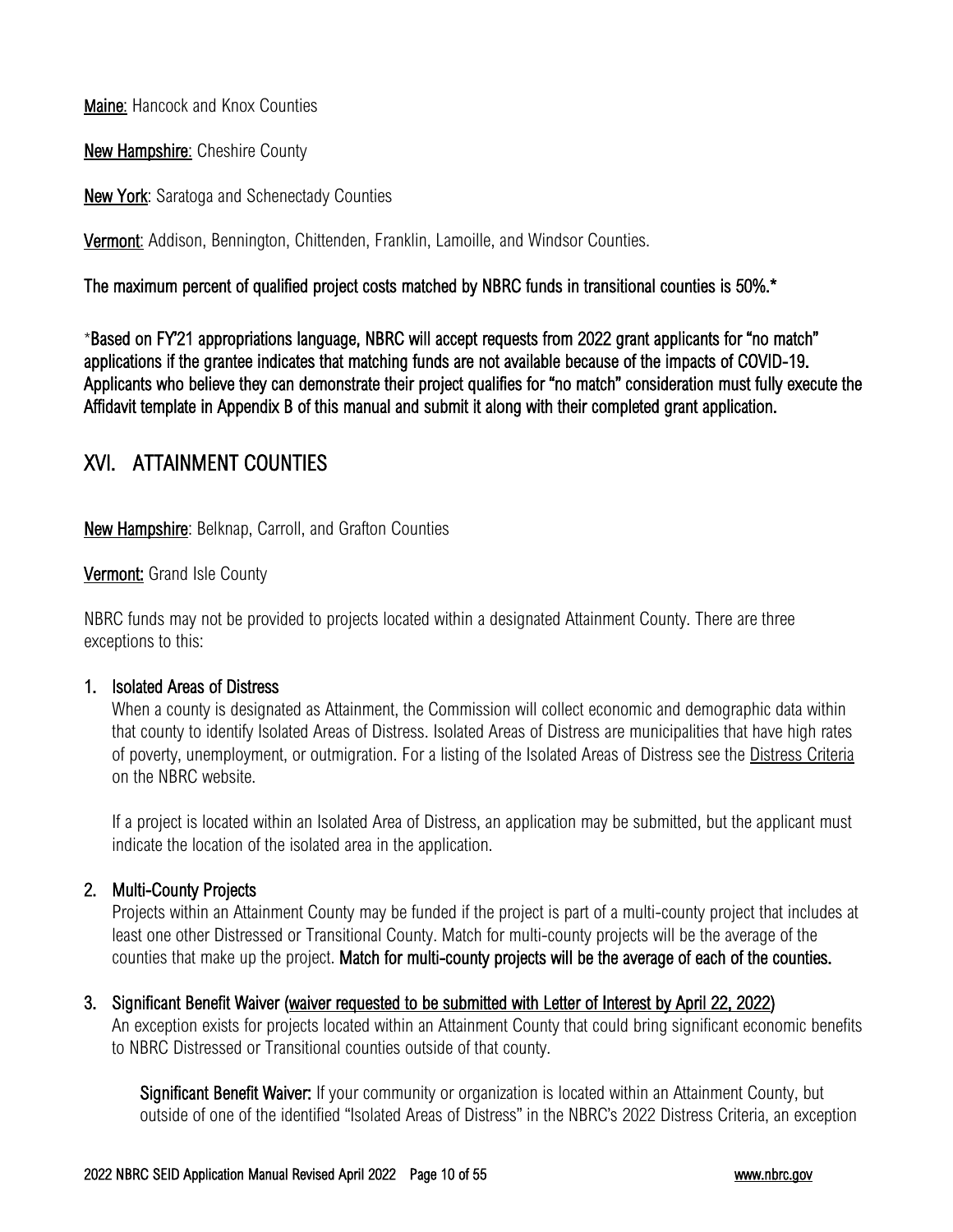**Maine**: Hancock and Knox Counties

**New Hampshire**: Cheshire County

**New York**: Saratoga and Schenectady Counties

**Vermont**: Addison, Bennington, Chittenden, Franklin, Lamoille, and Windsor Counties.

**The maximum percent of qualified project costs matched by NBRC funds in transitional counties is 50%.***

*Based on FY'21 appropriations language, NBRC will accept requests from 2022 grant applicants for "no match" applications if the grantee indicates that matching funds are not available because of the impacts of COVID-19. Applicants who believe they can demonstrate their project qualifies for "no match" consideration must fully execute the Affidavit template in Appendix B of this manual and submit it along with their completed grant application.**

## XVI. ATTAINMENT COUNTIES

**New Hampshire**: Belknap, Carroll, and Grafton Counties

**Vermont:** Grand Isle County

NBRC funds may not be provided to projects located within a designated Attainment County. There are three exceptions to this:

1. **Isolated Areas of Distress**

   When a county is designated as Attainment, the Commission will collect economic and demographic data within that county to identify Isolated Areas of Distress. Isolated Areas of Distress are municipalities that have high rates of poverty, unemployment, or outmigration. For a listing of the Isolated Areas of Distress see the Distress Criteria on the NBRC website.

   If a project is located within an Isolated Area of Distress, an application may be submitted, but the applicant must indicate the location of the isolated area in the application.

2. **Multi-County Projects**

   Projects within an Attainment County may be funded if the project is part of a multi-county project that includes at least one other Distressed or Transitional County. Match for multi-county projects will be the average of the counties that make up the project. **Match for multi-county projects will be the average of each of the counties.**

3. **Significant Benefit Waiver (waiver requested to be submitted with Letter of Interest by April 22, 2022)**

   An exception exists for projects located within an Attainment County that could bring significant economic benefits to NBRC Distressed or Transitional counties outside of that county.

   **Significant Benefit Waiver:** If your community or organization is located within an Attainment County, but outside of one of the identified "Isolated Areas of Distress" in the NBRC's 2022 Distress Criteria, an exception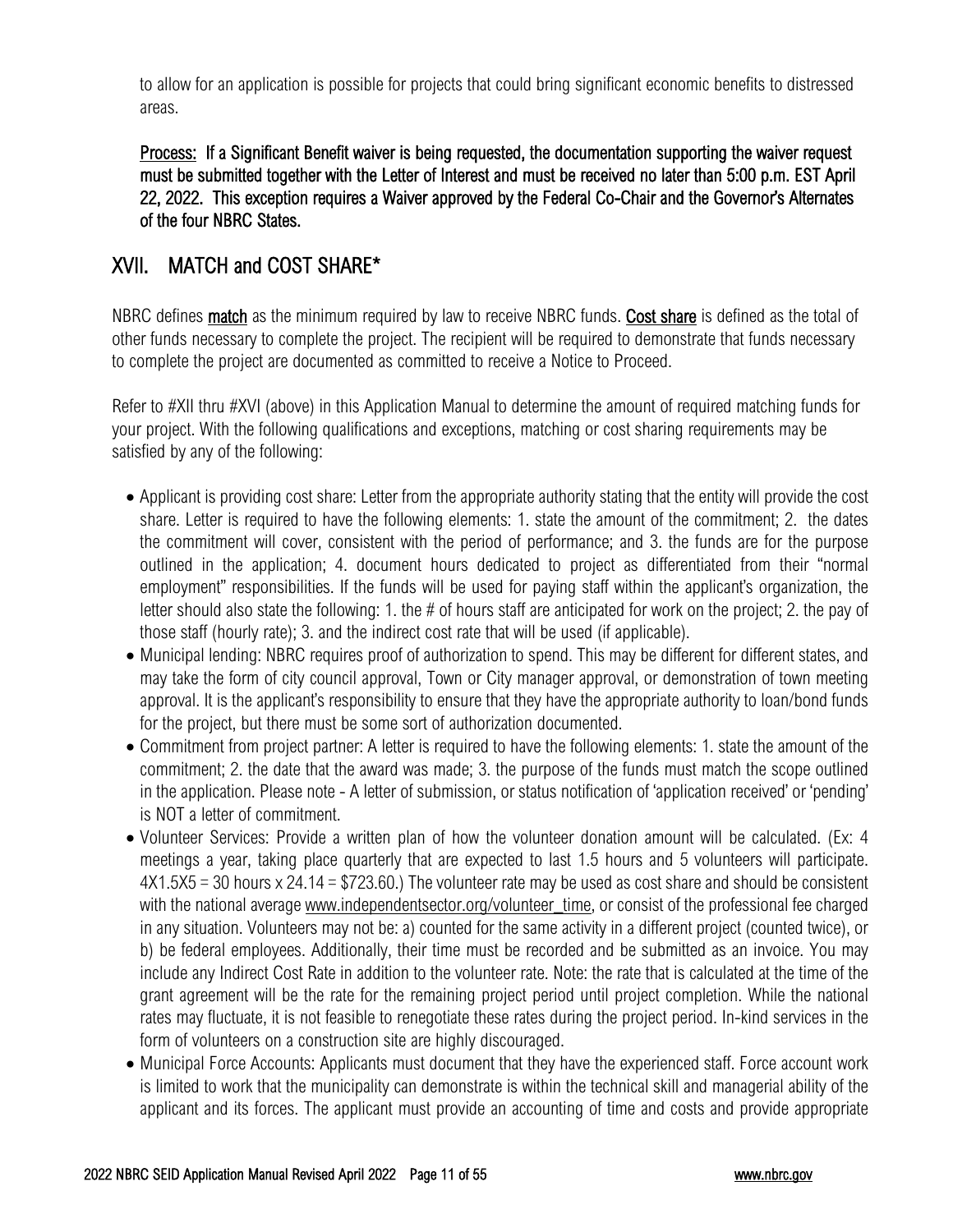to allow for an application is possible for projects that could bring significant economic benefits to distressed areas.

**Process: If a Significant Benefit waiver is being requested, the documentation supporting the waiver request must be submitted together with the Letter of Interest and must be received no later than 5:00 p.m. EST April 22, 2022. This exception requires a Waiver approved by the Federal Co-Chair and the Governor's Alternates of the four NBRC States.**

## XVII. MATCH and COST SHARE*

NBRC defines **match** as the minimum required by law to receive NBRC funds. **Cost share** is defined as the total of other funds necessary to complete the project. The recipient will be required to demonstrate that funds necessary to complete the project are documented as committed to receive a Notice to Proceed.

Refer to #XII thru #XVI (above) in this Application Manual to determine the amount of required matching funds for your project. With the following qualifications and exceptions, matching or cost sharing requirements may be satisfied by any of the following:

- Applicant is providing cost share: Letter from the appropriate authority stating that the entity will provide the cost share. Letter is required to have the following elements: 1. state the amount of the commitment; 2. the dates the commitment will cover, consistent with the period of performance; and 3. the funds are for the purpose outlined in the application; 4. document hours dedicated to project as differentiated from their "normal employment" responsibilities. If the funds will be used for paying staff within the applicant's organization, the letter should also state the following: 1. the # of hours staff are anticipated for work on the project; 2. the pay of those staff (hourly rate); 3. and the indirect cost rate that will be used (if applicable).
- Municipal lending: NBRC requires proof of authorization to spend. This may be different for different states, and may take the form of city council approval, Town or City manager approval, or demonstration of town meeting approval. It is the applicant's responsibility to ensure that they have the appropriate authority to loan/bond funds for the project, but there must be some sort of authorization documented.
- Commitment from project partner: A letter is required to have the following elements: 1. state the amount of the commitment; 2. the date that the award was made; 3. the purpose of the funds must match the scope outlined in the application. Please note - A letter of submission, or status notification of 'application received' or 'pending' is NOT a letter of commitment.
- Volunteer Services: Provide a written plan of how the volunteer donation amount will be calculated. (Ex: 4 meetings a year, taking place quarterly that are expected to last 1.5 hours and 5 volunteers will participate. 4X1.5X5 = 30 hours x 24.14 = $723.60.) The volunteer rate may be used as cost share and should be consistent with the national average www.independentsector.org/volunteer_time, or consist of the professional fee charged in any situation. Volunteers may not be: a) counted for the same activity in a different project (counted twice), or b) be federal employees. Additionally, their time must be recorded and be submitted as an invoice. You may include any Indirect Cost Rate in addition to the volunteer rate. Note: the rate that is calculated at the time of the grant agreement will be the rate for the remaining project period until project completion. While the national rates may fluctuate, it is not feasible to renegotiate these rates during the project period. In-kind services in the form of volunteers on a construction site are highly discouraged.
- Municipal Force Accounts: Applicants must document that they have the experienced staff. Force account work is limited to work that the municipality can demonstrate is within the technical skill and managerial ability of the applicant and its forces. The applicant must provide an accounting of time and costs and provide appropriate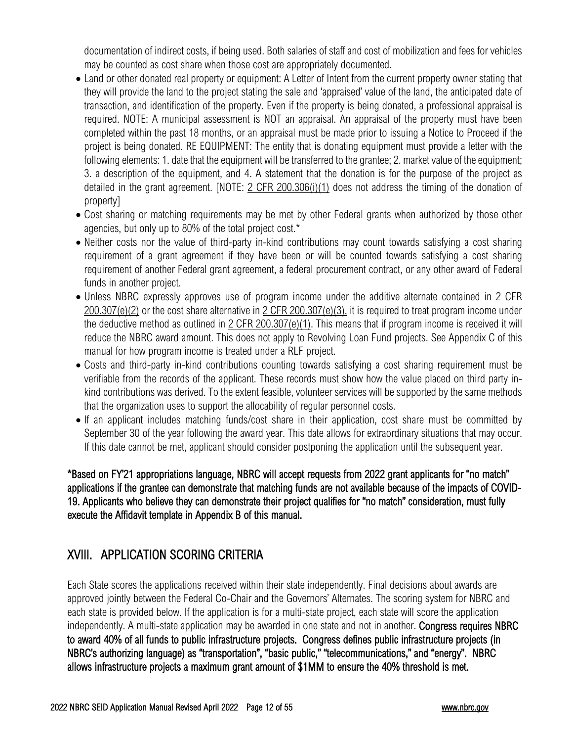documentation of indirect costs, if being used. Both salaries of staff and cost of mobilization and fees for vehicles may be counted as cost share when those cost are appropriately documented.

- Land or other donated real property or equipment: A Letter of Intent from the current property owner stating that they will provide the land to the project stating the sale and 'appraised' value of the land, the anticipated date of transaction, and identification of the property. Even if the property is being donated, a professional appraisal is required. NOTE: A municipal assessment is NOT an appraisal. An appraisal of the property must have been completed within the past 18 months, or an appraisal must be made prior to issuing a Notice to Proceed if the project is being donated. RE EQUIPMENT: The entity that is donating equipment must provide a letter with the following elements: 1. date that the equipment will be transferred to the grantee; 2. market value of the equipment; 3. a description of the equipment, and 4. A statement that the donation is for the purpose of the project as detailed in the grant agreement. [NOTE: 2 CFR 200.306(i)(1) does not address the timing of the donation of property]
- Cost sharing or matching requirements may be met by other Federal grants when authorized by those other agencies, but only up to 80% of the total project cost.*
- Neither costs nor the value of third-party in-kind contributions may count towards satisfying a cost sharing requirement of a grant agreement if they have been or will be counted towards satisfying a cost sharing requirement of another Federal grant agreement, a federal procurement contract, or any other award of Federal funds in another project.
- Unless NBRC expressly approves use of program income under the additive alternate contained in 2 CFR 200.307(e)(2) or the cost share alternative in 2 CFR 200.307(e)(3), it is required to treat program income under the deductive method as outlined in 2 CFR 200.307(e)(1). This means that if program income is received it will reduce the NBRC award amount. This does not apply to Revolving Loan Fund projects. See Appendix C of this manual for how program income is treated under a RLF project.
- Costs and third-party in-kind contributions counting towards satisfying a cost sharing requirement must be verifiable from the records of the applicant. These records must show how the value placed on third party in-kind contributions was derived. To the extent feasible, volunteer services will be supported by the same methods that the organization uses to support the allocability of regular personnel costs.
- If an applicant includes matching funds/cost share in their application, cost share must be committed by September 30 of the year following the award year. This date allows for extraordinary situations that may occur. If this date cannot be met, applicant should consider postponing the application until the subsequent year.

**\*Based on FY'21 appropriations language, NBRC will accept requests from 2022 grant applicants for "no match" applications if the grantee can demonstrate that matching funds are not available because of the impacts of COVID-19. Applicants who believe they can demonstrate their project qualifies for "no match" consideration, must fully execute the Affidavit template in Appendix B of this manual.**

## XVIII. APPLICATION SCORING CRITERIA

Each State scores the applications received within their state independently. Final decisions about awards are approved jointly between the Federal Co-Chair and the Governors' Alternates. The scoring system for NBRC and each state is provided below. If the application is for a multi-state project, each state will score the application independently. A multi-state application may be awarded in one state and not in another. **Congress requires NBRC to award 40% of all funds to public infrastructure projects. Congress defines public infrastructure projects (in NBRC's authorizing language) as "transportation", "basic public," "telecommunications," and "energy". NBRC allows infrastructure projects a maximum grant amount of $1MM to ensure the 40% threshold is met.**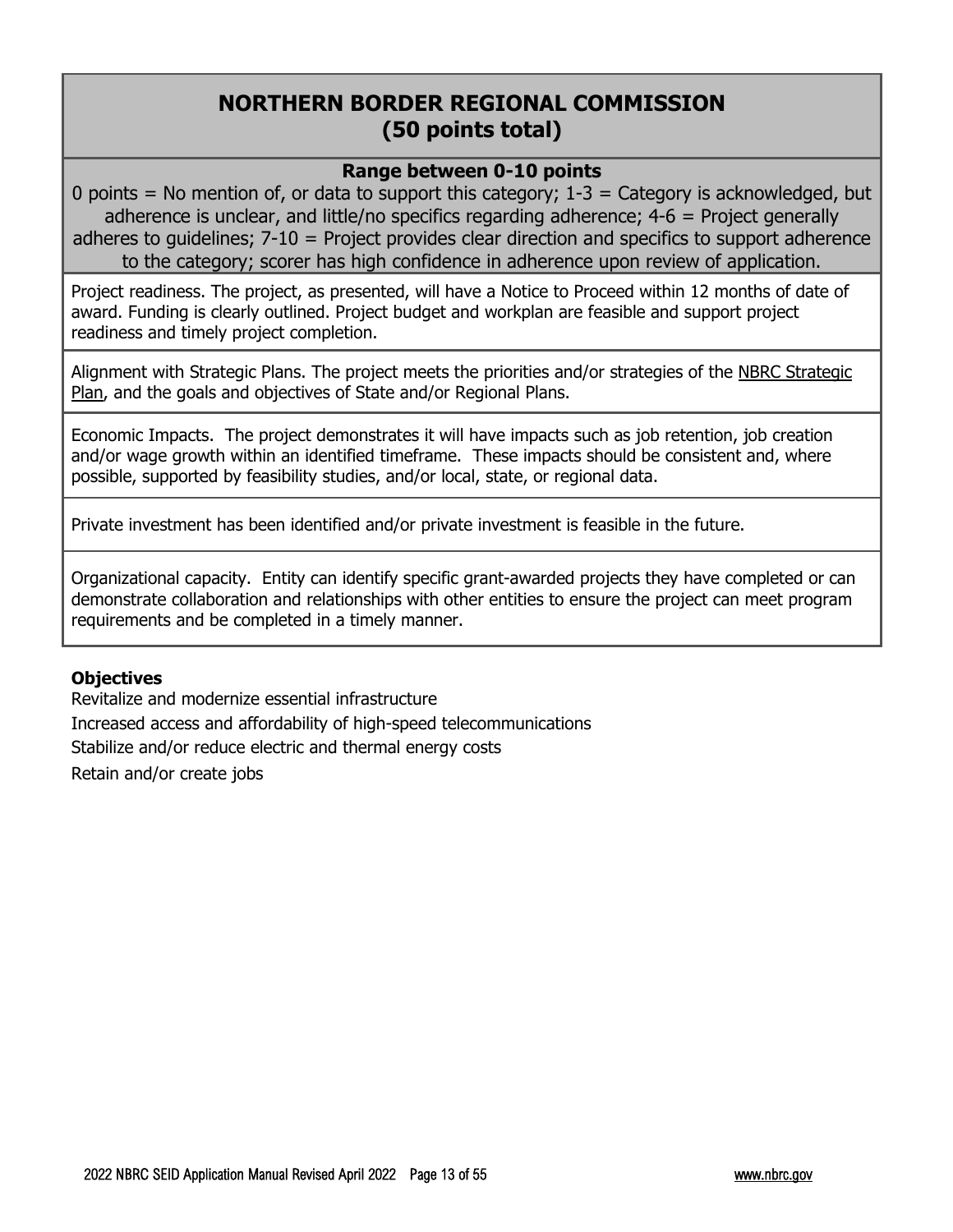| NORTHERN BORDER REGIONAL COMMISSION (50 points total) |
| --- |
| **Range between 0-10 points**<br>0 points = No mention of, or data to support this category; 1-3 = Category is acknowledged, but adherence is unclear, and little/no specifics regarding adherence; 4-6 = Project generally adheres to guidelines; 7-10 = Project provides clear direction and specifics to support adherence to the category; scorer has high confidence in adherence upon review of application. |
| Project readiness. The project, as presented, will have a Notice to Proceed within 12 months of date of award. Funding is clearly outlined. Project budget and workplan are feasible and support project readiness and timely project completion. |
| Alignment with Strategic Plans. The project meets the priorities and/or strategies of the NBRC Strategic Plan, and the goals and objectives of State and/or Regional Plans. |
| Economic Impacts. The project demonstrates it will have impacts such as job retention, job creation and/or wage growth within an identified timeframe. These impacts should be consistent and, where possible, supported by feasibility studies, and/or local, state, or regional data. |
| Private investment has been identified and/or private investment is feasible in the future. |
| Organizational capacity. Entity can identify specific grant-awarded projects they have completed or can demonstrate collaboration and relationships with other entities to ensure the project can meet program requirements and be completed in a timely manner. |

**Objectives**

Revitalize and modernize essential infrastructure

Increased access and affordability of high-speed telecommunications

Stabilize and/or reduce electric and thermal energy costs

Retain and/or create jobs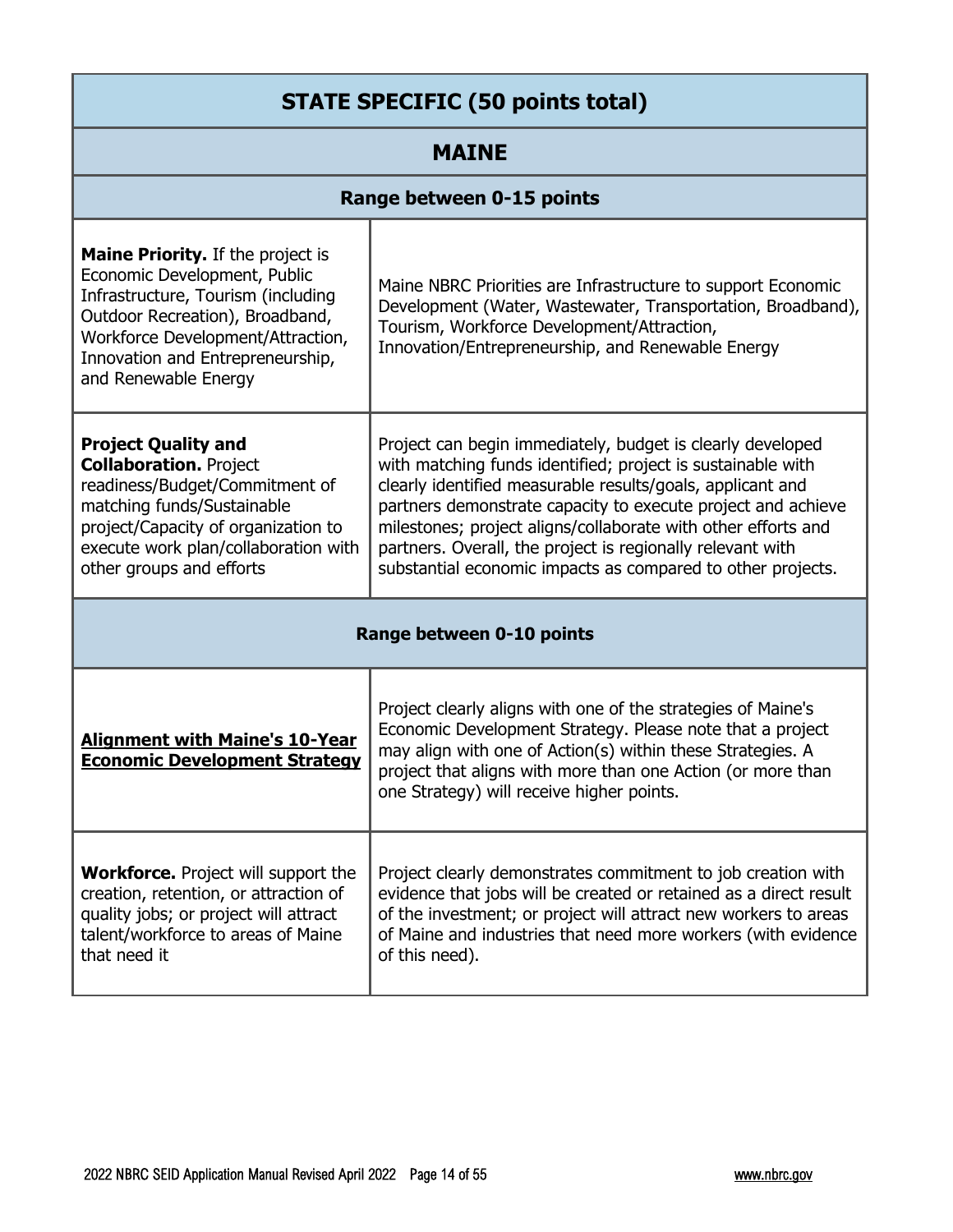| STATE SPECIFIC (50 points total) | |
|---|---|
| **MAINE** | |
| **Range between 0-15 points** | |
| **Maine Priority.** If the project is Economic Development, Public Infrastructure, Tourism (including Outdoor Recreation), Broadband, Workforce Development/Attraction, Innovation and Entrepreneurship, and Renewable Energy | Maine NBRC Priorities are Infrastructure to support Economic Development (Water, Wastewater, Transportation, Broadband), Tourism, Workforce Development/Attraction, Innovation/Entrepreneurship, and Renewable Energy |
| **Project Quality and Collaboration.** Project readiness/Budget/Commitment of matching funds/Sustainable project/Capacity of organization to execute work plan/collaboration with other groups and efforts | Project can begin immediately, budget is clearly developed with matching funds identified; project is sustainable with clearly identified measurable results/goals, applicant and partners demonstrate capacity to execute project and achieve milestones; project aligns/collaborate with other efforts and partners. Overall, the project is regionally relevant with substantial economic impacts as compared to other projects. |
| **Range between 0-10 points** | |
| **Alignment with Maine's 10-Year Economic Development Strategy** | Project clearly aligns with one of the strategies of Maine's Economic Development Strategy. Please note that a project may align with one of Action(s) within these Strategies. A project that aligns with more than one Action (or more than one Strategy) will receive higher points. |
| **Workforce.** Project will support the creation, retention, or attraction of quality jobs; or project will attract talent/workforce to areas of Maine that need it | Project clearly demonstrates commitment to job creation with evidence that jobs will be created or retained as a direct result of the investment; or project will attract new workers to areas of Maine and industries that need more workers (with evidence of this need). |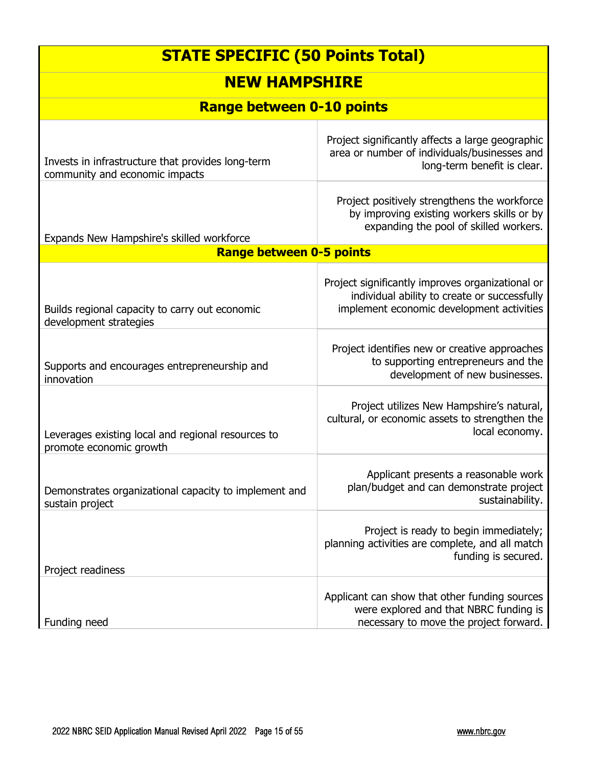| STATE SPECIFIC (50 Points Total) | |
| --- | --- |
| **NEW HAMPSHIRE** | |
| **Range between 0-10 points** | |
| Invests in infrastructure that provides long-term community and economic impacts | Project significantly affects a large geographic area or number of individuals/businesses and long-term benefit is clear. |
| Expands New Hampshire's skilled workforce | Project positively strengthens the workforce by improving existing workers skills or by expanding the pool of skilled workers. |
| **Range between 0-5 points** | |
| Builds regional capacity to carry out economic development strategies | Project significantly improves organizational or individual ability to create or successfully implement economic development activities |
| Supports and encourages entrepreneurship and innovation | Project identifies new or creative approaches to supporting entrepreneurs and the development of new businesses. |
| Leverages existing local and regional resources to promote economic growth | Project utilizes New Hampshire's natural, cultural, or economic assets to strengthen the local economy. |
| Demonstrates organizational capacity to implement and sustain project | Applicant presents a reasonable work plan/budget and can demonstrate project sustainability. |
| Project readiness | Project is ready to begin immediately; planning activities are complete, and all match funding is secured. |
| Funding need | Applicant can show that other funding sources were explored and that NBRC funding is necessary to move the project forward. |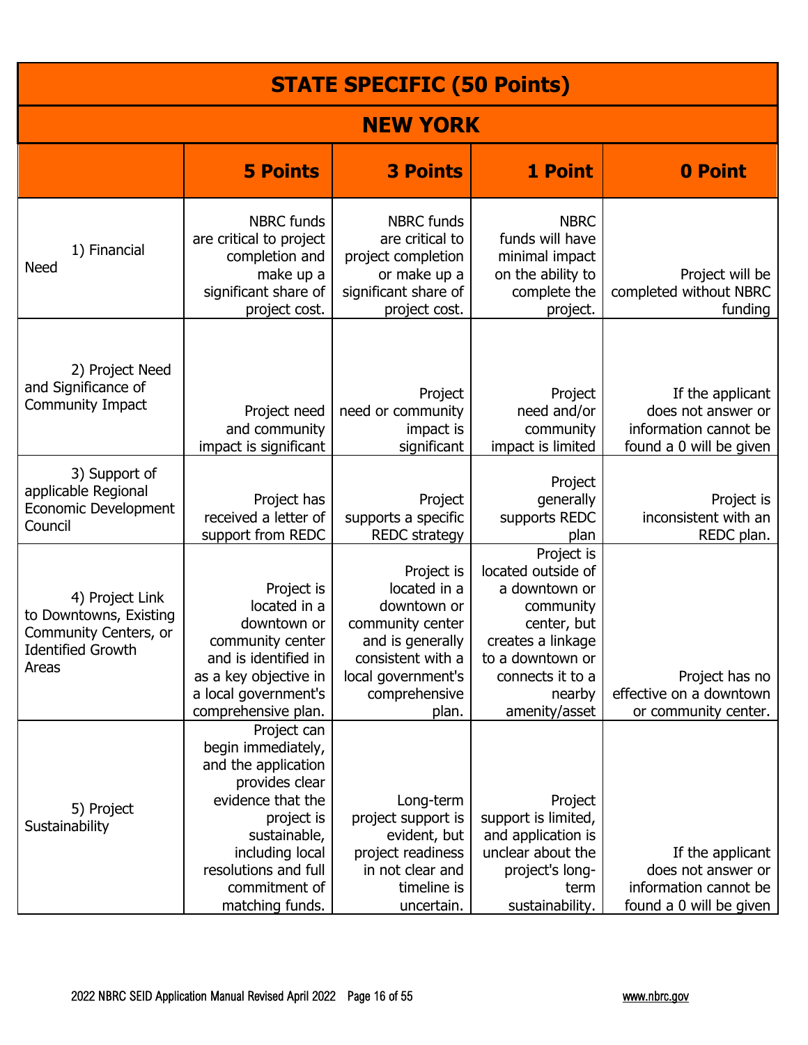## STATE SPECIFIC (50 Points)

## NEW YORK

| | 5 Points | 3 Points | 1 Point | 0 Point |
|---|---|---|---|---|
| 1) Financial Need | NBRC funds are critical to project completion and make up a significant share of project cost. | NBRC funds are critical to project completion or make up a significant share of project cost. | NBRC funds will have minimal impact on the ability to complete the project. | Project will be completed without NBRC funding |
| 2) Project Need and Significance of Community Impact | Project need and community impact is significant | Project need or community impact is significant | Project need and/or community impact is limited | If the applicant does not answer or information cannot be found a 0 will be given |
| 3) Support of applicable Regional Economic Development Council | Project has received a letter of support from REDC | Project supports a specific REDC strategy | Project generally supports REDC plan | Project is inconsistent with an REDC plan. |
| 4) Project Link to Downtowns, Existing Community Centers, or Identified Growth Areas | Project is located in a downtown or community center and is identified in as a key objective in a local government's comprehensive plan. | Project is located in a downtown or community center and is generally consistent with a local government's comprehensive plan. | Project is located outside of a downtown or community center, but creates a linkage to a downtown or connects it to a nearby amenity/asset | Project has no effective on a downtown or community center. |
| 5) Project Sustainability | Project can begin immediately, and the application provides clear evidence that the project is sustainable, including local resolutions and full commitment of matching funds. | Long-term project support is evident, but project readiness in not clear and timeline is uncertain. | Project support is limited, and application is unclear about the project's long-term sustainability. | If the applicant does not answer or information cannot be found a 0 will be given |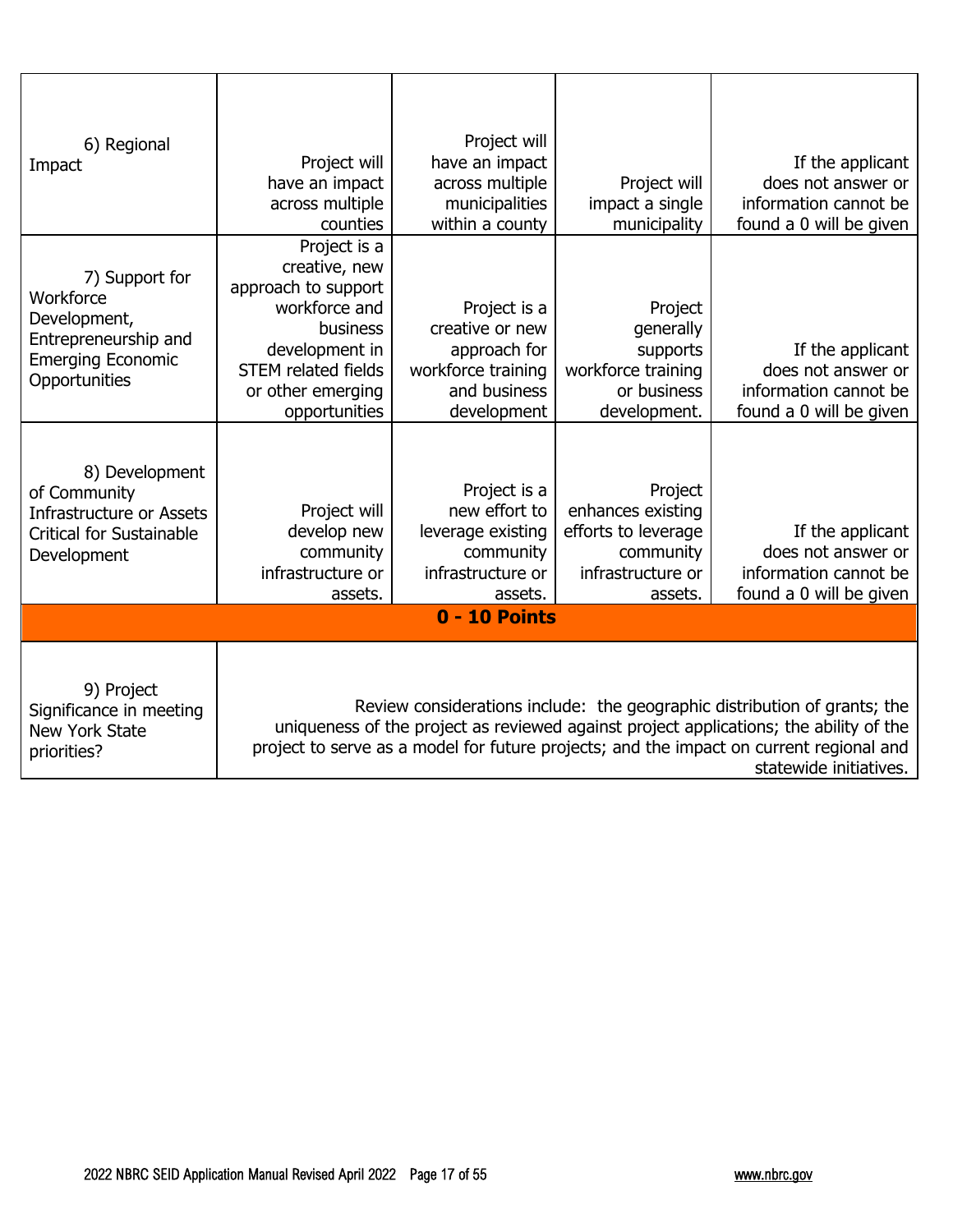| | | | | |
|---|---|---|---|---|
| 6) Regional Impact | Project will have an impact across multiple counties | Project will have an impact across multiple municipalities within a county | Project will impact a single municipality | If the applicant does not answer or information cannot be found a 0 will be given |
| 7) Support for Workforce Development, Entrepreneurship and Emerging Economic Opportunities | Project is a creative, new approach to support workforce and business development in STEM related fields or other emerging opportunities | Project is a creative or new approach for workforce training and business development | Project generally supports workforce training or business development. | If the applicant does not answer or information cannot be found a 0 will be given |
| 8) Development of Community Infrastructure or Assets Critical for Sustainable Development | Project will develop new community infrastructure or assets. | Project is a new effort to leverage existing community infrastructure or assets. | Project enhances existing efforts to leverage community infrastructure or assets. | If the applicant does not answer or information cannot be found a 0 will be given |
| **0 - 10 Points** | | | | |
| 9) Project Significance in meeting New York State priorities? | Review considerations include: the geographic distribution of grants; the uniqueness of the project as reviewed against project applications; the ability of the project to serve as a model for future projects; and the impact on current regional and statewide initiatives. | | | |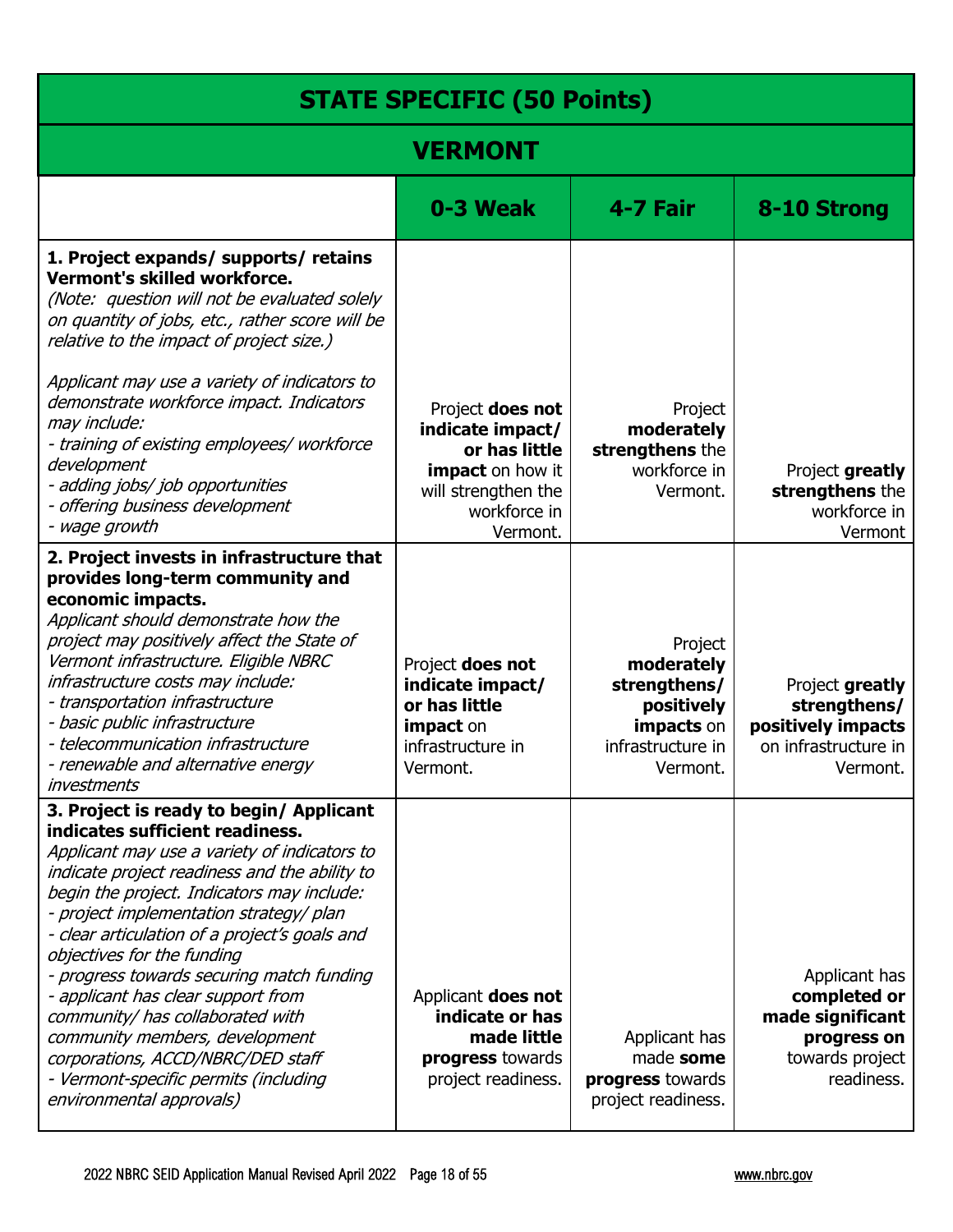| STATE SPECIFIC (50 Points) | | | |
|---|---|---|---|
| **VERMONT** | | | |
| | **0-3 Weak** | **4-7 Fair** | **8-10 Strong** |
| **1. Project expands/ supports/ retains Vermont's skilled workforce.** *(Note: question will not be evaluated solely on quantity of jobs, etc., rather score will be relative to the impact of project size.)* <br><br> *Applicant may use a variety of indicators to demonstrate workforce impact. Indicators may include:* <br> *- training of existing employees/ workforce development* <br> *- adding jobs/ job opportunities* <br> *- offering business development* <br> *- wage growth* | Project **does not indicate impact/ or has little impact** on how it will strengthen the workforce in Vermont. | Project **moderately strengthens** the workforce in Vermont. | Project **greatly strengthens** the workforce in Vermont |
| **2. Project invests in infrastructure that provides long-term community and economic impacts.** <br> *Applicant should demonstrate how the project may positively affect the State of Vermont infrastructure. Eligible NBRC infrastructure costs may include:* <br> *- transportation infrastructure* <br> *- basic public infrastructure* <br> *- telecommunication infrastructure* <br> *- renewable and alternative energy investments* | Project **does not indicate impact/ or has little impact** on infrastructure in Vermont. | Project **moderately strengthens/ positively impacts** on infrastructure in Vermont. | Project **greatly strengthens/ positively impacts** on infrastructure in Vermont. |
| **3. Project is ready to begin/ Applicant indicates sufficient readiness.** <br> *Applicant may use a variety of indicators to indicate project readiness and the ability to begin the project. Indicators may include:* <br> *- project implementation strategy/ plan* <br> *- clear articulation of a project's goals and objectives for the funding* <br> *- progress towards securing match funding* <br> *- applicant has clear support from community/ has collaborated with community members, development corporations, ACCD/NBRC/DED staff* <br> *- Vermont-specific permits (including environmental approvals)* | Applicant **does not indicate or has made little progress** towards project readiness. | Applicant has made **some progress** towards project readiness. | Applicant has **completed or made significant progress on** towards project readiness. |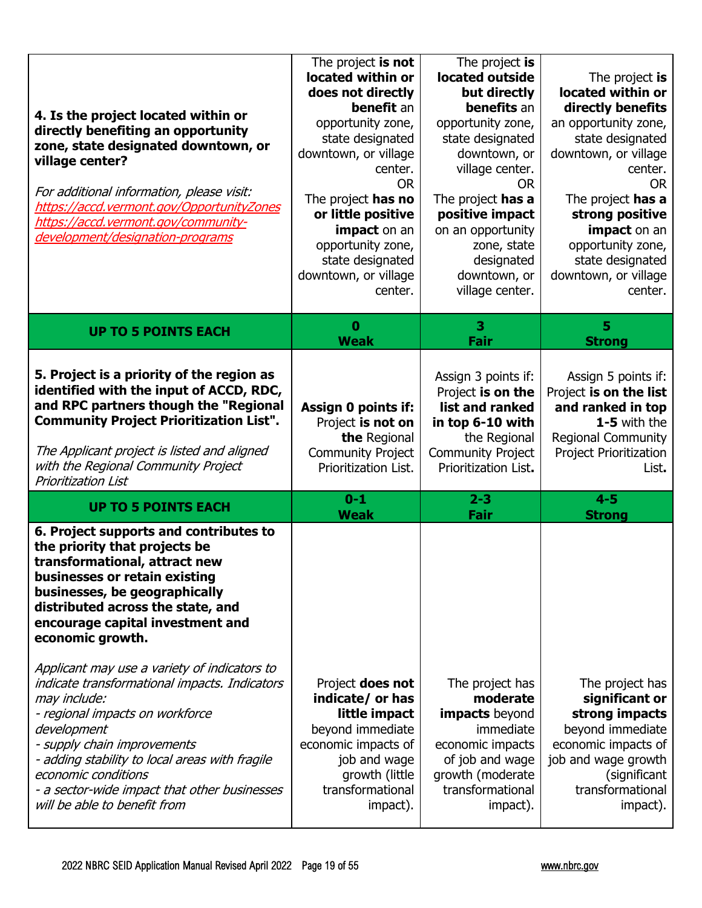| | | | |
|---|---|---|---|
| **4. Is the project located within or directly benefiting an opportunity zone, state designated downtown, or village center?**<br><br>*For additional information, please visit:* *https://accd.vermont.gov/OpportunityZones* *https://accd.vermont.gov/community-development/designation-programs* | The project **is not located within or does not directly benefit** an opportunity zone, state designated downtown, or village center.<br>OR<br>The project **has no or little positive impact** on an opportunity zone, state designated downtown, or village center. | The project **is located outside but directly benefits** an opportunity zone, state designated downtown, or village center.<br>OR<br>The project **has a positive impact** on an opportunity zone, state designated downtown, or village center. | The project **is located within or directly benefits** an opportunity zone, state designated downtown, or village center.<br>OR<br>The project **has a strong positive impact** on an opportunity zone, state designated downtown, or village center. |
| **UP TO 5 POINTS EACH** | **0**<br>**Weak** | **3**<br>**Fair** | **5**<br>**Strong** |
| **5. Project is a priority of the region as identified with the input of ACCD, RDC, and RPC partners though the "Regional Community Project Prioritization List".**<br><br>*The Applicant project is listed and aligned with the Regional Community Project Prioritization List* | **Assign 0 points if:** Project **is not on the** Regional Community Project Prioritization List. | Assign 3 points if: Project **is on the list and ranked in top 6-10 with** the Regional Community Project Prioritization List**.** | Assign 5 points if: Project **is on the list and ranked in top 1-5** with the Regional Community Project Prioritization List**.** |
| **UP TO 5 POINTS EACH** | **0-1**<br>**Weak** | **2-3**<br>**Fair** | **4-5**<br>**Strong** |
| **6. Project supports and contributes to the priority that projects be transformational, attract new businesses or retain existing businesses, be geographically distributed across the state, and encourage capital investment and economic growth.**<br><br>*Applicant may use a variety of indicators to indicate transformational impacts. Indicators may include:*<br>*- regional impacts on workforce development*<br>*- supply chain improvements*<br>*- adding stability to local areas with fragile economic conditions*<br>*- a sector-wide impact that other businesses will be able to benefit from* | Project **does not indicate/ or has little impact** beyond immediate economic impacts of job and wage growth (little transformational impact). | The project has **moderate impacts** beyond immediate economic impacts of job and wage growth (moderate transformational impact). | The project has **significant or strong impacts** beyond immediate economic impacts of job and wage growth (significant transformational impact). |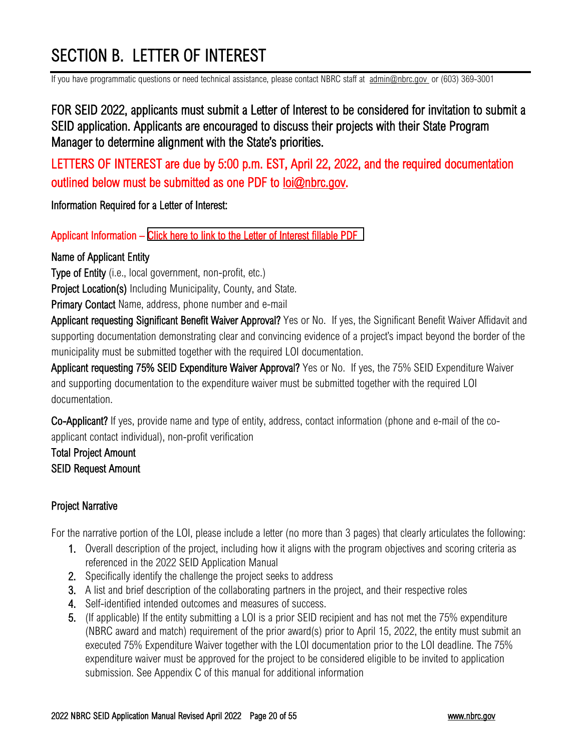# SECTION B. LETTER OF INTEREST

If you have programmatic questions or need technical assistance, please contact NBRC staff at admin@nbrc.gov or (603) 369-3001

**FOR SEID 2022, applicants must submit a Letter of Interest to be considered for invitation to submit a SEID application. Applicants are encouraged to discuss their projects with their State Program Manager to determine alignment with the State's priorities.**

**LETTERS OF INTEREST are due by 5:00 p.m. EST, April 22, 2022, and the required documentation outlined below must be submitted as one PDF to loi@nbrc.gov.**

**Information Required for a Letter of Interest:**

Applicant Information – Click here to link to the Letter of Interest fillable PDF

**Name of Applicant Entity**

**Type of Entity** (i.e., local government, non-profit, etc.)

**Project Location(s)** Including Municipality, County, and State.

**Primary Contact** Name, address, phone number and e-mail

**Applicant requesting Significant Benefit Waiver Approval?** Yes or No. If yes, the Significant Benefit Waiver Affidavit and supporting documentation demonstrating clear and convincing evidence of a project's impact beyond the border of the municipality must be submitted together with the required LOI documentation.

**Applicant requesting 75% SEID Expenditure Waiver Approval?** Yes or No. If yes, the 75% SEID Expenditure Waiver and supporting documentation to the expenditure waiver must be submitted together with the required LOI documentation.

**Co-Applicant?** If yes, provide name and type of entity, address, contact information (phone and e-mail of the co-applicant contact individual), non-profit verification

**Total Project Amount**

**SEID Request Amount**

**Project Narrative**

For the narrative portion of the LOI, please include a letter (no more than 3 pages) that clearly articulates the following:

1. Overall description of the project, including how it aligns with the program objectives and scoring criteria as referenced in the 2022 SEID Application Manual
2. Specifically identify the challenge the project seeks to address
3. A list and brief description of the collaborating partners in the project, and their respective roles
4. Self-identified intended outcomes and measures of success.
5. (If applicable) If the entity submitting a LOI is a prior SEID recipient and has not met the 75% expenditure (NBRC award and match) requirement of the prior award(s) prior to April 15, 2022, the entity must submit an executed 75% Expenditure Waiver together with the LOI documentation prior to the LOI deadline. The 75% expenditure waiver must be approved for the project to be considered eligible to be invited to application submission. See Appendix C of this manual for additional information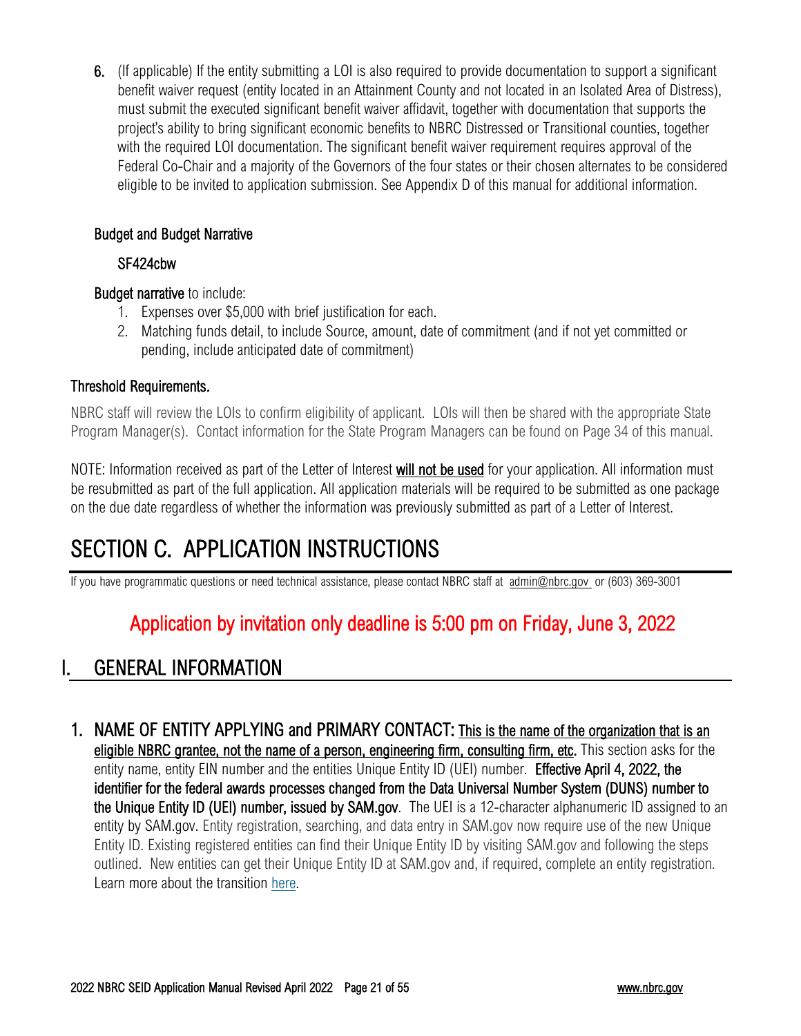6. (If applicable) If the entity submitting a LOI is also required to provide documentation to support a significant benefit waiver request (entity located in an Attainment County and not located in an Isolated Area of Distress), must submit the executed significant benefit waiver affidavit, together with documentation that supports the project's ability to bring significant economic benefits to NBRC Distressed or Transitional counties, together with the required LOI documentation. The significant benefit waiver requirement requires approval of the Federal Co-Chair and a majority of the Governors of the four states or their chosen alternates to be considered eligible to be invited to application submission. See Appendix D of this manual for additional information.

**Budget and Budget Narrative**

**SF424cbw**

**Budget narrative** to include:

1. Expenses over $5,000 with brief justification for each.
2. Matching funds detail, to include Source, amount, date of commitment (and if not yet committed or pending, include anticipated date of commitment)

**Threshold Requirements.**

NBRC staff will review the LOIs to confirm eligibility of applicant. LOIs will then be shared with the appropriate State Program Manager(s). Contact information for the State Program Managers can be found on Page 34 of this manual.

NOTE: Information received as part of the Letter of Interest **will not be used** for your application. All information must be resubmitted as part of the full application. All application materials will be required to be submitted as one package on the due date regardless of whether the information was previously submitted as part of a Letter of Interest.

# SECTION C. APPLICATION INSTRUCTIONS

If you have programmatic questions or need technical assistance, please contact NBRC staff at admin@nbrc.gov or (603) 369-3001

**Application by invitation only deadline is 5:00 pm on Friday, June 3, 2022**

## I. GENERAL INFORMATION

1. **NAME OF ENTITY APPLYING and PRIMARY CONTACT:** This is the name of the organization that is an eligible NBRC grantee, not the name of a person, engineering firm, consulting firm, etc. This section asks for the entity name, entity EIN number and the entities Unique Entity ID (UEI) number. **Effective April 4, 2022, the identifier for the federal awards processes changed from the Data Universal Number System (DUNS) number to the Unique Entity ID (UEI) number, issued by SAM.gov**. The UEI is a 12-character alphanumeric ID assigned to an entity by SAM.gov. Entity registration, searching, and data entry in SAM.gov now require use of the new Unique Entity ID. Existing registered entities can find their Unique Entity ID by visiting SAM.gov and following the steps outlined. New entities can get their Unique Entity ID at SAM.gov and, if required, complete an entity registration. Learn more about the transition here.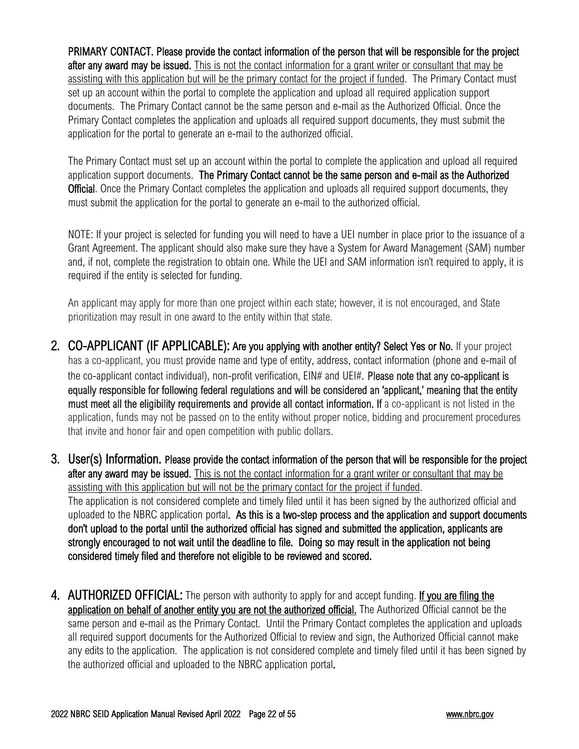**PRIMARY CONTACT. Please provide the contact information of the person that will be responsible for the project after any award may be issued.** <u>This is not the contact information for a grant writer or consultant that may be assisting with this application but will be the primary contact for the project if funded</u>. The Primary Contact must set up an account within the portal to complete the application and upload all required application support documents. The Primary Contact cannot be the same person and e-mail as the Authorized Official. Once the Primary Contact completes the application and uploads all required support documents, they must submit the application for the portal to generate an e-mail to the authorized official.

The Primary Contact must set up an account within the portal to complete the application and upload all required application support documents. **The Primary Contact cannot be the same person and e-mail as the Authorized Official**. Once the Primary Contact completes the application and uploads all required support documents, they must submit the application for the portal to generate an e-mail to the authorized official.

NOTE: If your project is selected for funding you will need to have a UEI number in place prior to the issuance of a Grant Agreement. The applicant should also make sure they have a System for Award Management (SAM) number and, if not, complete the registration to obtain one. While the UEI and SAM information isn't required to apply, it is required if the entity is selected for funding.

An applicant may apply for more than one project within each state; however, it is not encouraged, and State prioritization may result in one award to the entity within that state.

2. **CO-APPLICANT (IF APPLICABLE): Are you applying with another entity? Select Yes or No.** If your project has a co-applicant, you must provide name and type of entity, address, contact information (phone and e-mail of the co-applicant contact individual), non-profit verification, EIN# and UEI#. **Please note that any co-applicant is equally responsible for following federal regulations and will be considered an 'applicant,' meaning that the entity must meet all the eligibility requirements and provide all contact information. If** a co-applicant is not listed in the application, funds may not be passed on to the entity without proper notice, bidding and procurement procedures that invite and honor fair and open competition with public dollars.

3. **User(s) Information. Please provide the contact information of the person that will be responsible for the project after any award may be issued.** <u>This is not the contact information for a grant writer or consultant that may be assisting with this application but will not be the primary contact for the project if funded</u>.
   The application is not considered complete and timely filed until it has been signed by the authorized official and uploaded to the NBRC application portal. **As this is a two-step process and the application and support documents don't upload to the portal until the authorized official has signed and submitted the application, applicants are strongly encouraged to not wait until the deadline to file. Doing so may result in the application not being considered timely filed and therefore not eligible to be reviewed and scored.**

4. **AUTHORIZED OFFICIAL:** The person with authority to apply for and accept funding. **<u>If you are filing the application on behalf of another entity you are not the authorized official.</u>** The Authorized Official cannot be the same person and e-mail as the Primary Contact. Until the Primary Contact completes the application and uploads all required support documents for the Authorized Official to review and sign, the Authorized Official cannot make any edits to the application. The application is not considered complete and timely filed until it has been signed by the authorized official and uploaded to the NBRC application portal.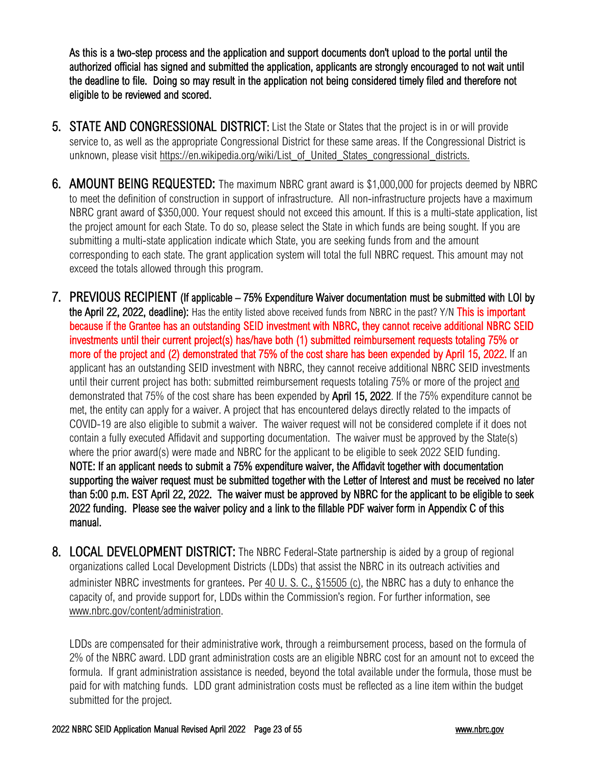**As this is a two-step process and the application and support documents don't upload to the portal until the authorized official has signed and submitted the application, applicants are strongly encouraged to not wait until the deadline to file. Doing so may result in the application not being considered timely filed and therefore not eligible to be reviewed and scored.**

5. **STATE AND CONGRESSIONAL DISTRICT:** List the State or States that the project is in or will provide service to, as well as the appropriate Congressional District for these same areas. If the Congressional District is unknown, please visit https://en.wikipedia.org/wiki/List_of_United_States_congressional_districts.

6. **AMOUNT BEING REQUESTED:** The maximum NBRC grant award is $1,000,000 for projects deemed by NBRC to meet the definition of construction in support of infrastructure. All non-infrastructure projects have a maximum NBRC grant award of $350,000. Your request should not exceed this amount. If this is a multi-state application, list the project amount for each State. To do so, please select the State in which funds are being sought. If you are submitting a multi-state application indicate which State, you are seeking funds from and the amount corresponding to each state. The grant application system will total the full NBRC request. This amount may not exceed the totals allowed through this program.

7. **PREVIOUS RECIPIENT (If applicable – 75% Expenditure Waiver documentation must be submitted with LOI by the April 22, 2022, deadline):** Has the entity listed above received funds from NBRC in the past? Y/N **This is important because if the Grantee has an outstanding SEID investment with NBRC, they cannot receive additional NBRC SEID investments until their current project(s) has/have both (1) submitted reimbursement requests totaling 75% or more of the project and (2) demonstrated that 75% of the cost share has been expended by April 15, 2022.** If an applicant has an outstanding SEID investment with NBRC, they cannot receive additional NBRC SEID investments until their current project has both: submitted reimbursement requests totaling 75% or more of the project and demonstrated that 75% of the cost share has been expended by **April 15, 2022**. If the 75% expenditure cannot be met, the entity can apply for a waiver. A project that has encountered delays directly related to the impacts of COVID-19 are also eligible to submit a waiver. The waiver request will not be considered complete if it does not contain a fully executed Affidavit and supporting documentation. The waiver must be approved by the State(s) where the prior award(s) were made and NBRC for the applicant to be eligible to seek 2022 SEID funding.
   **NOTE: If an applicant needs to submit a 75% expenditure waiver, the Affidavit together with documentation supporting the waiver request must be submitted together with the Letter of Interest and must be received no later than 5:00 p.m. EST April 22, 2022. The waiver must be approved by NBRC for the applicant to be eligible to seek 2022 funding. Please see the waiver policy and a link to the fillable PDF waiver form in Appendix C of this manual.**

8. **LOCAL DEVELOPMENT DISTRICT:** The NBRC Federal-State partnership is aided by a group of regional organizations called Local Development Districts (LDDs) that assist the NBRC in its outreach activities and administer NBRC investments for grantees. Per 40 U. S. C., §15505 (c), the NBRC has a duty to enhance the capacity of, and provide support for, LDDs within the Commission's region. For further information, see www.nbrc.gov/content/administration.

   LDDs are compensated for their administrative work, through a reimbursement process, based on the formula of 2% of the NBRC award. LDD grant administration costs are an eligible NBRC cost for an amount not to exceed the formula. If grant administration assistance is needed, beyond the total available under the formula, those must be paid for with matching funds. LDD grant administration costs must be reflected as a line item within the budget submitted for the project.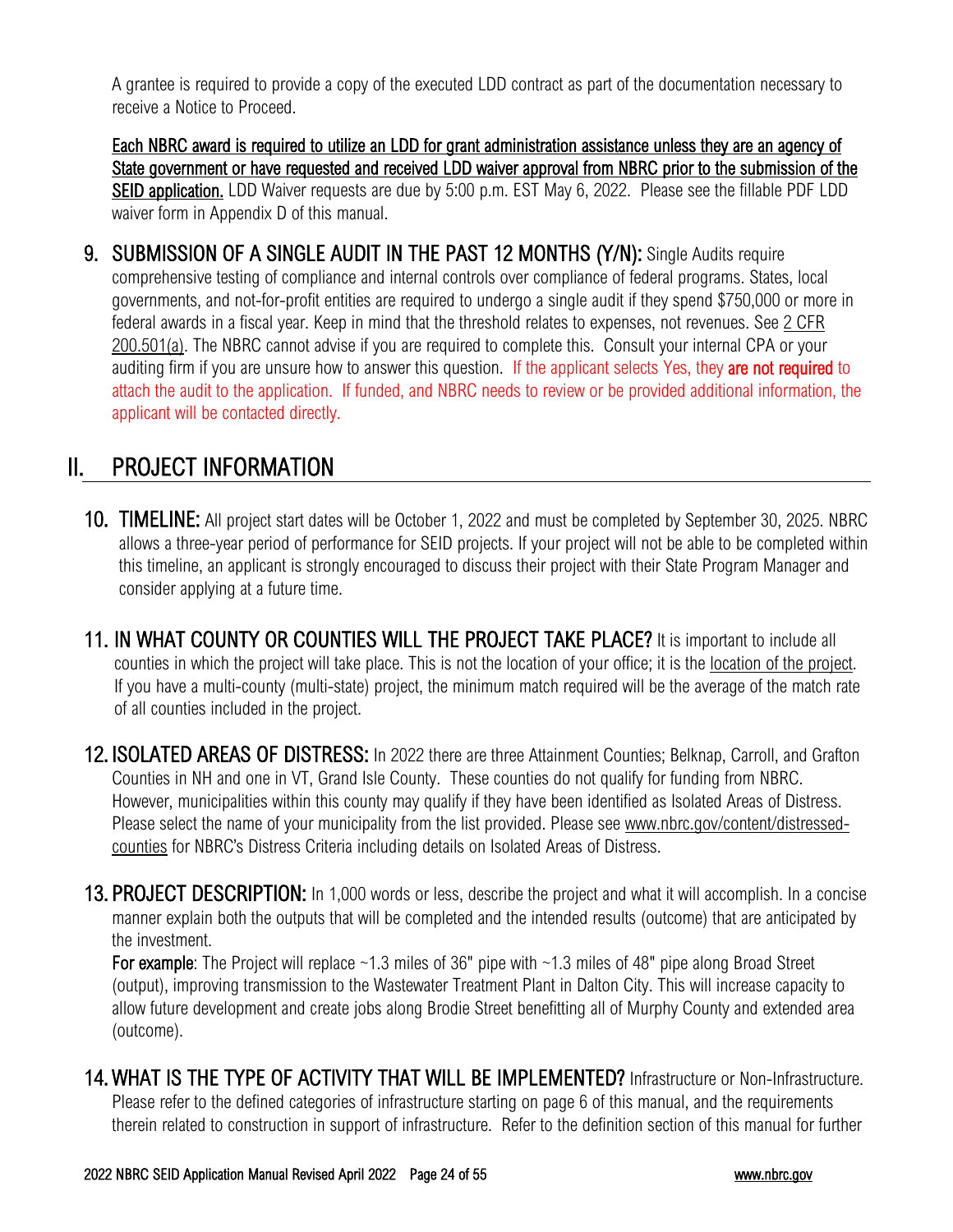A grantee is required to provide a copy of the executed LDD contract as part of the documentation necessary to receive a Notice to Proceed.

**Each NBRC award is required to utilize an LDD for grant administration assistance unless they are an agency of State government or have requested and received LDD waiver approval from NBRC prior to the submission of the SEID application.** LDD Waiver requests are due by 5:00 p.m. EST May 6, 2022. Please see the fillable PDF LDD waiver form in Appendix D of this manual.

9. **SUBMISSION OF A SINGLE AUDIT IN THE PAST 12 MONTHS (Y/N):** Single Audits require comprehensive testing of compliance and internal controls over compliance of federal programs. States, local governments, and not-for-profit entities are required to undergo a single audit if they spend $750,000 or more in federal awards in a fiscal year. Keep in mind that the threshold relates to expenses, not revenues. See 2 CFR 200.501(a). The NBRC cannot advise if you are required to complete this. Consult your internal CPA or your auditing firm if you are unsure how to answer this question. If the applicant selects Yes, they **are not required** to attach the audit to the application. If funded, and NBRC needs to review or be provided additional information, the applicant will be contacted directly.

## II. PROJECT INFORMATION

10. **TIMELINE:** All project start dates will be October 1, 2022 and must be completed by September 30, 2025. NBRC allows a three-year period of performance for SEID projects. If your project will not be able to be completed within this timeline, an applicant is strongly encouraged to discuss their project with their State Program Manager and consider applying at a future time.

11. **IN WHAT COUNTY OR COUNTIES WILL THE PROJECT TAKE PLACE?** It is important to include all counties in which the project will take place. This is not the location of your office; it is the location of the project. If you have a multi-county (multi-state) project, the minimum match required will be the average of the match rate of all counties included in the project.

12. **ISOLATED AREAS OF DISTRESS:** In 2022 there are three Attainment Counties; Belknap, Carroll, and Grafton Counties in NH and one in VT, Grand Isle County. These counties do not qualify for funding from NBRC. However, municipalities within this county may qualify if they have been identified as Isolated Areas of Distress. Please select the name of your municipality from the list provided. Please see www.nbrc.gov/content/distressed-counties for NBRC's Distress Criteria including details on Isolated Areas of Distress.

13. **PROJECT DESCRIPTION:** In 1,000 words or less, describe the project and what it will accomplish. In a concise manner explain both the outputs that will be completed and the intended results (outcome) that are anticipated by the investment.
**For example**: The Project will replace ~1.3 miles of 36" pipe with ~1.3 miles of 48" pipe along Broad Street (output), improving transmission to the Wastewater Treatment Plant in Dalton City. This will increase capacity to allow future development and create jobs along Brodie Street benefitting all of Murphy County and extended area (outcome).

14. **WHAT IS THE TYPE OF ACTIVITY THAT WILL BE IMPLEMENTED?** Infrastructure or Non-Infrastructure. Please refer to the defined categories of infrastructure starting on page 6 of this manual, and the requirements therein related to construction in support of infrastructure. Refer to the definition section of this manual for further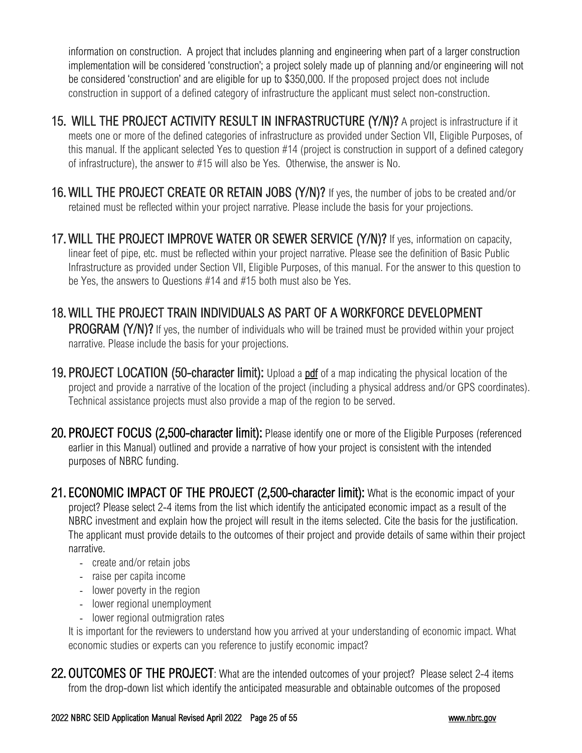information on construction. A project that includes planning and engineering when part of a larger construction implementation will be considered 'construction'; a project solely made up of planning and/or engineering will not be considered 'construction' and are eligible for up to $350,000. If the proposed project does not include construction in support of a defined category of infrastructure the applicant must select non-construction.

15. **WILL THE PROJECT ACTIVITY RESULT IN INFRASTRUCTURE (Y/N)?** A project is infrastructure if it meets one or more of the defined categories of infrastructure as provided under Section VII, Eligible Purposes, of this manual. If the applicant selected Yes to question #14 (project is construction in support of a defined category of infrastructure), the answer to #15 will also be Yes. Otherwise, the answer is No.

16. **WILL THE PROJECT CREATE OR RETAIN JOBS (Y/N)?** If yes, the number of jobs to be created and/or retained must be reflected within your project narrative. Please include the basis for your projections.

17. **WILL THE PROJECT IMPROVE WATER OR SEWER SERVICE (Y/N)?** If yes, information on capacity, linear feet of pipe, etc. must be reflected within your project narrative. Please see the definition of Basic Public Infrastructure as provided under Section VII, Eligible Purposes, of this manual. For the answer to this question to be Yes, the answers to Questions #14 and #15 both must also be Yes.

18. **WILL THE PROJECT TRAIN INDIVIDUALS AS PART OF A WORKFORCE DEVELOPMENT PROGRAM (Y/N)?** If yes, the number of individuals who will be trained must be provided within your project narrative. Please include the basis for your projections.

19. **PROJECT LOCATION (50-character limit):** Upload a **pdf** of a map indicating the physical location of the project and provide a narrative of the location of the project (including a physical address and/or GPS coordinates). Technical assistance projects must also provide a map of the region to be served.

20. **PROJECT FOCUS (2,500-character limit):** Please identify one or more of the Eligible Purposes (referenced earlier in this Manual) outlined and provide a narrative of how your project is consistent with the intended purposes of NBRC funding.

21. **ECONOMIC IMPACT OF THE PROJECT (2,500-character limit):** What is the economic impact of your project? Please select 2-4 items from the list which identify the anticipated economic impact as a result of the NBRC investment and explain how the project will result in the items selected. Cite the basis for the justification. The applicant must provide details to the outcomes of their project and provide details of same within their project narrative.
    - create and/or retain jobs
    - raise per capita income
    - lower poverty in the region
    - lower regional unemployment
    - lower regional outmigration rates

    It is important for the reviewers to understand how you arrived at your understanding of economic impact. What economic studies or experts can you reference to justify economic impact?

22. **OUTCOMES OF THE PROJECT**: What are the intended outcomes of your project? Please select 2-4 items from the drop-down list which identify the anticipated measurable and obtainable outcomes of the proposed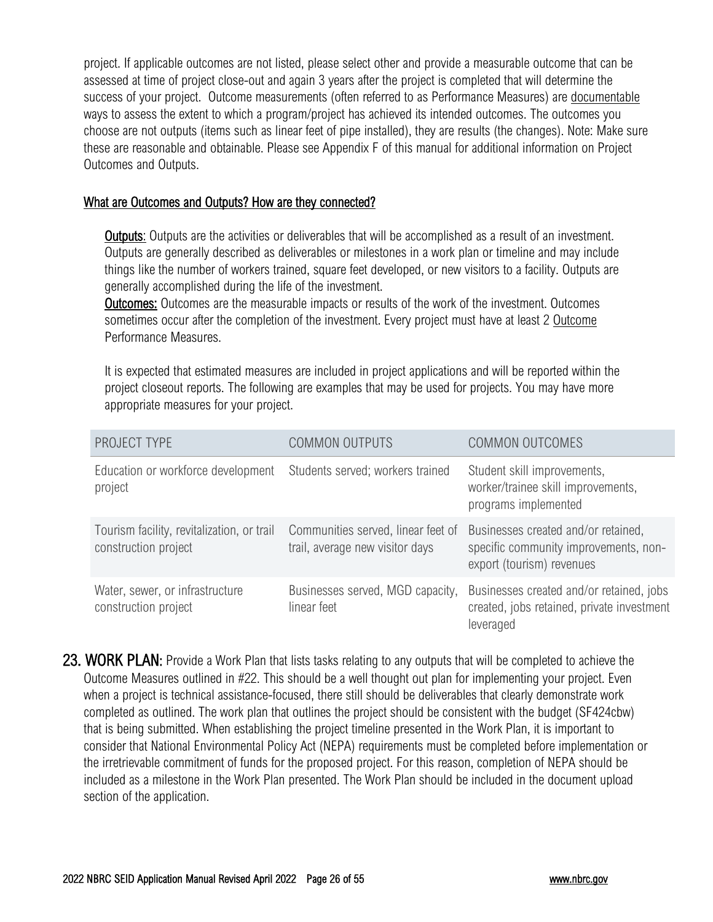project. If applicable outcomes are not listed, please select other and provide a measurable outcome that can be assessed at time of project close-out and again 3 years after the project is completed that will determine the success of your project. Outcome measurements (often referred to as Performance Measures) are documentable ways to assess the extent to which a program/project has achieved its intended outcomes. The outcomes you choose are not outputs (items such as linear feet of pipe installed), they are results (the changes). Note: Make sure these are reasonable and obtainable. Please see Appendix F of this manual for additional information on Project Outcomes and Outputs.

### What are Outcomes and Outputs? How are they connected?

**Outputs**: Outputs are the activities or deliverables that will be accomplished as a result of an investment. Outputs are generally described as deliverables or milestones in a work plan or timeline and may include things like the number of workers trained, square feet developed, or new visitors to a facility. Outputs are generally accomplished during the life of the investment.

**Outcomes:** Outcomes are the measurable impacts or results of the work of the investment. Outcomes sometimes occur after the completion of the investment. Every project must have at least 2 Outcome Performance Measures.

It is expected that estimated measures are included in project applications and will be reported within the project closeout reports. The following are examples that may be used for projects. You may have more appropriate measures for your project.

| PROJECT TYPE | COMMON OUTPUTS | COMMON OUTCOMES |
|---|---|---|
| Education or workforce development project | Students served; workers trained | Student skill improvements, worker/trainee skill improvements, programs implemented |
| Tourism facility, revitalization, or trail construction project | Communities served, linear feet of trail, average new visitor days | Businesses created and/or retained, specific community improvements, non-export (tourism) revenues |
| Water, sewer, or infrastructure construction project | Businesses served, MGD capacity, linear feet | Businesses created and/or retained, jobs created, jobs retained, private investment leveraged |

**23. WORK PLAN**: Provide a Work Plan that lists tasks relating to any outputs that will be completed to achieve the Outcome Measures outlined in #22. This should be a well thought out plan for implementing your project. Even when a project is technical assistance-focused, there still should be deliverables that clearly demonstrate work completed as outlined. The work plan that outlines the project should be consistent with the budget (SF424cbw) that is being submitted. When establishing the project timeline presented in the Work Plan, it is important to consider that National Environmental Policy Act (NEPA) requirements must be completed before implementation or the irretrievable commitment of funds for the proposed project. For this reason, completion of NEPA should be included as a milestone in the Work Plan presented. The Work Plan should be included in the document upload section of the application.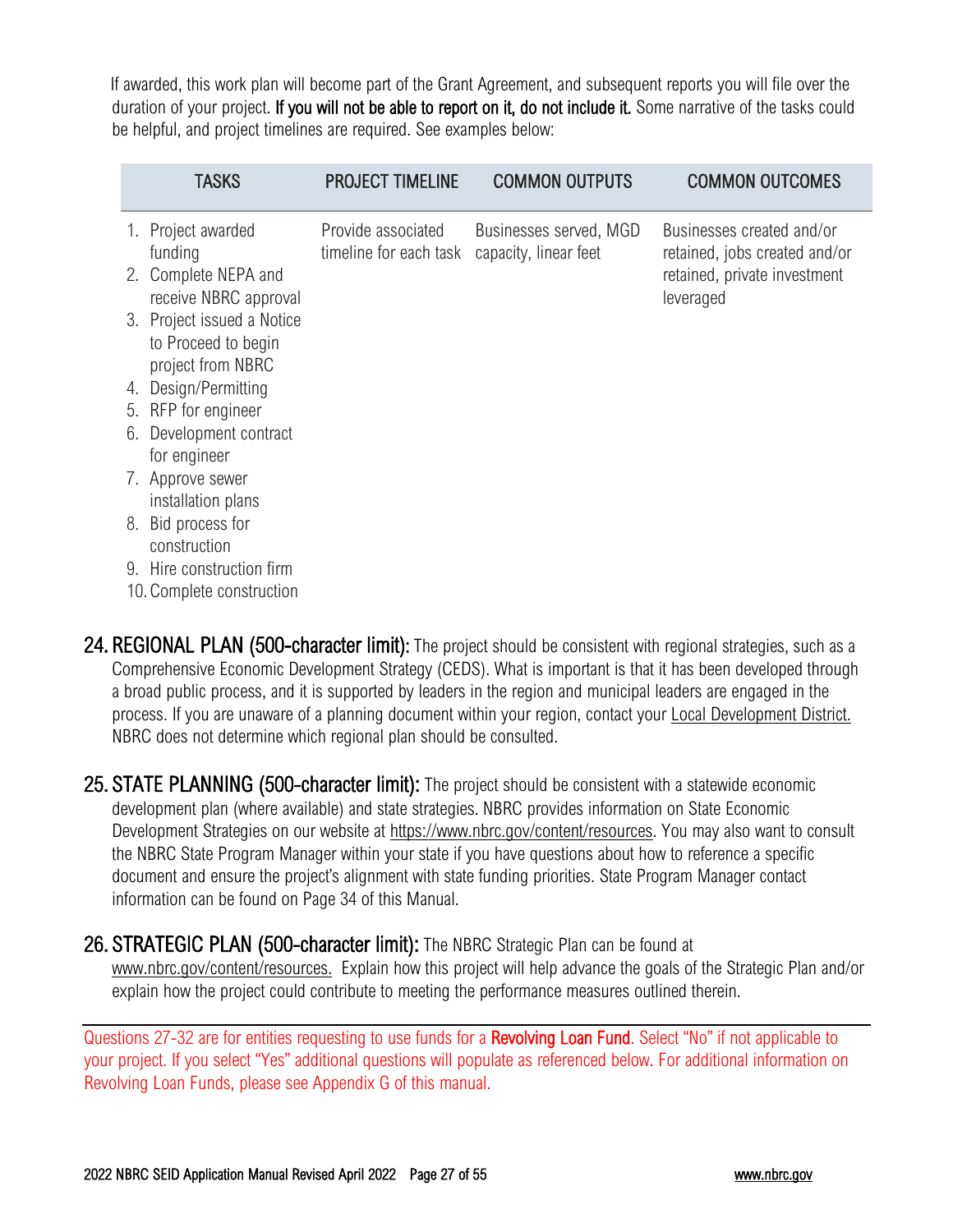If awarded, this work plan will become part of the Grant Agreement, and subsequent reports you will file over the duration of your project. **If you will not be able to report on it, do not include it.** Some narrative of the tasks could be helpful, and project timelines are required. See examples below:

| TASKS | PROJECT TIMELINE | COMMON OUTPUTS | COMMON OUTCOMES |
|---|---|---|---|
| 1. Project awarded funding<br>2. Complete NEPA and receive NBRC approval<br>3. Project issued a Notice to Proceed to begin project from NBRC<br>4. Design/Permitting<br>5. RFP for engineer<br>6. Development contract for engineer<br>7. Approve sewer installation plans<br>8. Bid process for construction<br>9. Hire construction firm<br>10. Complete construction | Provide associated timeline for each task | Businesses served, MGD capacity, linear feet | Businesses created and/or retained, jobs created and/or retained, private investment leveraged |

24. **REGIONAL PLAN (500-character limit):** The project should be consistent with regional strategies, such as a Comprehensive Economic Development Strategy (CEDS). What is important is that it has been developed through a broad public process, and it is supported by leaders in the region and municipal leaders are engaged in the process. If you are unaware of a planning document within your region, contact your Local Development District. NBRC does not determine which regional plan should be consulted.

25. **STATE PLANNING (500-character limit):** The project should be consistent with a statewide economic development plan (where available) and state strategies. NBRC provides information on State Economic Development Strategies on our website at https://www.nbrc.gov/content/resources. You may also want to consult the NBRC State Program Manager within your state if you have questions about how to reference a specific document and ensure the project's alignment with state funding priorities. State Program Manager contact information can be found on Page 34 of this Manual.

26. **STRATEGIC PLAN (500-character limit):** The NBRC Strategic Plan can be found at www.nbrc.gov/content/resources. Explain how this project will help advance the goals of the Strategic Plan and/or explain how the project could contribute to meeting the performance measures outlined therein.

---

Questions 27-32 are for entities requesting to use funds for a **Revolving Loan Fund**. Select "No" if not applicable to your project. If you select "Yes" additional questions will populate as referenced below. For additional information on Revolving Loan Funds, please see Appendix G of this manual.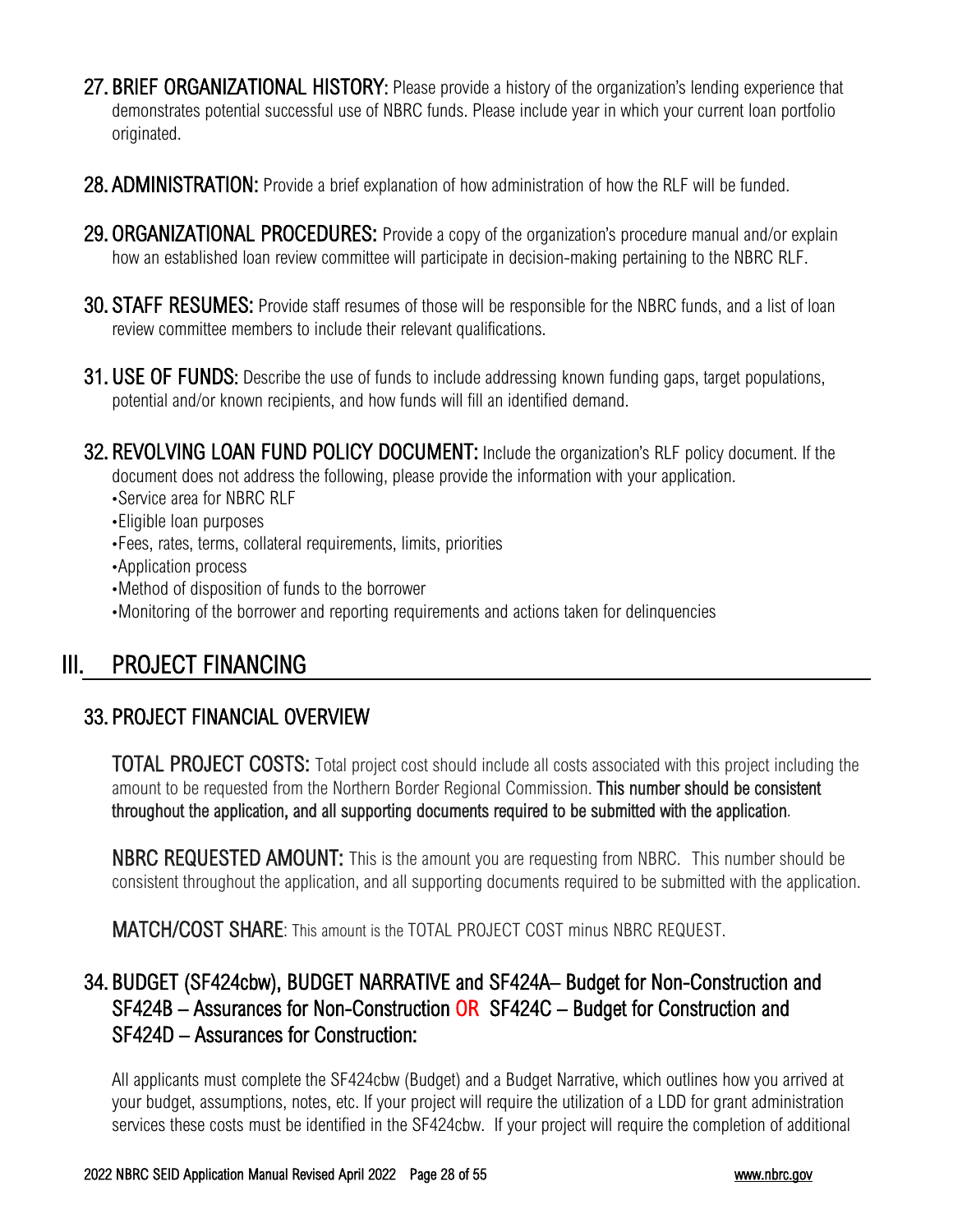**27. BRIEF ORGANIZATIONAL HISTORY:** Please provide a history of the organization's lending experience that demonstrates potential successful use of NBRC funds. Please include year in which your current loan portfolio originated.

**28. ADMINISTRATION:** Provide a brief explanation of how administration of how the RLF will be funded.

**29. ORGANIZATIONAL PROCEDURES:** Provide a copy of the organization's procedure manual and/or explain how an established loan review committee will participate in decision-making pertaining to the NBRC RLF.

**30. STAFF RESUMES:** Provide staff resumes of those will be responsible for the NBRC funds, and a list of loan review committee members to include their relevant qualifications.

**31. USE OF FUNDS:** Describe the use of funds to include addressing known funding gaps, target populations, potential and/or known recipients, and how funds will fill an identified demand.

**32. REVOLVING LOAN FUND POLICY DOCUMENT:** Include the organization's RLF policy document. If the document does not address the following, please provide the information with your application.

- Service area for NBRC RLF
- Eligible loan purposes
- Fees, rates, terms, collateral requirements, limits, priorities
- Application process
- Method of disposition of funds to the borrower
- Monitoring of the borrower and reporting requirements and actions taken for delinquencies

# III. PROJECT FINANCING

## 33. PROJECT FINANCIAL OVERVIEW

**TOTAL PROJECT COSTS:** Total project cost should include all costs associated with this project including the amount to be requested from the Northern Border Regional Commission. **This number should be consistent throughout the application, and all supporting documents required to be submitted with the application**.

**NBRC REQUESTED AMOUNT:** This is the amount you are requesting from NBRC. This number should be consistent throughout the application, and all supporting documents required to be submitted with the application.

**MATCH/COST SHARE**: This amount is the TOTAL PROJECT COST minus NBRC REQUEST.

## 34. BUDGET (SF424cbw), BUDGET NARRATIVE and SF424A– Budget for Non-Construction and SF424B – Assurances for Non-Construction OR SF424C – Budget for Construction and SF424D – Assurances for Construction:

All applicants must complete the SF424cbw (Budget) and a Budget Narrative, which outlines how you arrived at your budget, assumptions, notes, etc. If your project will require the utilization of a LDD for grant administration services these costs must be identified in the SF424cbw. If your project will require the completion of additional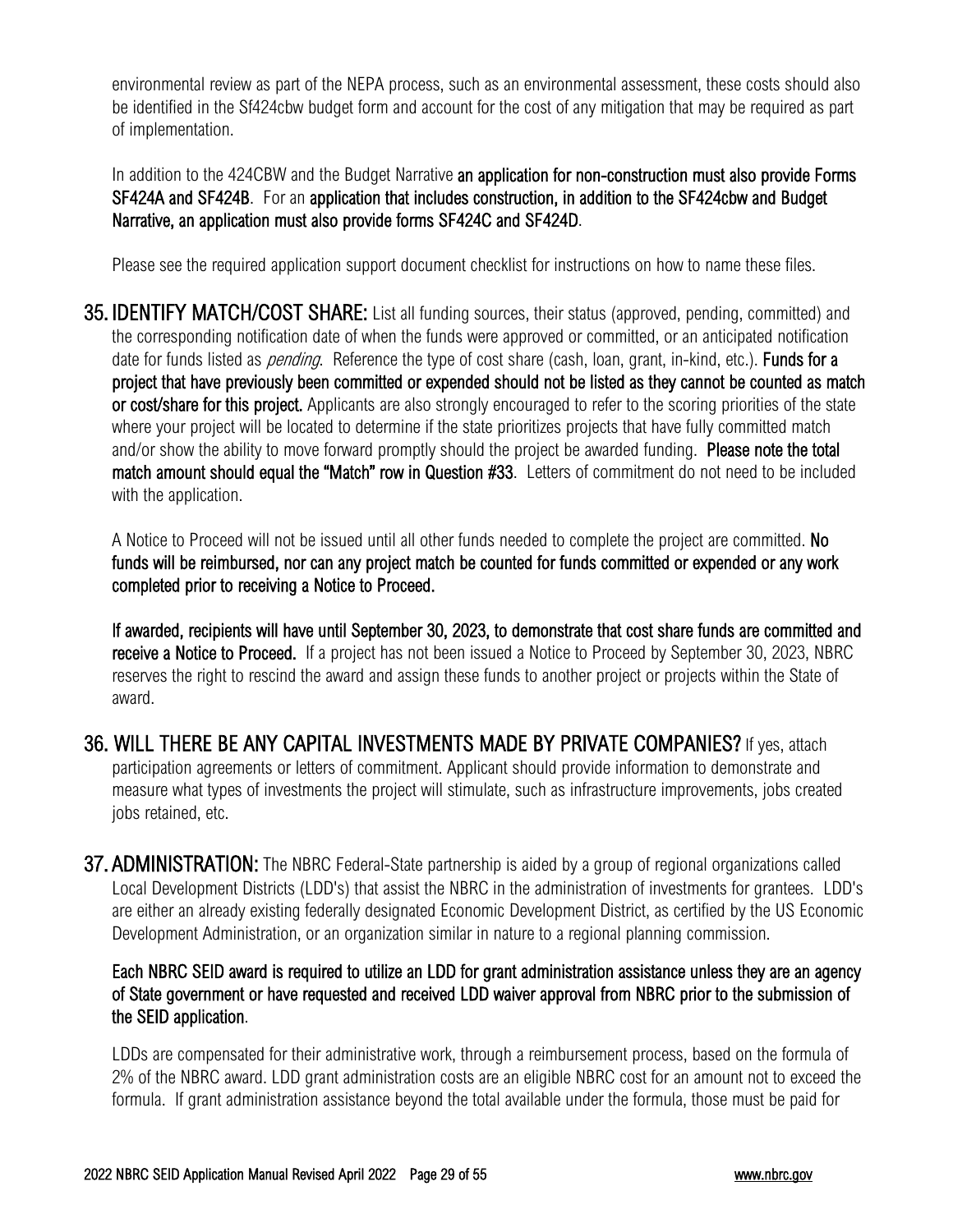environmental review as part of the NEPA process, such as an environmental assessment, these costs should also be identified in the Sf424cbw budget form and account for the cost of any mitigation that may be required as part of implementation.

In addition to the 424CBW and the Budget Narrative **an application for non-construction must also provide Forms SF424A and SF424B**. For an **application that includes construction, in addition to the SF424cbw and Budget Narrative, an application must also provide forms SF424C and SF424D**.

Please see the required application support document checklist for instructions on how to name these files.

**35. IDENTIFY MATCH/COST SHARE:** List all funding sources, their status (approved, pending, committed) and the corresponding notification date of when the funds were approved or committed, or an anticipated notification date for funds listed as *pending*. Reference the type of cost share (cash, loan, grant, in-kind, etc.). **Funds for a project that have previously been committed or expended should not be listed as they cannot be counted as match or cost/share for this project.** Applicants are also strongly encouraged to refer to the scoring priorities of the state where your project will be located to determine if the state prioritizes projects that have fully committed match and/or show the ability to move forward promptly should the project be awarded funding. **Please note the total match amount should equal the "Match" row in Question #33**. Letters of commitment do not need to be included with the application.

A Notice to Proceed will not be issued until all other funds needed to complete the project are committed. **No funds will be reimbursed, nor can any project match be counted for funds committed or expended or any work completed prior to receiving a Notice to Proceed.**

**If awarded, recipients will have until September 30, 2023, to demonstrate that cost share funds are committed and receive a Notice to Proceed.** If a project has not been issued a Notice to Proceed by September 30, 2023, NBRC reserves the right to rescind the award and assign these funds to another project or projects within the State of award.

**36. WILL THERE BE ANY CAPITAL INVESTMENTS MADE BY PRIVATE COMPANIES?** If yes, attach participation agreements or letters of commitment. Applicant should provide information to demonstrate and measure what types of investments the project will stimulate, such as infrastructure improvements, jobs created jobs retained, etc.

**37. ADMINISTRATION:** The NBRC Federal-State partnership is aided by a group of regional organizations called Local Development Districts (LDD's) that assist the NBRC in the administration of investments for grantees. LDD's are either an already existing federally designated Economic Development District, as certified by the US Economic Development Administration, or an organization similar in nature to a regional planning commission.

**Each NBRC SEID award is required to utilize an LDD for grant administration assistance unless they are an agency of State government or have requested and received LDD waiver approval from NBRC prior to the submission of the SEID application**.

LDDs are compensated for their administrative work, through a reimbursement process, based on the formula of 2% of the NBRC award. LDD grant administration costs are an eligible NBRC cost for an amount not to exceed the formula. If grant administration assistance beyond the total available under the formula, those must be paid for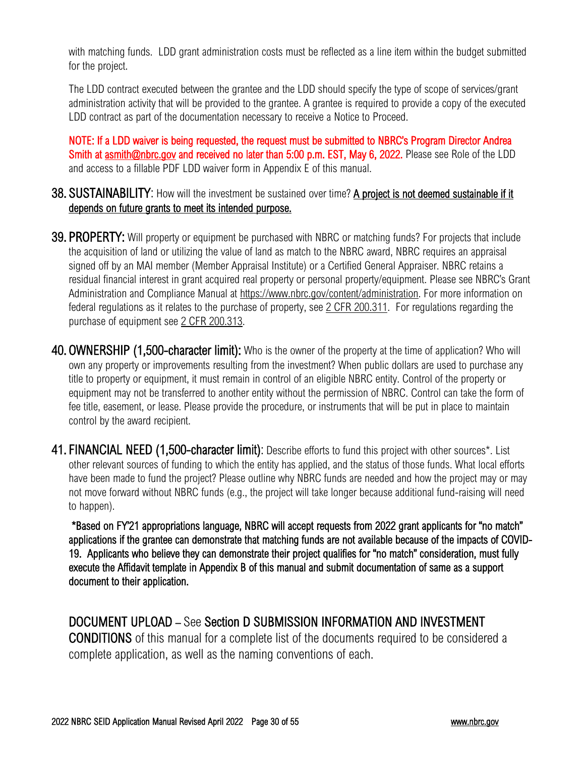with matching funds. LDD grant administration costs must be reflected as a line item within the budget submitted for the project.

The LDD contract executed between the grantee and the LDD should specify the type of scope of services/grant administration activity that will be provided to the grantee. A grantee is required to provide a copy of the executed LDD contract as part of the documentation necessary to receive a Notice to Proceed.

**NOTE: If a LDD waiver is being requested, the request must be submitted to NBRC's Program Director Andrea Smith at asmith@nbrc.gov and received no later than 5:00 p.m. EST, May 6, 2022.** Please see Role of the LDD and access to a fillable PDF LDD waiver form in Appendix E of this manual.

**38. SUSTAINABILITY**: How will the investment be sustained over time? A project is not deemed sustainable if it depends on future grants to meet its intended purpose.

**39. PROPERTY:** Will property or equipment be purchased with NBRC or matching funds? For projects that include the acquisition of land or utilizing the value of land as match to the NBRC award, NBRC requires an appraisal signed off by an MAI member (Member Appraisal Institute) or a Certified General Appraiser. NBRC retains a residual financial interest in grant acquired real property or personal property/equipment. Please see NBRC's Grant Administration and Compliance Manual at https://www.nbrc.gov/content/administration. For more information on federal regulations as it relates to the purchase of property, see 2 CFR 200.311. For regulations regarding the purchase of equipment see 2 CFR 200.313.

**40. OWNERSHIP (1,500-character limit):** Who is the owner of the property at the time of application? Who will own any property or improvements resulting from the investment? When public dollars are used to purchase any title to property or equipment, it must remain in control of an eligible NBRC entity. Control of the property or equipment may not be transferred to another entity without the permission of NBRC. Control can take the form of fee title, easement, or lease. Please provide the procedure, or instruments that will be put in place to maintain control by the award recipient.

**41. FINANCIAL NEED (1,500-character limit)**: Describe efforts to fund this project with other sources*. List other relevant sources of funding to which the entity has applied, and the status of those funds. What local efforts have been made to fund the project? Please outline why NBRC funds are needed and how the project may or may not move forward without NBRC funds (e.g., the project will take longer because additional fund-raising will need to happen).

**\*Based on FY'21 appropriations language, NBRC will accept requests from 2022 grant applicants for "no match" applications if the grantee can demonstrate that matching funds are not available because of the impacts of COVID-19. Applicants who believe they can demonstrate their project qualifies for "no match" consideration, must fully execute the Affidavit template in Appendix B of this manual and submit documentation of same as a support document to their application.**

## DOCUMENT UPLOAD – See Section D SUBMISSION INFORMATION AND INVESTMENT CONDITIONS of this manual for a complete list of the documents required to be considered a complete application, as well as the naming conventions of each.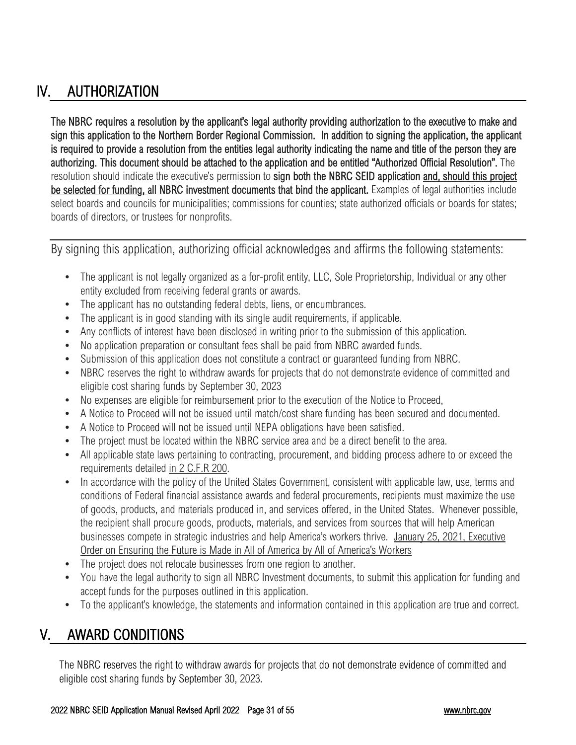## IV. AUTHORIZATION

**The NBRC requires a resolution by the applicant's legal authority providing authorization to the executive to make and sign this application to the Northern Border Regional Commission. In addition to signing the application, the applicant is required to provide a resolution from the entities legal authority indicating the name and title of the person they are authorizing. This document should be attached to the application and be entitled "Authorized Official Resolution".** The resolution should indicate the executive's permission to **sign both the NBRC SEID application** **and, should this project be selected for funding, all NBRC investment documents that bind the applicant.** Examples of legal authorities include select boards and councils for municipalities; commissions for counties; state authorized officials or boards for states; boards of directors, or trustees for nonprofits.

By signing this application, authorizing official acknowledges and affirms the following statements:

- The applicant is not legally organized as a for-profit entity, LLC, Sole Proprietorship, Individual or any other entity excluded from receiving federal grants or awards.
- The applicant has no outstanding federal debts, liens, or encumbrances.
- The applicant is in good standing with its single audit requirements, if applicable.
- Any conflicts of interest have been disclosed in writing prior to the submission of this application.
- No application preparation or consultant fees shall be paid from NBRC awarded funds.
- Submission of this application does not constitute a contract or guaranteed funding from NBRC.
- NBRC reserves the right to withdraw awards for projects that do not demonstrate evidence of committed and eligible cost sharing funds by September 30, 2023
- No expenses are eligible for reimbursement prior to the execution of the Notice to Proceed,
- A Notice to Proceed will not be issued until match/cost share funding has been secured and documented.
- A Notice to Proceed will not be issued until NEPA obligations have been satisfied.
- The project must be located within the NBRC service area and be a direct benefit to the area.
- All applicable state laws pertaining to contracting, procurement, and bidding process adhere to or exceed the requirements detailed in 2 C.F.R 200.
- In accordance with the policy of the United States Government, consistent with applicable law, use, terms and conditions of Federal financial assistance awards and federal procurements, recipients must maximize the use of goods, products, and materials produced in, and services offered, in the United States. Whenever possible, the recipient shall procure goods, products, materials, and services from sources that will help American businesses compete in strategic industries and help America's workers thrive. January 25, 2021, Executive Order on Ensuring the Future is Made in All of America by All of America's Workers
- The project does not relocate businesses from one region to another.
- You have the legal authority to sign all NBRC Investment documents, to submit this application for funding and accept funds for the purposes outlined in this application.
- To the applicant's knowledge, the statements and information contained in this application are true and correct.

## V. AWARD CONDITIONS

The NBRC reserves the right to withdraw awards for projects that do not demonstrate evidence of committed and eligible cost sharing funds by September 30, 2023.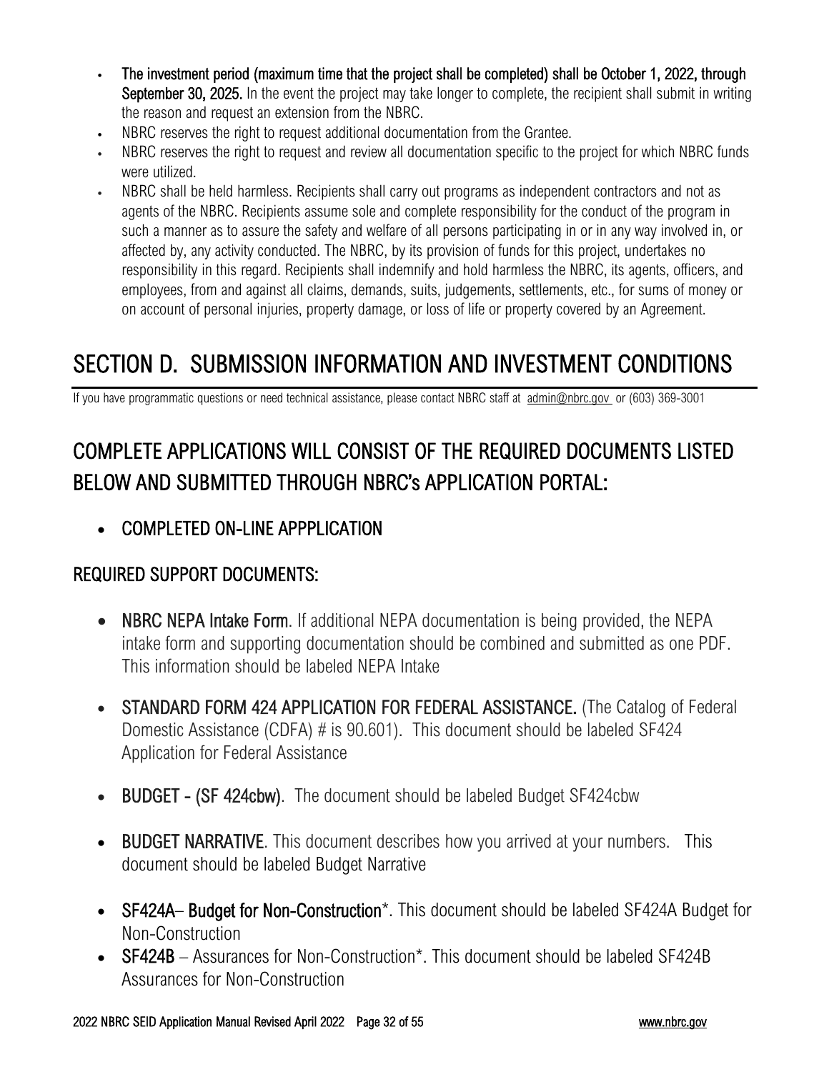- **The investment period (maximum time that the project shall be completed) shall be October 1, 2022, through September 30, 2025.** In the event the project may take longer to complete, the recipient shall submit in writing the reason and request an extension from the NBRC.
- NBRC reserves the right to request additional documentation from the Grantee.
- NBRC reserves the right to request and review all documentation specific to the project for which NBRC funds were utilized.
- NBRC shall be held harmless. Recipients shall carry out programs as independent contractors and not as agents of the NBRC. Recipients assume sole and complete responsibility for the conduct of the program in such a manner as to assure the safety and welfare of all persons participating in or in any way involved in, or affected by, any activity conducted. The NBRC, by its provision of funds for this project, undertakes no responsibility in this regard. Recipients shall indemnify and hold harmless the NBRC, its agents, officers, and employees, from and against all claims, demands, suits, judgements, settlements, etc., for sums of money or on account of personal injuries, property damage, or loss of life or property covered by an Agreement.

# SECTION D. SUBMISSION INFORMATION AND INVESTMENT CONDITIONS

If you have programmatic questions or need technical assistance, please contact NBRC staff at admin@nbrc.gov or (603) 369-3001

## COMPLETE APPLICATIONS WILL CONSIST OF THE REQUIRED DOCUMENTS LISTED BELOW AND SUBMITTED THROUGH NBRC's APPLICATION PORTAL:

- COMPLETED ON-LINE APPPLICATION

### REQUIRED SUPPORT DOCUMENTS:

- **NBRC NEPA Intake Form**. If additional NEPA documentation is being provided, the NEPA intake form and supporting documentation should be combined and submitted as one PDF. This information should be labeled NEPA Intake
- **STANDARD FORM 424 APPLICATION FOR FEDERAL ASSISTANCE.** (The Catalog of Federal Domestic Assistance (CDFA) # is 90.601). This document should be labeled SF424 Application for Federal Assistance
- **BUDGET - (SF 424cbw)**. The document should be labeled Budget SF424cbw
- **BUDGET NARRATIVE**. This document describes how you arrived at your numbers. This document should be labeled Budget Narrative
- **SF424A– Budget for Non-Construction***. This document should be labeled SF424A Budget for Non-Construction
- **SF424B** – Assurances for Non-Construction*. This document should be labeled SF424B Assurances for Non-Construction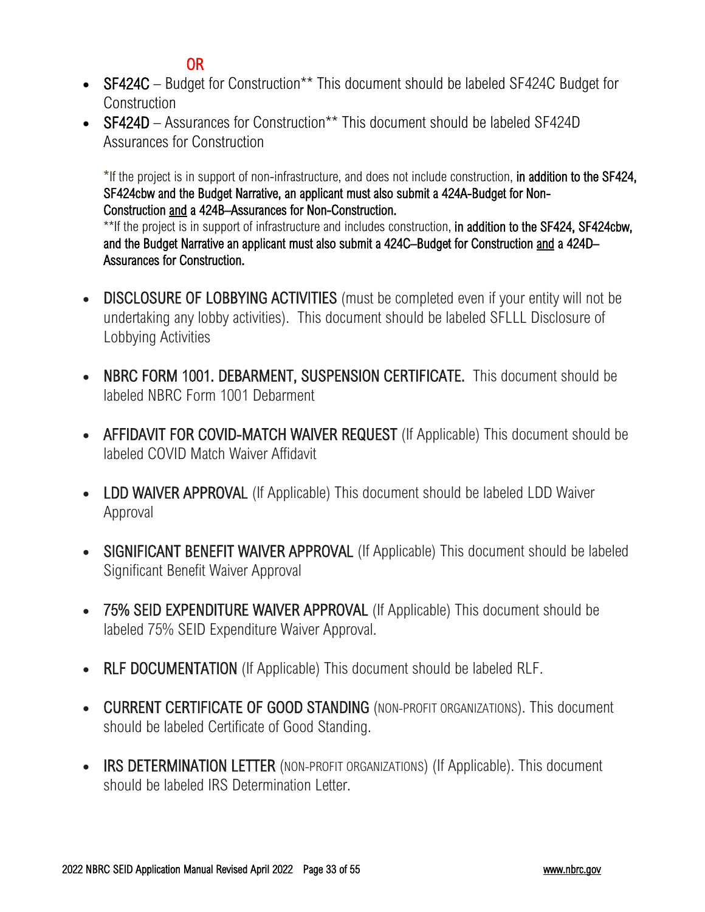**OR**

- **SF424C** – Budget for Construction** This document should be labeled SF424C Budget for Construction
- **SF424D** – Assurances for Construction** This document should be labeled SF424D Assurances for Construction

*If the project is in support of non-infrastructure, and does not include construction, **in addition to the SF424, SF424cbw and the Budget Narrative, an applicant must also submit a 424A-Budget for Non-Construction <u>and</u> a 424B–Assurances for Non-Construction.**

**If the project is in support of infrastructure and includes construction, **in addition to the SF424, SF424cbw, and the Budget Narrative an applicant must also submit a 424C–Budget for Construction <u>and</u> a 424D–Assurances for Construction.**

- **DISCLOSURE OF LOBBYING ACTIVITIES** (must be completed even if your entity will not be undertaking any lobby activities). This document should be labeled SFLLL Disclosure of Lobbying Activities

- **NBRC FORM 1001. DEBARMENT, SUSPENSION CERTIFICATE.** This document should be labeled NBRC Form 1001 Debarment

- **AFFIDAVIT FOR COVID-MATCH WAIVER REQUEST** (If Applicable) This document should be labeled COVID Match Waiver Affidavit

- **LDD WAIVER APPROVAL** (If Applicable) This document should be labeled LDD Waiver Approval

- **SIGNIFICANT BENEFIT WAIVER APPROVAL** (If Applicable) This document should be labeled Significant Benefit Waiver Approval

- **75% SEID EXPENDITURE WAIVER APPROVAL** (If Applicable) This document should be labeled 75% SEID Expenditure Waiver Approval.

- **RLF DOCUMENTATION** (If Applicable) This document should be labeled RLF.

- **CURRENT CERTIFICATE OF GOOD STANDING** (NON-PROFIT ORGANIZATIONS). This document should be labeled Certificate of Good Standing.

- **IRS DETERMINATION LETTER** (NON-PROFIT ORGANIZATIONS) (If Applicable). This document should be labeled IRS Determination Letter.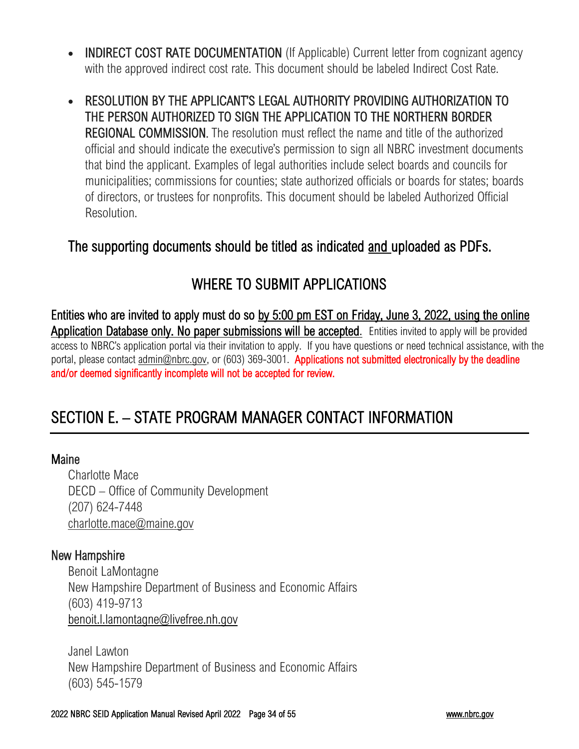- INDIRECT COST RATE DOCUMENTATION (If Applicable) Current letter from cognizant agency with the approved indirect cost rate. This document should be labeled Indirect Cost Rate.

- RESOLUTION BY THE APPLICANT'S LEGAL AUTHORITY PROVIDING AUTHORIZATION TO THE PERSON AUTHORIZED TO SIGN THE APPLICATION TO THE NORTHERN BORDER REGIONAL COMMISSION. The resolution must reflect the name and title of the authorized official and should indicate the executive's permission to sign all NBRC investment documents that bind the applicant. Examples of legal authorities include select boards and councils for municipalities; commissions for counties; state authorized officials or boards for states; boards of directors, or trustees for nonprofits. This document should be labeled Authorized Official Resolution.

The supporting documents should be titled as indicated and uploaded as PDFs.

## WHERE TO SUBMIT APPLICATIONS

**Entities who are invited to apply must do so by 5:00 pm EST on Friday, June 3, 2022, using the online Application Database only. No paper submissions will be accepted.** Entities invited to apply will be provided access to NBRC's application portal via their invitation to apply. If you have questions or need technical assistance, with the portal, please contact admin@nbrc.gov, or (603) 369-3001. **Applications not submitted electronically by the deadline and/or deemed significantly incomplete will not be accepted for review.**

## SECTION E. – STATE PROGRAM MANAGER CONTACT INFORMATION

### Maine

Charlotte Mace
DECD – Office of Community Development
(207) 624-7448
charlotte.mace@maine.gov

### New Hampshire

Benoit LaMontagne
New Hampshire Department of Business and Economic Affairs
(603) 419-9713
benoit.l.lamontagne@livefree.nh.gov

Janel Lawton
New Hampshire Department of Business and Economic Affairs
(603) 545-1579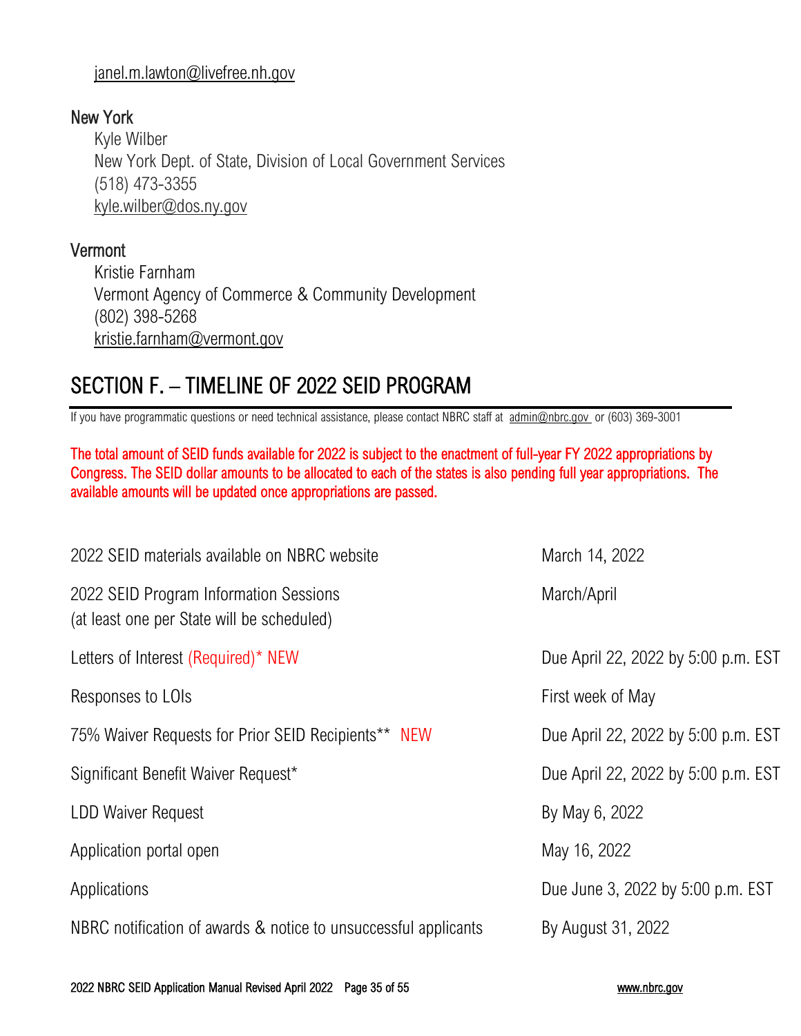janel.m.lawton@livefree.nh.gov

New York

Kyle Wilber
New York Dept. of State, Division of Local Government Services
(518) 473-3355
kyle.wilber@dos.ny.gov

Vermont

Kristie Farnham
Vermont Agency of Commerce & Community Development
(802) 398-5268
kristie.farnham@vermont.gov

## SECTION F. – TIMELINE OF 2022 SEID PROGRAM

If you have programmatic questions or need technical assistance, please contact NBRC staff at admin@nbrc.gov or (603) 369-3001

**The total amount of SEID funds available for 2022 is subject to the enactment of full-year FY 2022 appropriations by Congress. The SEID dollar amounts to be allocated to each of the states is also pending full year appropriations. The available amounts will be updated once appropriations are passed.**

| | |
|---|---|
| 2022 SEID materials available on NBRC website | March 14, 2022 |
| 2022 SEID Program Information Sessions (at least one per State will be scheduled) | March/April |
| Letters of Interest (Required)* NEW | Due April 22, 2022 by 5:00 p.m. EST |
| Responses to LOIs | First week of May |
| 75% Waiver Requests for Prior SEID Recipients** NEW | Due April 22, 2022 by 5:00 p.m. EST |
| Significant Benefit Waiver Request* | Due April 22, 2022 by 5:00 p.m. EST |
| LDD Waiver Request | By May 6, 2022 |
| Application portal open | May 16, 2022 |
| Applications | Due June 3, 2022 by 5:00 p.m. EST |
| NBRC notification of awards & notice to unsuccessful applicants | By August 31, 2022 |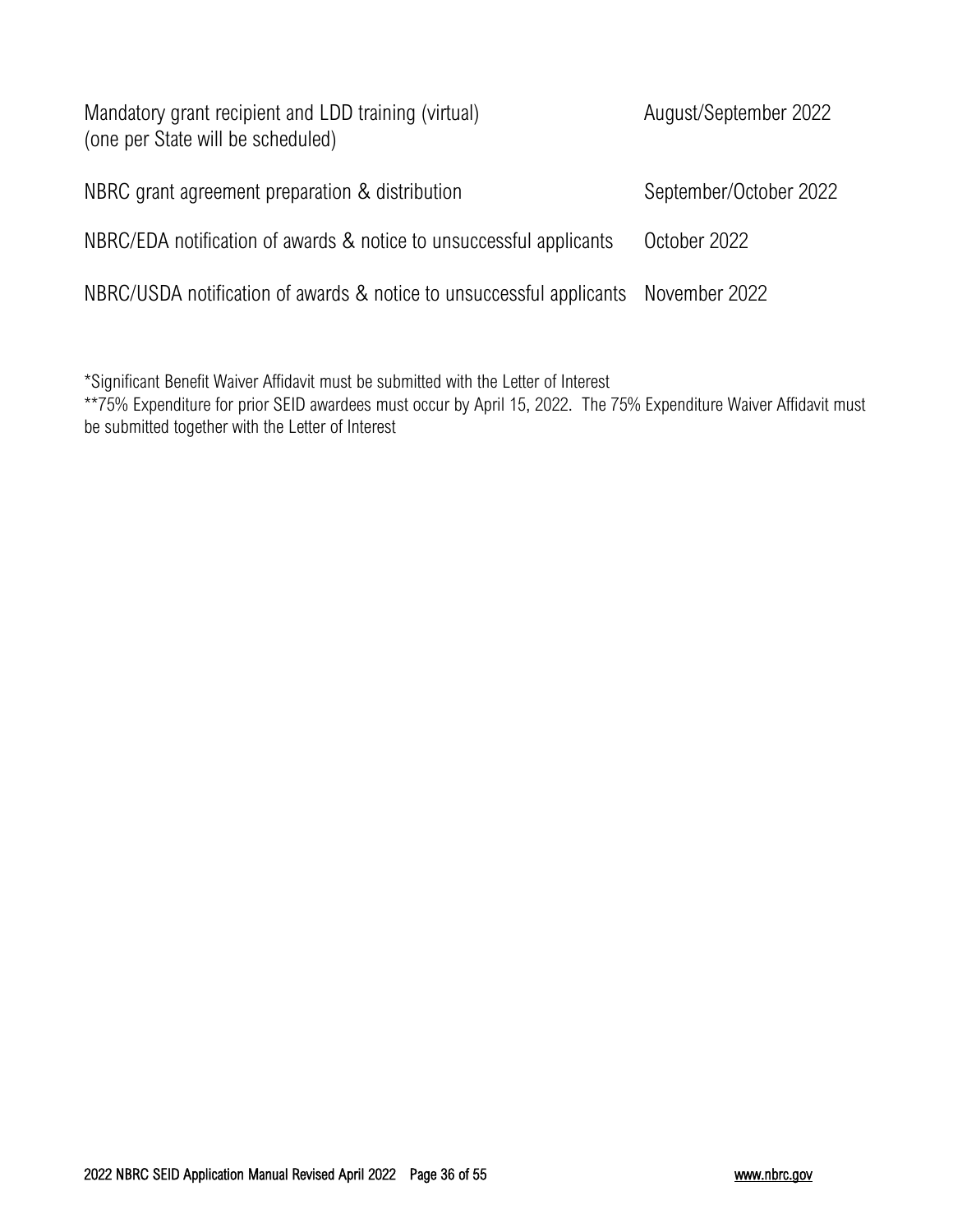| | |
| --- | --- |
| Mandatory grant recipient and LDD training (virtual) (one per State will be scheduled) | August/September 2022 |
| NBRC grant agreement preparation & distribution | September/October 2022 |
| NBRC/EDA notification of awards & notice to unsuccessful applicants | October 2022 |
| NBRC/USDA notification of awards & notice to unsuccessful applicants | November 2022 |

*Significant Benefit Waiver Affidavit must be submitted with the Letter of Interest

**75% Expenditure for prior SEID awardees must occur by April 15, 2022. The 75% Expenditure Waiver Affidavit must be submitted together with the Letter of Interest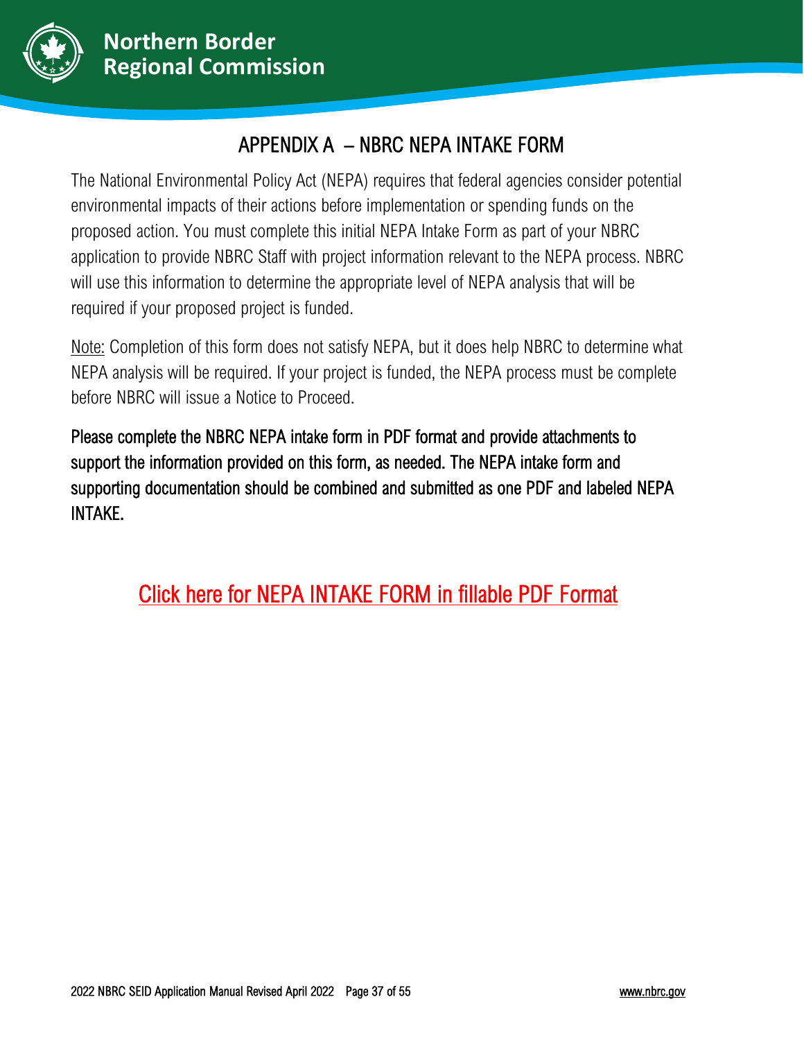# APPENDIX A – NBRC NEPA INTAKE FORM

The National Environmental Policy Act (NEPA) requires that federal agencies consider potential environmental impacts of their actions before implementation or spending funds on the proposed action. You must complete this initial NEPA Intake Form as part of your NBRC application to provide NBRC Staff with project information relevant to the NEPA process. NBRC will use this information to determine the appropriate level of NEPA analysis that will be required if your proposed project is funded.

Note: Completion of this form does not satisfy NEPA, but it does help NBRC to determine what NEPA analysis will be required. If your project is funded, the NEPA process must be complete before NBRC will issue a Notice to Proceed.

Please complete the NBRC NEPA intake form in PDF format and provide attachments to support the information provided on this form, as needed. The NEPA intake form and supporting documentation should be combined and submitted as one PDF and labeled NEPA INTAKE.

Click here for NEPA INTAKE FORM in fillable PDF Format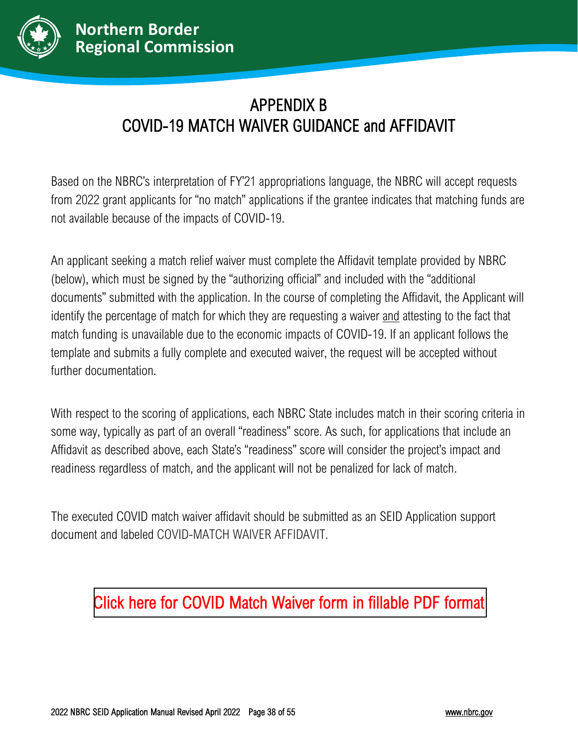# APPENDIX B
# COVID-19 MATCH WAIVER GUIDANCE and AFFIDAVIT

Based on the NBRC's interpretation of FY'21 appropriations language, the NBRC will accept requests from 2022 grant applicants for "no match" applications if the grantee indicates that matching funds are not available because of the impacts of COVID-19.

An applicant seeking a match relief waiver must complete the Affidavit template provided by NBRC (below), which must be signed by the "authorizing official" and included with the "additional documents" submitted with the application. In the course of completing the Affidavit, the Applicant will identify the percentage of match for which they are requesting a waiver and attesting to the fact that match funding is unavailable due to the economic impacts of COVID-19. If an applicant follows the template and submits a fully complete and executed waiver, the request will be accepted without further documentation.

With respect to the scoring of applications, each NBRC State includes match in their scoring criteria in some way, typically as part of an overall "readiness" score. As such, for applications that include an Affidavit as described above, each State's "readiness" score will consider the project's impact and readiness regardless of match, and the applicant will not be penalized for lack of match.

The executed COVID match waiver affidavit should be submitted as an SEID Application support document and labeled COVID-MATCH WAIVER AFFIDAVIT.

Click here for COVID Match Waiver form in fillable PDF format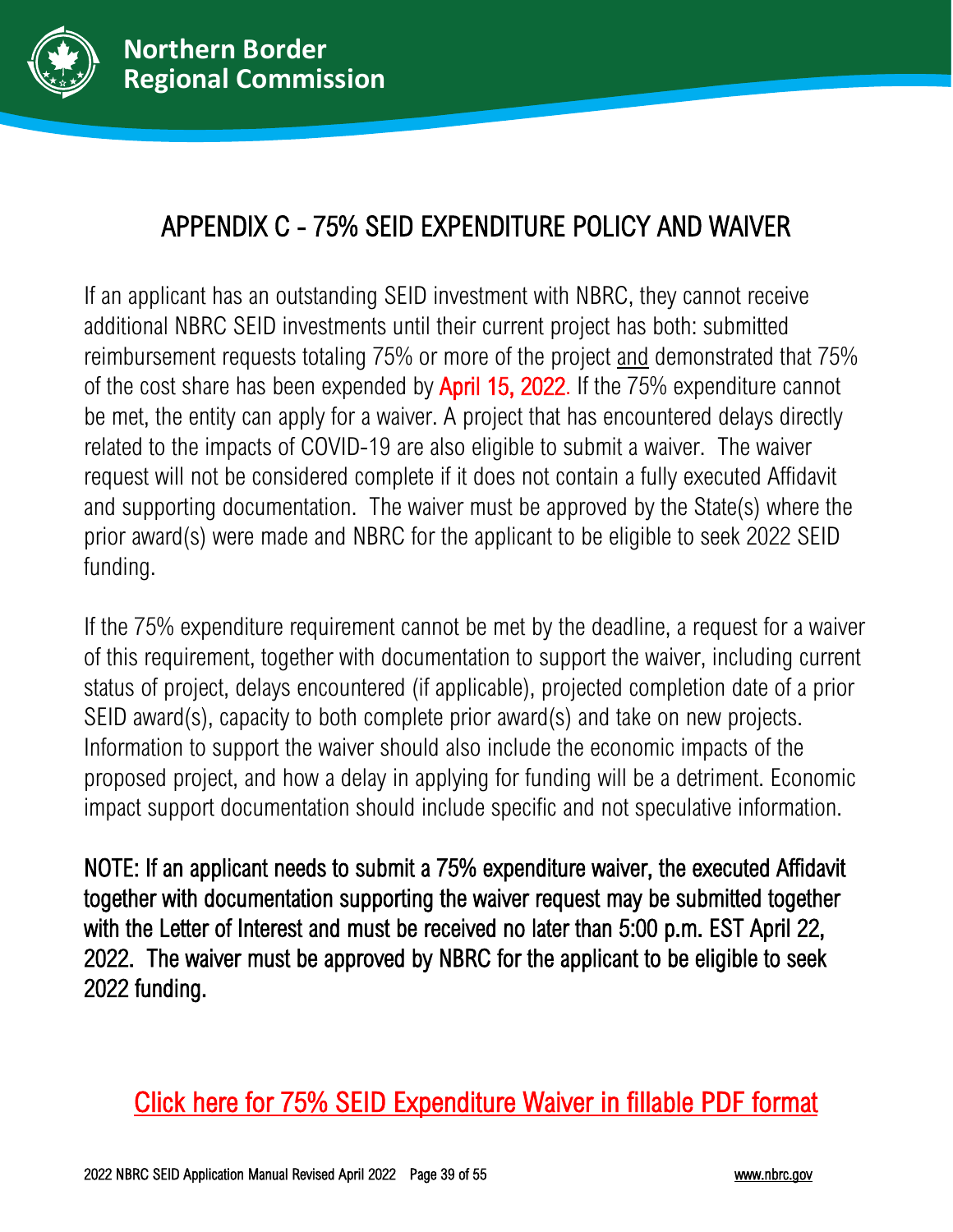# APPENDIX C - 75% SEID EXPENDITURE POLICY AND WAIVER

If an applicant has an outstanding SEID investment with NBRC, they cannot receive additional NBRC SEID investments until their current project has both: submitted reimbursement requests totaling 75% or more of the project and demonstrated that 75% of the cost share has been expended by April 15, 2022. If the 75% expenditure cannot be met, the entity can apply for a waiver. A project that has encountered delays directly related to the impacts of COVID-19 are also eligible to submit a waiver. The waiver request will not be considered complete if it does not contain a fully executed Affidavit and supporting documentation. The waiver must be approved by the State(s) where the prior award(s) were made and NBRC for the applicant to be eligible to seek 2022 SEID funding.

If the 75% expenditure requirement cannot be met by the deadline, a request for a waiver of this requirement, together with documentation to support the waiver, including current status of project, delays encountered (if applicable), projected completion date of a prior SEID award(s), capacity to both complete prior award(s) and take on new projects. Information to support the waiver should also include the economic impacts of the proposed project, and how a delay in applying for funding will be a detriment. Economic impact support documentation should include specific and not speculative information.

NOTE: If an applicant needs to submit a 75% expenditure waiver, the executed Affidavit together with documentation supporting the waiver request may be submitted together with the Letter of Interest and must be received no later than 5:00 p.m. EST April 22, 2022. The waiver must be approved by NBRC for the applicant to be eligible to seek 2022 funding.

Click here for 75% SEID Expenditure Waiver in fillable PDF format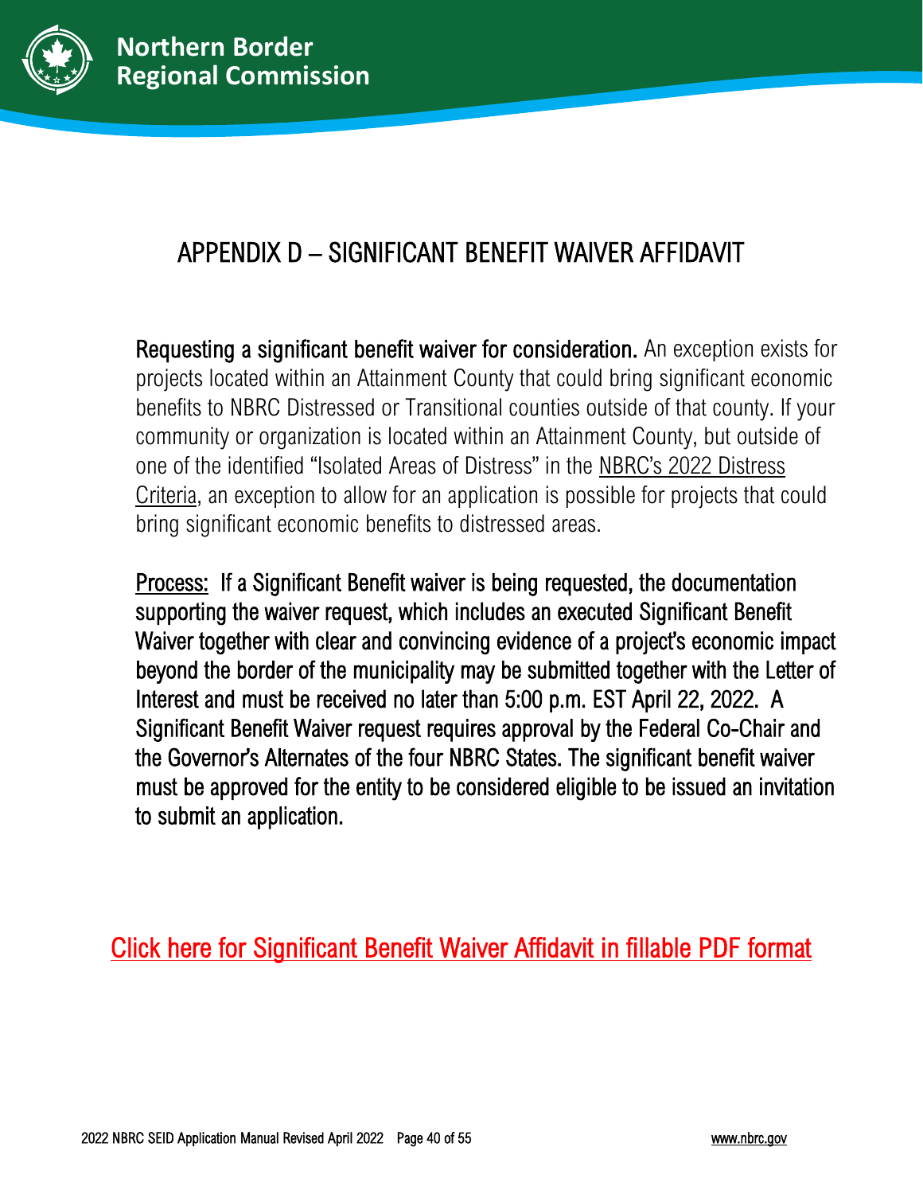# APPENDIX D – SIGNIFICANT BENEFIT WAIVER AFFIDAVIT

**Requesting a significant benefit waiver for consideration.** An exception exists for projects located within an Attainment County that could bring significant economic benefits to NBRC Distressed or Transitional counties outside of that county. If your community or organization is located within an Attainment County, but outside of one of the identified "Isolated Areas of Distress" in the NBRC's 2022 Distress Criteria, an exception to allow for an application is possible for projects that could bring significant economic benefits to distressed areas.

Process: If a Significant Benefit waiver is being requested, the documentation supporting the waiver request, which includes an executed Significant Benefit Waiver together with clear and convincing evidence of a project's economic impact beyond the border of the municipality may be submitted together with the Letter of Interest and must be received no later than 5:00 p.m. EST April 22, 2022. A Significant Benefit Waiver request requires approval by the Federal Co-Chair and the Governor's Alternates of the four NBRC States. The significant benefit waiver must be approved for the entity to be considered eligible to be issued an invitation to submit an application.

Click here for Significant Benefit Waiver Affidavit in fillable PDF format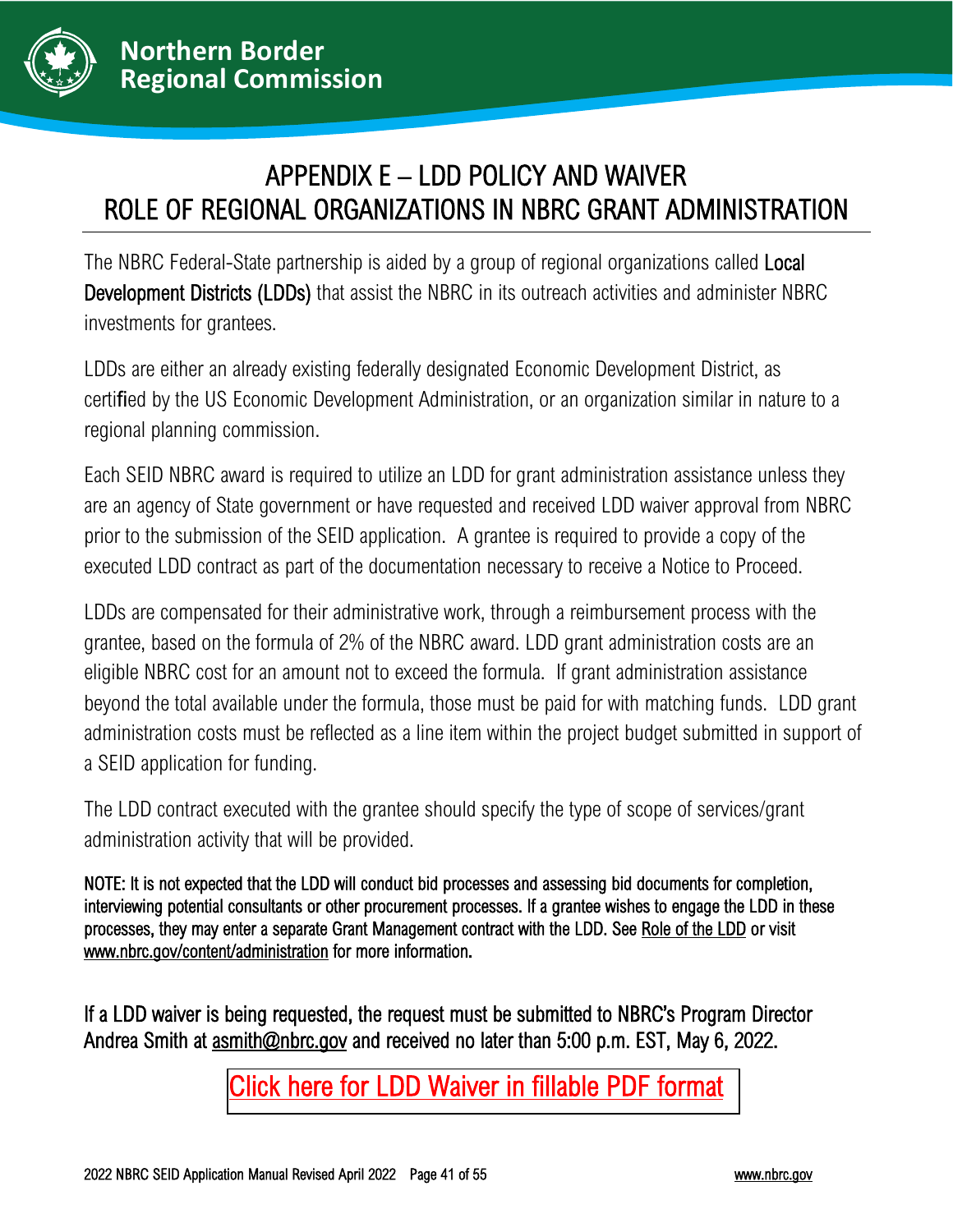# APPENDIX E – LDD POLICY AND WAIVER
# ROLE OF REGIONAL ORGANIZATIONS IN NBRC GRANT ADMINISTRATION

The NBRC Federal-State partnership is aided by a group of regional organizations called **Local Development Districts (LDDs)** that assist the NBRC in its outreach activities and administer NBRC investments for grantees.

LDDs are either an already existing federally designated Economic Development District, as certified by the US Economic Development Administration, or an organization similar in nature to a regional planning commission.

Each SEID NBRC award is required to utilize an LDD for grant administration assistance unless they are an agency of State government or have requested and received LDD waiver approval from NBRC prior to the submission of the SEID application. A grantee is required to provide a copy of the executed LDD contract as part of the documentation necessary to receive a Notice to Proceed.

LDDs are compensated for their administrative work, through a reimbursement process with the grantee, based on the formula of 2% of the NBRC award. LDD grant administration costs are an eligible NBRC cost for an amount not to exceed the formula. If grant administration assistance beyond the total available under the formula, those must be paid for with matching funds. LDD grant administration costs must be reflected as a line item within the project budget submitted in support of a SEID application for funding.

The LDD contract executed with the grantee should specify the type of scope of services/grant administration activity that will be provided.

**NOTE: It is not expected that the LDD will conduct bid processes and assessing bid documents for completion, interviewing potential consultants or other procurement processes. If a grantee wishes to engage the LDD in these processes, they may enter a separate Grant Management contract with the LDD. See Role of the LDD or visit www.nbrc.gov/content/administration for more information.**

**If a LDD waiver is being requested, the request must be submitted to NBRC's Program Director Andrea Smith at asmith@nbrc.gov and received no later than 5:00 p.m. EST, May 6, 2022.**

Click here for LDD Waiver in fillable PDF format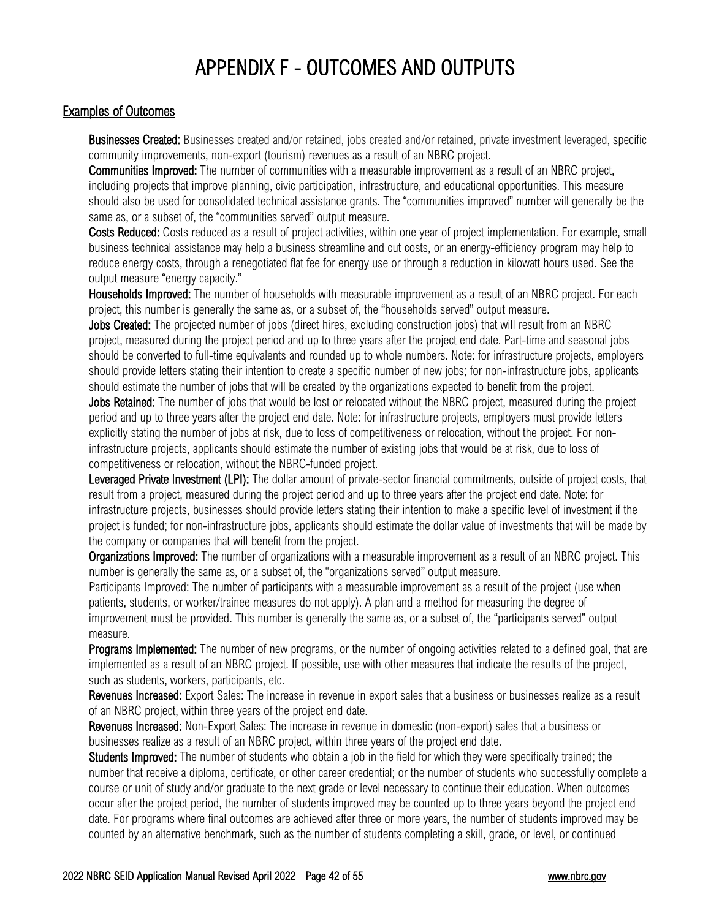# APPENDIX F - OUTCOMES AND OUTPUTS

## Examples of Outcomes

**Businesses Created:** Businesses created and/or retained, jobs created and/or retained, private investment leveraged, specific community improvements, non-export (tourism) revenues as a result of an NBRC project.

**Communities Improved:** The number of communities with a measurable improvement as a result of an NBRC project, including projects that improve planning, civic participation, infrastructure, and educational opportunities. This measure should also be used for consolidated technical assistance grants. The "communities improved" number will generally be the same as, or a subset of, the "communities served" output measure.

**Costs Reduced:** Costs reduced as a result of project activities, within one year of project implementation. For example, small business technical assistance may help a business streamline and cut costs, or an energy-efficiency program may help to reduce energy costs, through a renegotiated flat fee for energy use or through a reduction in kilowatt hours used. See the output measure "energy capacity."

**Households Improved:** The number of households with measurable improvement as a result of an NBRC project. For each project, this number is generally the same as, or a subset of, the "households served" output measure.

**Jobs Created:** The projected number of jobs (direct hires, excluding construction jobs) that will result from an NBRC project, measured during the project period and up to three years after the project end date. Part-time and seasonal jobs should be converted to full-time equivalents and rounded up to whole numbers. Note: for infrastructure projects, employers should provide letters stating their intention to create a specific number of new jobs; for non-infrastructure jobs, applicants should estimate the number of jobs that will be created by the organizations expected to benefit from the project.

**Jobs Retained:** The number of jobs that would be lost or relocated without the NBRC project, measured during the project period and up to three years after the project end date. Note: for infrastructure projects, employers must provide letters explicitly stating the number of jobs at risk, due to loss of competitiveness or relocation, without the project. For non-infrastructure projects, applicants should estimate the number of existing jobs that would be at risk, due to loss of competitiveness or relocation, without the NBRC-funded project.

**Leveraged Private Investment (LPI):** The dollar amount of private-sector financial commitments, outside of project costs, that result from a project, measured during the project period and up to three years after the project end date. Note: for infrastructure projects, businesses should provide letters stating their intention to make a specific level of investment if the project is funded; for non-infrastructure jobs, applicants should estimate the dollar value of investments that will be made by the company or companies that will benefit from the project.

**Organizations Improved:** The number of organizations with a measurable improvement as a result of an NBRC project. This number is generally the same as, or a subset of, the "organizations served" output measure.

Participants Improved: The number of participants with a measurable improvement as a result of the project (use when patients, students, or worker/trainee measures do not apply). A plan and a method for measuring the degree of improvement must be provided. This number is generally the same as, or a subset of, the "participants served" output measure.

**Programs Implemented:** The number of new programs, or the number of ongoing activities related to a defined goal, that are implemented as a result of an NBRC project. If possible, use with other measures that indicate the results of the project, such as students, workers, participants, etc.

**Revenues Increased:** Export Sales: The increase in revenue in export sales that a business or businesses realize as a result of an NBRC project, within three years of the project end date.

**Revenues Increased:** Non-Export Sales: The increase in revenue in domestic (non-export) sales that a business or businesses realize as a result of an NBRC project, within three years of the project end date.

**Students Improved:** The number of students who obtain a job in the field for which they were specifically trained; the number that receive a diploma, certificate, or other career credential; or the number of students who successfully complete a course or unit of study and/or graduate to the next grade or level necessary to continue their education. When outcomes occur after the project period, the number of students improved may be counted up to three years beyond the project end date. For programs where final outcomes are achieved after three or more years, the number of students improved may be counted by an alternative benchmark, such as the number of students completing a skill, grade, or level, or continued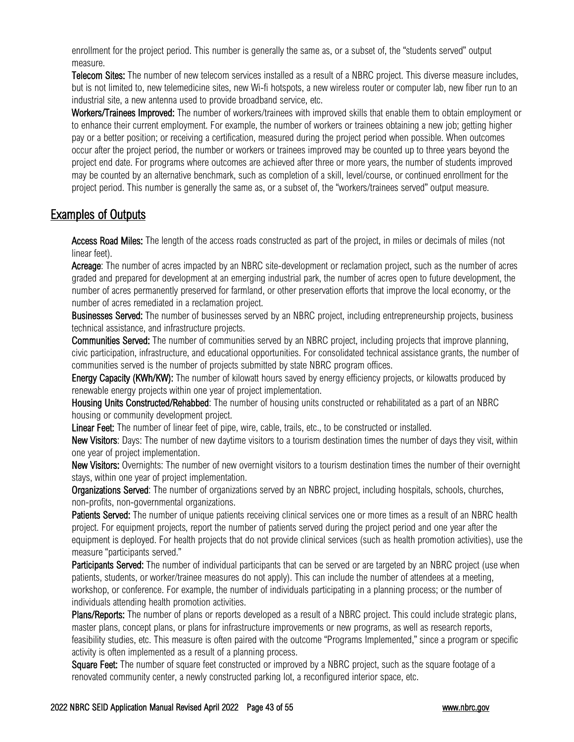enrollment for the project period. This number is generally the same as, or a subset of, the "students served" output measure.

**Telecom Sites:** The number of new telecom services installed as a result of a NBRC project. This diverse measure includes, but is not limited to, new telemedicine sites, new Wi-fi hotspots, a new wireless router or computer lab, new fiber run to an industrial site, a new antenna used to provide broadband service, etc.

**Workers/Trainees Improved:** The number of workers/trainees with improved skills that enable them to obtain employment or to enhance their current employment. For example, the number of workers or trainees obtaining a new job; getting higher pay or a better position; or receiving a certification, measured during the project period when possible. When outcomes occur after the project period, the number or workers or trainees improved may be counted up to three years beyond the project end date. For programs where outcomes are achieved after three or more years, the number of students improved may be counted by an alternative benchmark, such as completion of a skill, level/course, or continued enrollment for the project period. This number is generally the same as, or a subset of, the "workers/trainees served" output measure.

## Examples of Outputs

**Access Road Miles:** The length of the access roads constructed as part of the project, in miles or decimals of miles (not linear feet).

**Acreage**: The number of acres impacted by an NBRC site-development or reclamation project, such as the number of acres graded and prepared for development at an emerging industrial park, the number of acres open to future development, the number of acres permanently preserved for farmland, or other preservation efforts that improve the local economy, or the number of acres remediated in a reclamation project.

**Businesses Served:** The number of businesses served by an NBRC project, including entrepreneurship projects, business technical assistance, and infrastructure projects.

**Communities Served:** The number of communities served by an NBRC project, including projects that improve planning, civic participation, infrastructure, and educational opportunities. For consolidated technical assistance grants, the number of communities served is the number of projects submitted by state NBRC program offices.

**Energy Capacity (KWh/KW):** The number of kilowatt hours saved by energy efficiency projects, or kilowatts produced by renewable energy projects within one year of project implementation.

**Housing Units Constructed/Rehabbed**: The number of housing units constructed or rehabilitated as a part of an NBRC housing or community development project.

**Linear Feet:** The number of linear feet of pipe, wire, cable, trails, etc., to be constructed or installed.

**New Visitors**: Days: The number of new daytime visitors to a tourism destination times the number of days they visit, within one year of project implementation.

**New Visitors:** Overnights: The number of new overnight visitors to a tourism destination times the number of their overnight stays, within one year of project implementation.

**Organizations Served**: The number of organizations served by an NBRC project, including hospitals, schools, churches, non-profits, non-governmental organizations.

**Patients Served:** The number of unique patients receiving clinical services one or more times as a result of an NBRC health project. For equipment projects, report the number of patients served during the project period and one year after the equipment is deployed. For health projects that do not provide clinical services (such as health promotion activities), use the measure "participants served."

**Participants Served:** The number of individual participants that can be served or are targeted by an NBRC project (use when patients, students, or worker/trainee measures do not apply). This can include the number of attendees at a meeting, workshop, or conference. For example, the number of individuals participating in a planning process; or the number of individuals attending health promotion activities.

**Plans/Reports:** The number of plans or reports developed as a result of a NBRC project. This could include strategic plans, master plans, concept plans, or plans for infrastructure improvements or new programs, as well as research reports, feasibility studies, etc. This measure is often paired with the outcome "Programs Implemented," since a program or specific activity is often implemented as a result of a planning process.

**Square Feet:** The number of square feet constructed or improved by a NBRC project, such as the square footage of a renovated community center, a newly constructed parking lot, a reconfigured interior space, etc.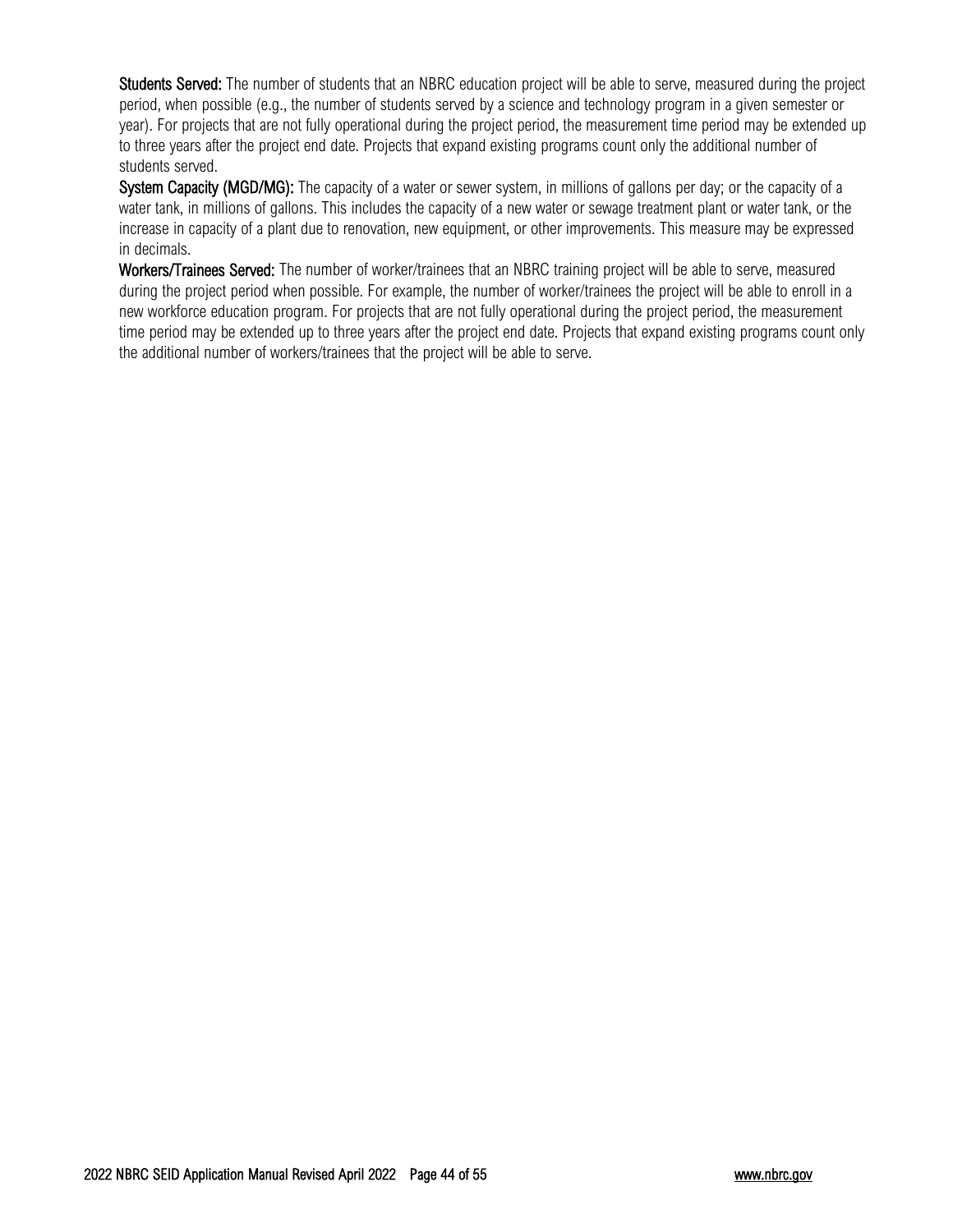**Students Served:** The number of students that an NBRC education project will be able to serve, measured during the project period, when possible (e.g., the number of students served by a science and technology program in a given semester or year). For projects that are not fully operational during the project period, the measurement time period may be extended up to three years after the project end date. Projects that expand existing programs count only the additional number of students served.

**System Capacity (MGD/MG):** The capacity of a water or sewer system, in millions of gallons per day; or the capacity of a water tank, in millions of gallons. This includes the capacity of a new water or sewage treatment plant or water tank, or the increase in capacity of a plant due to renovation, new equipment, or other improvements. This measure may be expressed in decimals.

**Workers/Trainees Served:** The number of worker/trainees that an NBRC training project will be able to serve, measured during the project period when possible. For example, the number of worker/trainees the project will be able to enroll in a new workforce education program. For projects that are not fully operational during the project period, the measurement time period may be extended up to three years after the project end date. Projects that expand existing programs count only the additional number of workers/trainees that the project will be able to serve.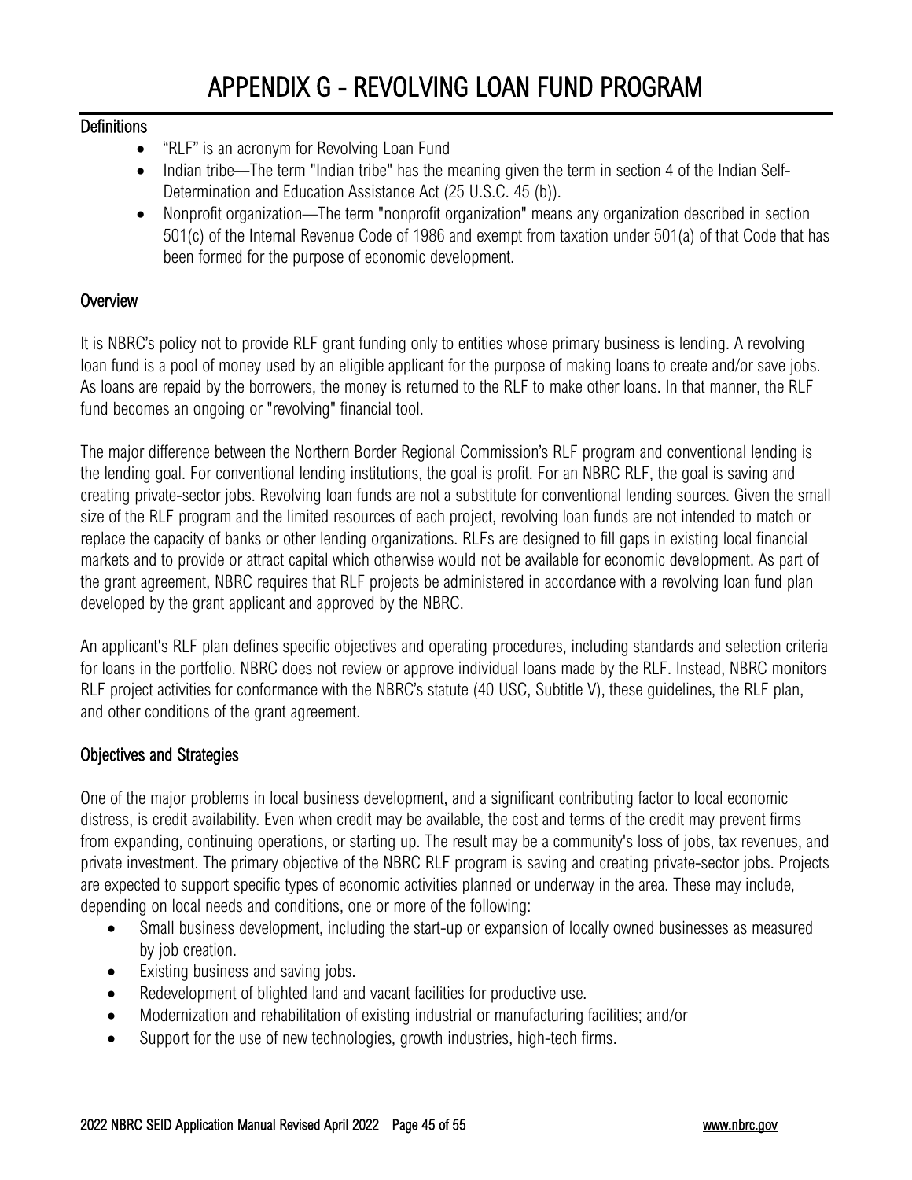# APPENDIX G - REVOLVING LOAN FUND PROGRAM

## Definitions

- "RLF" is an acronym for Revolving Loan Fund
- Indian tribe—The term "Indian tribe" has the meaning given the term in section 4 of the Indian Self-Determination and Education Assistance Act (25 U.S.C. 45 (b)).
- Nonprofit organization—The term "nonprofit organization" means any organization described in section 501(c) of the Internal Revenue Code of 1986 and exempt from taxation under 501(a) of that Code that has been formed for the purpose of economic development.

## Overview

It is NBRC's policy not to provide RLF grant funding only to entities whose primary business is lending. A revolving loan fund is a pool of money used by an eligible applicant for the purpose of making loans to create and/or save jobs. As loans are repaid by the borrowers, the money is returned to the RLF to make other loans. In that manner, the RLF fund becomes an ongoing or "revolving" financial tool.

The major difference between the Northern Border Regional Commission's RLF program and conventional lending is the lending goal. For conventional lending institutions, the goal is profit. For an NBRC RLF, the goal is saving and creating private-sector jobs. Revolving loan funds are not a substitute for conventional lending sources. Given the small size of the RLF program and the limited resources of each project, revolving loan funds are not intended to match or replace the capacity of banks or other lending organizations. RLFs are designed to fill gaps in existing local financial markets and to provide or attract capital which otherwise would not be available for economic development. As part of the grant agreement, NBRC requires that RLF projects be administered in accordance with a revolving loan fund plan developed by the grant applicant and approved by the NBRC.

An applicant's RLF plan defines specific objectives and operating procedures, including standards and selection criteria for loans in the portfolio. NBRC does not review or approve individual loans made by the RLF. Instead, NBRC monitors RLF project activities for conformance with the NBRC's statute (40 USC, Subtitle V), these guidelines, the RLF plan, and other conditions of the grant agreement.

## Objectives and Strategies

One of the major problems in local business development, and a significant contributing factor to local economic distress, is credit availability. Even when credit may be available, the cost and terms of the credit may prevent firms from expanding, continuing operations, or starting up. The result may be a community's loss of jobs, tax revenues, and private investment. The primary objective of the NBRC RLF program is saving and creating private-sector jobs. Projects are expected to support specific types of economic activities planned or underway in the area. These may include, depending on local needs and conditions, one or more of the following:

- Small business development, including the start-up or expansion of locally owned businesses as measured by job creation.
- Existing business and saving jobs.
- Redevelopment of blighted land and vacant facilities for productive use.
- Modernization and rehabilitation of existing industrial or manufacturing facilities; and/or
- Support for the use of new technologies, growth industries, high-tech firms.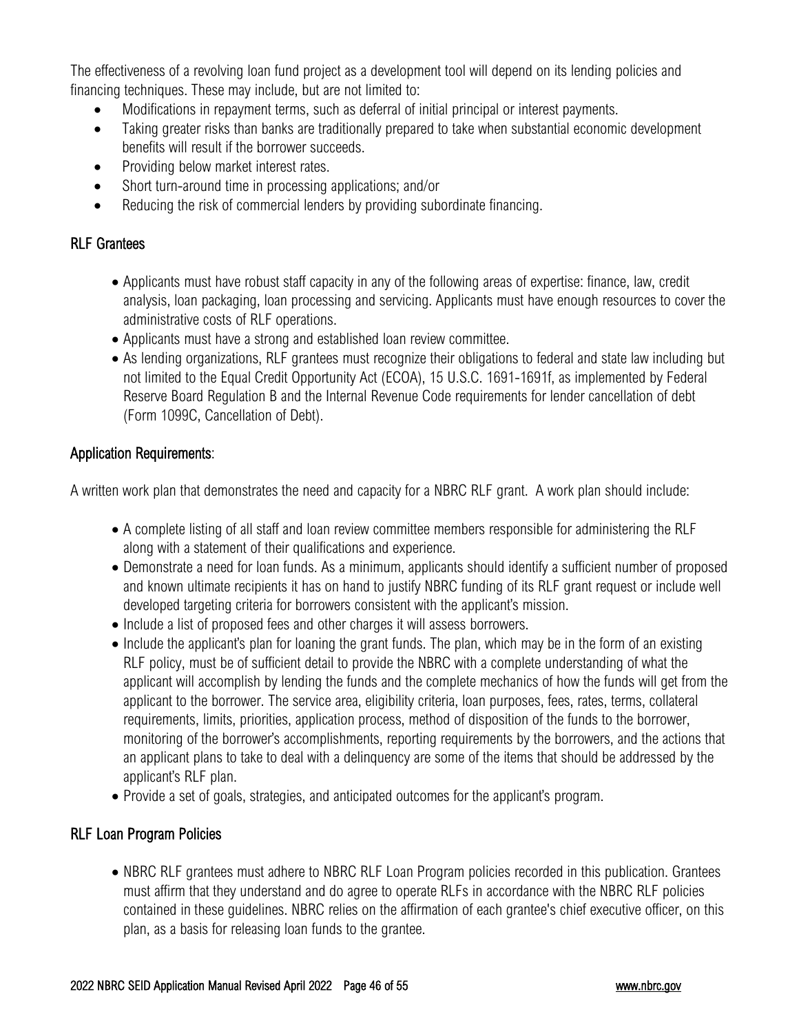The effectiveness of a revolving loan fund project as a development tool will depend on its lending policies and financing techniques. These may include, but are not limited to:

- Modifications in repayment terms, such as deferral of initial principal or interest payments.
- Taking greater risks than banks are traditionally prepared to take when substantial economic development benefits will result if the borrower succeeds.
- Providing below market interest rates.
- Short turn-around time in processing applications; and/or
- Reducing the risk of commercial lenders by providing subordinate financing.

## RLF Grantees

- Applicants must have robust staff capacity in any of the following areas of expertise: finance, law, credit analysis, loan packaging, loan processing and servicing. Applicants must have enough resources to cover the administrative costs of RLF operations.
- Applicants must have a strong and established loan review committee.
- As lending organizations, RLF grantees must recognize their obligations to federal and state law including but not limited to the Equal Credit Opportunity Act (ECOA), 15 U.S.C. 1691-1691f, as implemented by Federal Reserve Board Regulation B and the Internal Revenue Code requirements for lender cancellation of debt (Form 1099C, Cancellation of Debt).

## Application Requirements:

A written work plan that demonstrates the need and capacity for a NBRC RLF grant. A work plan should include:

- A complete listing of all staff and loan review committee members responsible for administering the RLF along with a statement of their qualifications and experience.
- Demonstrate a need for loan funds. As a minimum, applicants should identify a sufficient number of proposed and known ultimate recipients it has on hand to justify NBRC funding of its RLF grant request or include well developed targeting criteria for borrowers consistent with the applicant's mission.
- Include a list of proposed fees and other charges it will assess borrowers.
- Include the applicant's plan for loaning the grant funds. The plan, which may be in the form of an existing RLF policy, must be of sufficient detail to provide the NBRC with a complete understanding of what the applicant will accomplish by lending the funds and the complete mechanics of how the funds will get from the applicant to the borrower. The service area, eligibility criteria, loan purposes, fees, rates, terms, collateral requirements, limits, priorities, application process, method of disposition of the funds to the borrower, monitoring of the borrower's accomplishments, reporting requirements by the borrowers, and the actions that an applicant plans to take to deal with a delinquency are some of the items that should be addressed by the applicant's RLF plan.
- Provide a set of goals, strategies, and anticipated outcomes for the applicant's program.

## RLF Loan Program Policies

- NBRC RLF grantees must adhere to NBRC RLF Loan Program policies recorded in this publication. Grantees must affirm that they understand and do agree to operate RLFs in accordance with the NBRC RLF policies contained in these guidelines. NBRC relies on the affirmation of each grantee's chief executive officer, on this plan, as a basis for releasing loan funds to the grantee.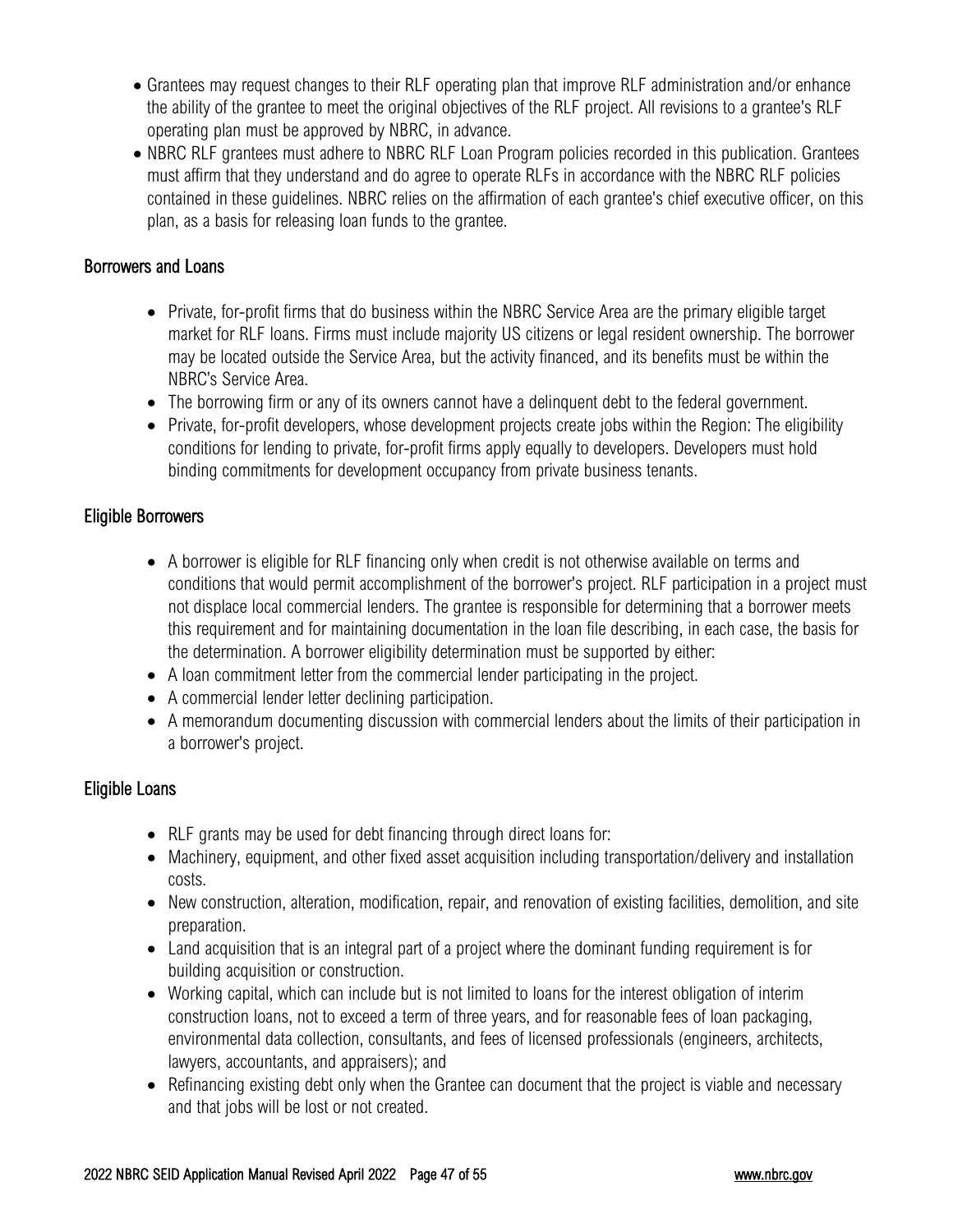- Grantees may request changes to their RLF operating plan that improve RLF administration and/or enhance the ability of the grantee to meet the original objectives of the RLF project. All revisions to a grantee's RLF operating plan must be approved by NBRC, in advance.
- NBRC RLF grantees must adhere to NBRC RLF Loan Program policies recorded in this publication. Grantees must affirm that they understand and do agree to operate RLFs in accordance with the NBRC RLF policies contained in these guidelines. NBRC relies on the affirmation of each grantee's chief executive officer, on this plan, as a basis for releasing loan funds to the grantee.

### Borrowers and Loans

- Private, for-profit firms that do business within the NBRC Service Area are the primary eligible target market for RLF loans. Firms must include majority US citizens or legal resident ownership. The borrower may be located outside the Service Area, but the activity financed, and its benefits must be within the NBRC's Service Area.
- The borrowing firm or any of its owners cannot have a delinquent debt to the federal government.
- Private, for-profit developers, whose development projects create jobs within the Region: The eligibility conditions for lending to private, for-profit firms apply equally to developers. Developers must hold binding commitments for development occupancy from private business tenants.

### Eligible Borrowers

- A borrower is eligible for RLF financing only when credit is not otherwise available on terms and conditions that would permit accomplishment of the borrower's project. RLF participation in a project must not displace local commercial lenders. The grantee is responsible for determining that a borrower meets this requirement and for maintaining documentation in the loan file describing, in each case, the basis for the determination. A borrower eligibility determination must be supported by either:
- A loan commitment letter from the commercial lender participating in the project.
- A commercial lender letter declining participation.
- A memorandum documenting discussion with commercial lenders about the limits of their participation in a borrower's project.

### Eligible Loans

- RLF grants may be used for debt financing through direct loans for:
- Machinery, equipment, and other fixed asset acquisition including transportation/delivery and installation costs.
- New construction, alteration, modification, repair, and renovation of existing facilities, demolition, and site preparation.
- Land acquisition that is an integral part of a project where the dominant funding requirement is for building acquisition or construction.
- Working capital, which can include but is not limited to loans for the interest obligation of interim construction loans, not to exceed a term of three years, and for reasonable fees of loan packaging, environmental data collection, consultants, and fees of licensed professionals (engineers, architects, lawyers, accountants, and appraisers); and
- Refinancing existing debt only when the Grantee can document that the project is viable and necessary and that jobs will be lost or not created.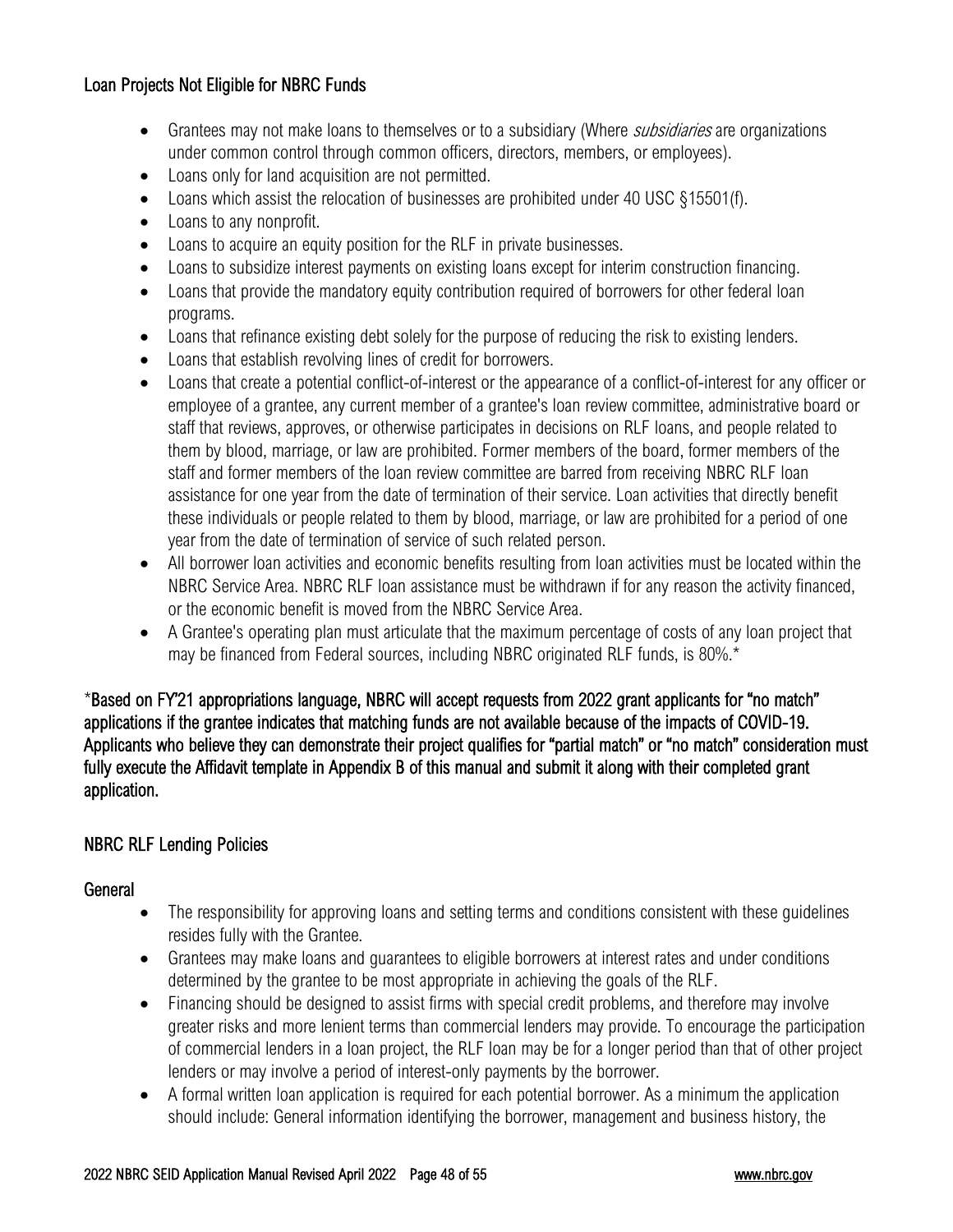### Loan Projects Not Eligible for NBRC Funds

- Grantees may not make loans to themselves or to a subsidiary (Where *subsidiaries* are organizations under common control through common officers, directors, members, or employees).
- Loans only for land acquisition are not permitted.
- Loans which assist the relocation of businesses are prohibited under 40 USC §15501(f).
- Loans to any nonprofit.
- Loans to acquire an equity position for the RLF in private businesses.
- Loans to subsidize interest payments on existing loans except for interim construction financing.
- Loans that provide the mandatory equity contribution required of borrowers for other federal loan programs.
- Loans that refinance existing debt solely for the purpose of reducing the risk to existing lenders.
- Loans that establish revolving lines of credit for borrowers.
- Loans that create a potential conflict-of-interest or the appearance of a conflict-of-interest for any officer or employee of a grantee, any current member of a grantee's loan review committee, administrative board or staff that reviews, approves, or otherwise participates in decisions on RLF loans, and people related to them by blood, marriage, or law are prohibited. Former members of the board, former members of the staff and former members of the loan review committee are barred from receiving NBRC RLF loan assistance for one year from the date of termination of their service. Loan activities that directly benefit these individuals or people related to them by blood, marriage, or law are prohibited for a period of one year from the date of termination of service of such related person.
- All borrower loan activities and economic benefits resulting from loan activities must be located within the NBRC Service Area. NBRC RLF loan assistance must be withdrawn if for any reason the activity financed, or the economic benefit is moved from the NBRC Service Area.
- A Grantee's operating plan must articulate that the maximum percentage of costs of any loan project that may be financed from Federal sources, including NBRC originated RLF funds, is 80%.*

*Based on FY'21 appropriations language, NBRC will accept requests from 2022 grant applicants for "no match" applications if the grantee indicates that matching funds are not available because of the impacts of COVID-19. Applicants who believe they can demonstrate their project qualifies for "partial match" or "no match" consideration must fully execute the Affidavit template in Appendix B of this manual and submit it along with their completed grant application.**

### NBRC RLF Lending Policies

#### General

- The responsibility for approving loans and setting terms and conditions consistent with these guidelines resides fully with the Grantee.
- Grantees may make loans and guarantees to eligible borrowers at interest rates and under conditions determined by the grantee to be most appropriate in achieving the goals of the RLF.
- Financing should be designed to assist firms with special credit problems, and therefore may involve greater risks and more lenient terms than commercial lenders may provide. To encourage the participation of commercial lenders in a loan project, the RLF loan may be for a longer period than that of other project lenders or may involve a period of interest-only payments by the borrower.
- A formal written loan application is required for each potential borrower. As a minimum the application should include: General information identifying the borrower, management and business history, the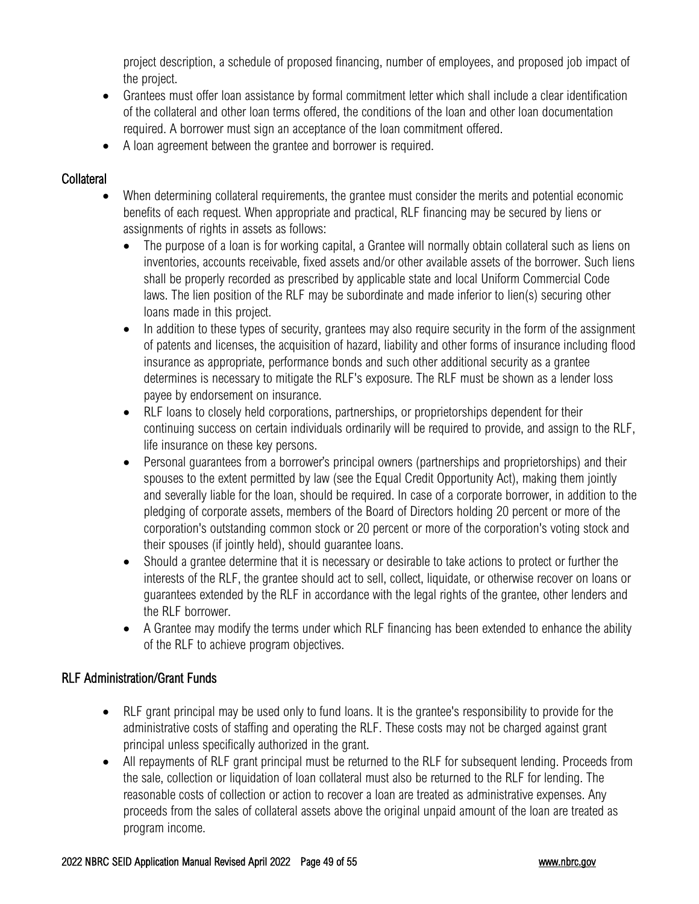project description, a schedule of proposed financing, number of employees, and proposed job impact of the project.

- Grantees must offer loan assistance by formal commitment letter which shall include a clear identification of the collateral and other loan terms offered, the conditions of the loan and other loan documentation required. A borrower must sign an acceptance of the loan commitment offered.
- A loan agreement between the grantee and borrower is required.

## Collateral

- When determining collateral requirements, the grantee must consider the merits and potential economic benefits of each request. When appropriate and practical, RLF financing may be secured by liens or assignments of rights in assets as follows:
  - The purpose of a loan is for working capital, a Grantee will normally obtain collateral such as liens on inventories, accounts receivable, fixed assets and/or other available assets of the borrower. Such liens shall be properly recorded as prescribed by applicable state and local Uniform Commercial Code laws. The lien position of the RLF may be subordinate and made inferior to lien(s) securing other loans made in this project.
  - In addition to these types of security, grantees may also require security in the form of the assignment of patents and licenses, the acquisition of hazard, liability and other forms of insurance including flood insurance as appropriate, performance bonds and such other additional security as a grantee determines is necessary to mitigate the RLF's exposure. The RLF must be shown as a lender loss payee by endorsement on insurance.
  - RLF loans to closely held corporations, partnerships, or proprietorships dependent for their continuing success on certain individuals ordinarily will be required to provide, and assign to the RLF, life insurance on these key persons.
  - Personal guarantees from a borrower's principal owners (partnerships and proprietorships) and their spouses to the extent permitted by law (see the Equal Credit Opportunity Act), making them jointly and severally liable for the loan, should be required. In case of a corporate borrower, in addition to the pledging of corporate assets, members of the Board of Directors holding 20 percent or more of the corporation's outstanding common stock or 20 percent or more of the corporation's voting stock and their spouses (if jointly held), should guarantee loans.
  - Should a grantee determine that it is necessary or desirable to take actions to protect or further the interests of the RLF, the grantee should act to sell, collect, liquidate, or otherwise recover on loans or guarantees extended by the RLF in accordance with the legal rights of the grantee, other lenders and the RLF borrower.
  - A Grantee may modify the terms under which RLF financing has been extended to enhance the ability of the RLF to achieve program objectives.

## RLF Administration/Grant Funds

- RLF grant principal may be used only to fund loans. It is the grantee's responsibility to provide for the administrative costs of staffing and operating the RLF. These costs may not be charged against grant principal unless specifically authorized in the grant.
- All repayments of RLF grant principal must be returned to the RLF for subsequent lending. Proceeds from the sale, collection or liquidation of loan collateral must also be returned to the RLF for lending. The reasonable costs of collection or action to recover a loan are treated as administrative expenses. Any proceeds from the sales of collateral assets above the original unpaid amount of the loan are treated as program income.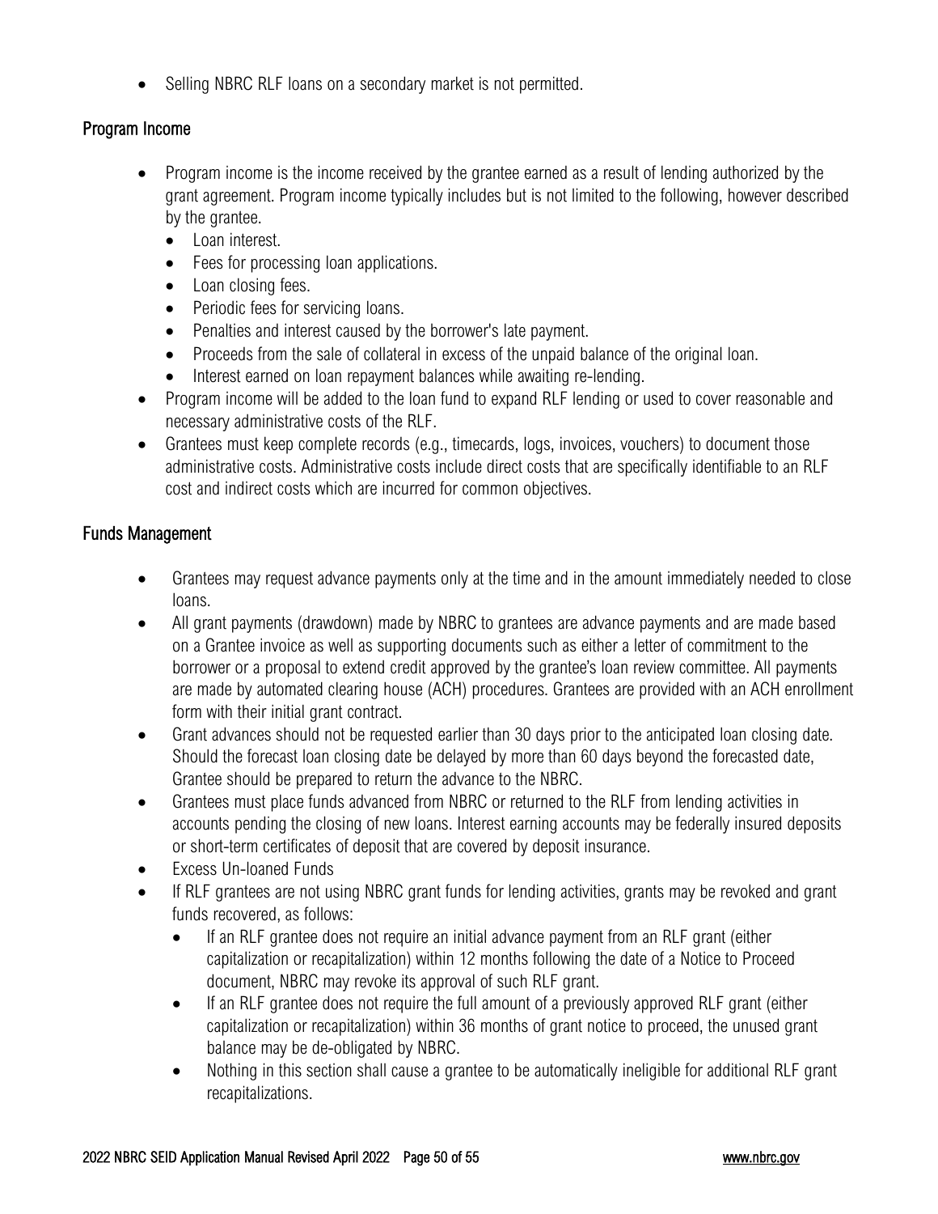- Selling NBRC RLF loans on a secondary market is not permitted.

## Program Income

- Program income is the income received by the grantee earned as a result of lending authorized by the grant agreement. Program income typically includes but is not limited to the following, however described by the grantee.
  - Loan interest.
  - Fees for processing loan applications.
  - Loan closing fees.
  - Periodic fees for servicing loans.
  - Penalties and interest caused by the borrower's late payment.
  - Proceeds from the sale of collateral in excess of the unpaid balance of the original loan.
  - Interest earned on loan repayment balances while awaiting re-lending.
- Program income will be added to the loan fund to expand RLF lending or used to cover reasonable and necessary administrative costs of the RLF.
- Grantees must keep complete records (e.g., timecards, logs, invoices, vouchers) to document those administrative costs. Administrative costs include direct costs that are specifically identifiable to an RLF cost and indirect costs which are incurred for common objectives.

## Funds Management

- Grantees may request advance payments only at the time and in the amount immediately needed to close loans.
- All grant payments (drawdown) made by NBRC to grantees are advance payments and are made based on a Grantee invoice as well as supporting documents such as either a letter of commitment to the borrower or a proposal to extend credit approved by the grantee's loan review committee. All payments are made by automated clearing house (ACH) procedures. Grantees are provided with an ACH enrollment form with their initial grant contract.
- Grant advances should not be requested earlier than 30 days prior to the anticipated loan closing date. Should the forecast loan closing date be delayed by more than 60 days beyond the forecasted date, Grantee should be prepared to return the advance to the NBRC.
- Grantees must place funds advanced from NBRC or returned to the RLF from lending activities in accounts pending the closing of new loans. Interest earning accounts may be federally insured deposits or short-term certificates of deposit that are covered by deposit insurance.
- Excess Un-loaned Funds
- If RLF grantees are not using NBRC grant funds for lending activities, grants may be revoked and grant funds recovered, as follows:
  - If an RLF grantee does not require an initial advance payment from an RLF grant (either capitalization or recapitalization) within 12 months following the date of a Notice to Proceed document, NBRC may revoke its approval of such RLF grant.
  - If an RLF grantee does not require the full amount of a previously approved RLF grant (either capitalization or recapitalization) within 36 months of grant notice to proceed, the unused grant balance may be de-obligated by NBRC.
  - Nothing in this section shall cause a grantee to be automatically ineligible for additional RLF grant recapitalizations.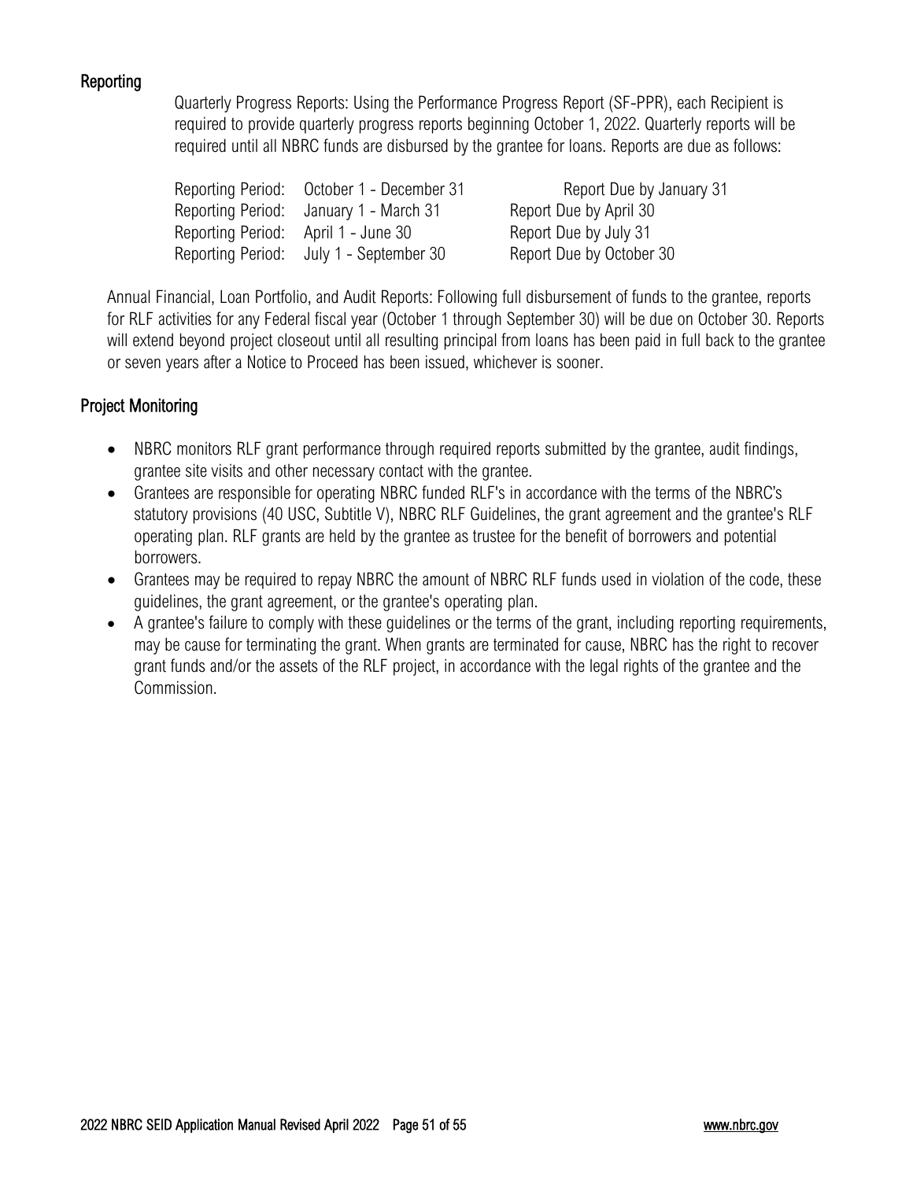## Reporting

Quarterly Progress Reports: Using the Performance Progress Report (SF-PPR), each Recipient is required to provide quarterly progress reports beginning October 1, 2022. Quarterly reports will be required until all NBRC funds are disbursed by the grantee for loans. Reports are due as follows:

| | | |
|---|---|---|
| Reporting Period: | October 1 - December 31 | Report Due by January 31 |
| Reporting Period: | January 1 - March 31 | Report Due by April 30 |
| Reporting Period: | April 1 - June 30 | Report Due by July 31 |
| Reporting Period: | July 1 - September 30 | Report Due by October 30 |

Annual Financial, Loan Portfolio, and Audit Reports: Following full disbursement of funds to the grantee, reports for RLF activities for any Federal fiscal year (October 1 through September 30) will be due on October 30. Reports will extend beyond project closeout until all resulting principal from loans has been paid in full back to the grantee or seven years after a Notice to Proceed has been issued, whichever is sooner.

## Project Monitoring

- NBRC monitors RLF grant performance through required reports submitted by the grantee, audit findings, grantee site visits and other necessary contact with the grantee.
- Grantees are responsible for operating NBRC funded RLF's in accordance with the terms of the NBRC's statutory provisions (40 USC, Subtitle V), NBRC RLF Guidelines, the grant agreement and the grantee's RLF operating plan. RLF grants are held by the grantee as trustee for the benefit of borrowers and potential borrowers.
- Grantees may be required to repay NBRC the amount of NBRC RLF funds used in violation of the code, these guidelines, the grant agreement, or the grantee's operating plan.
- A grantee's failure to comply with these guidelines or the terms of the grant, including reporting requirements, may be cause for terminating the grant. When grants are terminated for cause, NBRC has the right to recover grant funds and/or the assets of the RLF project, in accordance with the legal rights of the grantee and the Commission.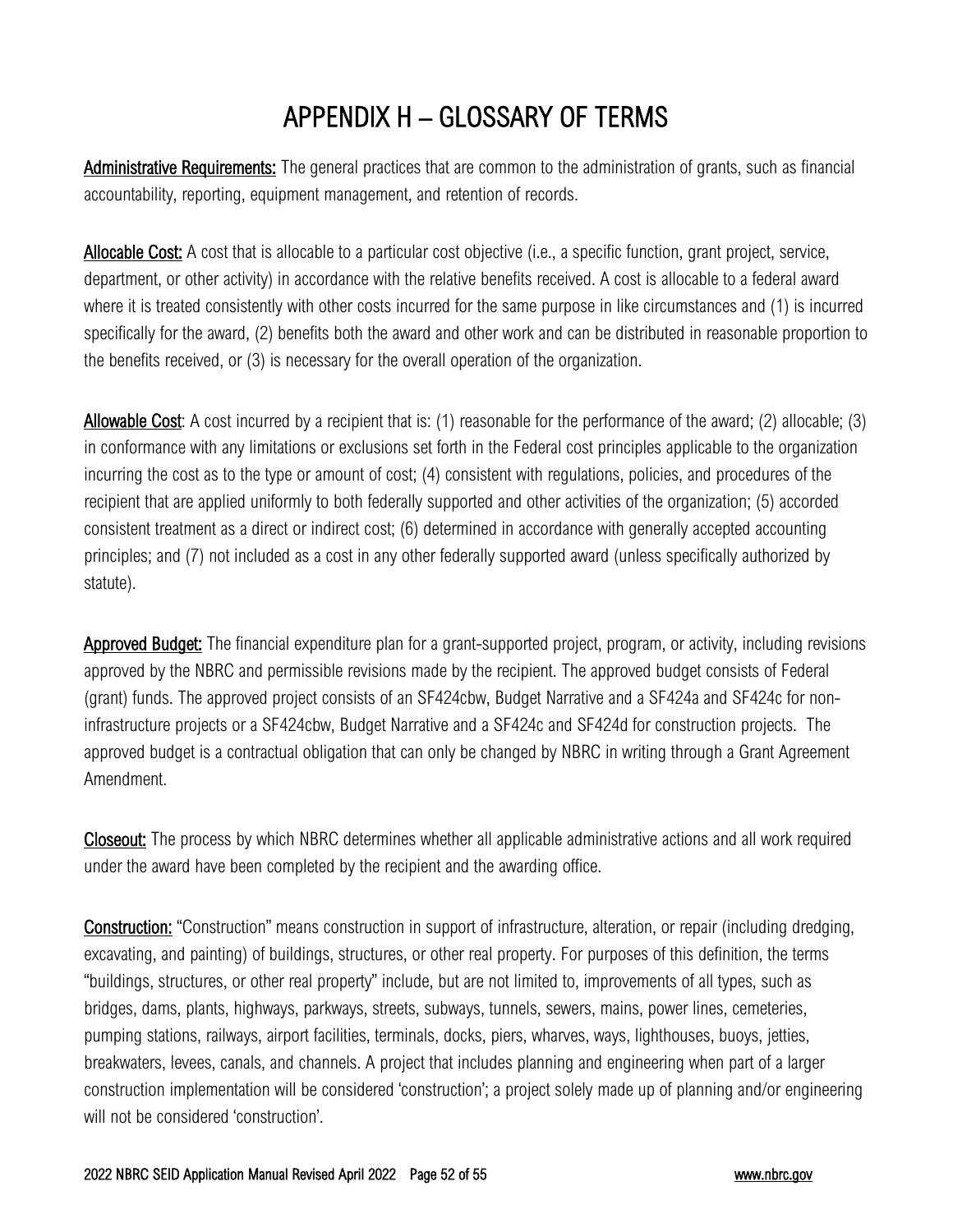# APPENDIX H – GLOSSARY OF TERMS

**Administrative Requirements:** The general practices that are common to the administration of grants, such as financial accountability, reporting, equipment management, and retention of records.

**Allocable Cost:** A cost that is allocable to a particular cost objective (i.e., a specific function, grant project, service, department, or other activity) in accordance with the relative benefits received. A cost is allocable to a federal award where it is treated consistently with other costs incurred for the same purpose in like circumstances and (1) is incurred specifically for the award, (2) benefits both the award and other work and can be distributed in reasonable proportion to the benefits received, or (3) is necessary for the overall operation of the organization.

**Allowable Cost**: A cost incurred by a recipient that is: (1) reasonable for the performance of the award; (2) allocable; (3) in conformance with any limitations or exclusions set forth in the Federal cost principles applicable to the organization incurring the cost as to the type or amount of cost; (4) consistent with regulations, policies, and procedures of the recipient that are applied uniformly to both federally supported and other activities of the organization; (5) accorded consistent treatment as a direct or indirect cost; (6) determined in accordance with generally accepted accounting principles; and (7) not included as a cost in any other federally supported award (unless specifically authorized by statute).

**Approved Budget:** The financial expenditure plan for a grant-supported project, program, or activity, including revisions approved by the NBRC and permissible revisions made by the recipient. The approved budget consists of Federal (grant) funds. The approved project consists of an SF424cbw, Budget Narrative and a SF424a and SF424c for non-infrastructure projects or a SF424cbw, Budget Narrative and a SF424c and SF424d for construction projects. The approved budget is a contractual obligation that can only be changed by NBRC in writing through a Grant Agreement Amendment.

**Closeout:** The process by which NBRC determines whether all applicable administrative actions and all work required under the award have been completed by the recipient and the awarding office.

**Construction:** "Construction" means construction in support of infrastructure, alteration, or repair (including dredging, excavating, and painting) of buildings, structures, or other real property. For purposes of this definition, the terms "buildings, structures, or other real property" include, but are not limited to, improvements of all types, such as bridges, dams, plants, highways, parkways, streets, subways, tunnels, sewers, mains, power lines, cemeteries, pumping stations, railways, airport facilities, terminals, docks, piers, wharves, ways, lighthouses, buoys, jetties, breakwaters, levees, canals, and channels. A project that includes planning and engineering when part of a larger construction implementation will be considered 'construction'; a project solely made up of planning and/or engineering will not be considered 'construction'.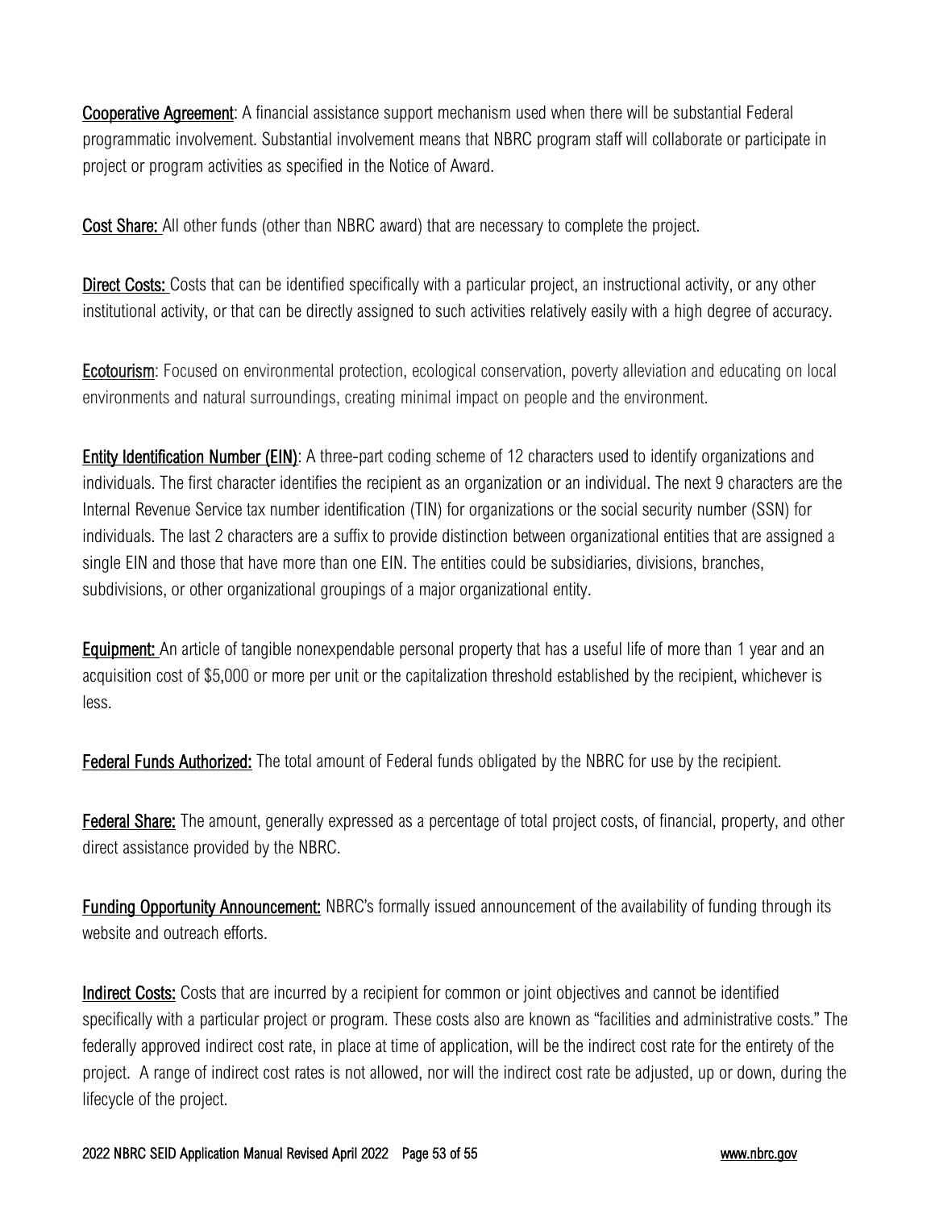**Cooperative Agreement**: A financial assistance support mechanism used when there will be substantial Federal programmatic involvement. Substantial involvement means that NBRC program staff will collaborate or participate in project or program activities as specified in the Notice of Award.

**Cost Share:** All other funds (other than NBRC award) that are necessary to complete the project.

**Direct Costs:** Costs that can be identified specifically with a particular project, an instructional activity, or any other institutional activity, or that can be directly assigned to such activities relatively easily with a high degree of accuracy.

**Ecotourism**: Focused on environmental protection, ecological conservation, poverty alleviation and educating on local environments and natural surroundings, creating minimal impact on people and the environment.

**Entity Identification Number (EIN)**: A three-part coding scheme of 12 characters used to identify organizations and individuals. The first character identifies the recipient as an organization or an individual. The next 9 characters are the Internal Revenue Service tax number identification (TIN) for organizations or the social security number (SSN) for individuals. The last 2 characters are a suffix to provide distinction between organizational entities that are assigned a single EIN and those that have more than one EIN. The entities could be subsidiaries, divisions, branches, subdivisions, or other organizational groupings of a major organizational entity.

**Equipment:** An article of tangible nonexpendable personal property that has a useful life of more than 1 year and an acquisition cost of $5,000 or more per unit or the capitalization threshold established by the recipient, whichever is less.

**Federal Funds Authorized:** The total amount of Federal funds obligated by the NBRC for use by the recipient.

**Federal Share:** The amount, generally expressed as a percentage of total project costs, of financial, property, and other direct assistance provided by the NBRC.

**Funding Opportunity Announcement:** NBRC's formally issued announcement of the availability of funding through its website and outreach efforts.

**Indirect Costs:** Costs that are incurred by a recipient for common or joint objectives and cannot be identified specifically with a particular project or program. These costs also are known as "facilities and administrative costs." The federally approved indirect cost rate, in place at time of application, will be the indirect cost rate for the entirety of the project. A range of indirect cost rates is not allowed, nor will the indirect cost rate be adjusted, up or down, during the lifecycle of the project.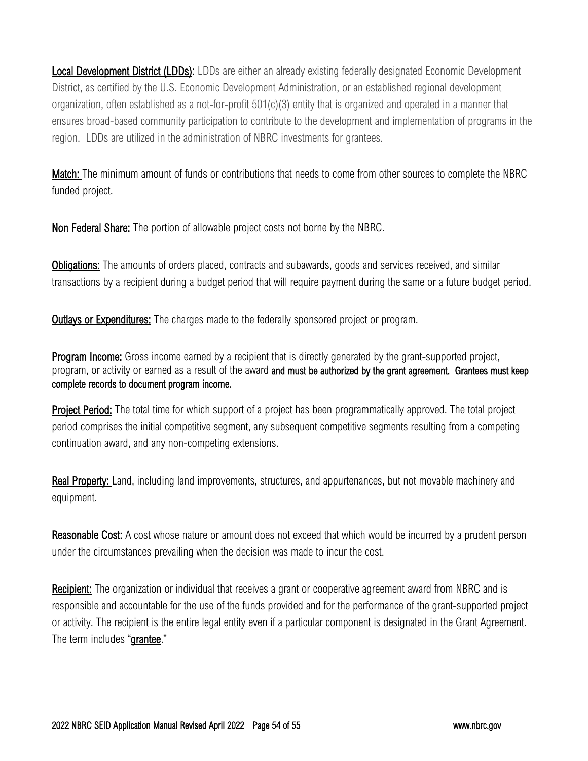**Local Development District (LDDs)**: LDDs are either an already existing federally designated Economic Development District, as certified by the U.S. Economic Development Administration, or an established regional development organization, often established as a not-for-profit 501(c)(3) entity that is organized and operated in a manner that ensures broad-based community participation to contribute to the development and implementation of programs in the region. LDDs are utilized in the administration of NBRC investments for grantees.

**Match:** The minimum amount of funds or contributions that needs to come from other sources to complete the NBRC funded project.

**Non Federal Share:** The portion of allowable project costs not borne by the NBRC.

**Obligations:** The amounts of orders placed, contracts and subawards, goods and services received, and similar transactions by a recipient during a budget period that will require payment during the same or a future budget period.

**Outlays or Expenditures:** The charges made to the federally sponsored project or program.

**Program Income:** Gross income earned by a recipient that is directly generated by the grant-supported project, program, or activity or earned as a result of the award **and must be authorized by the grant agreement. Grantees must keep complete records to document program income.**

**Project Period:** The total time for which support of a project has been programmatically approved. The total project period comprises the initial competitive segment, any subsequent competitive segments resulting from a competing continuation award, and any non-competing extensions.

**Real Property:** Land, including land improvements, structures, and appurtenances, but not movable machinery and equipment.

**Reasonable Cost:** A cost whose nature or amount does not exceed that which would be incurred by a prudent person under the circumstances prevailing when the decision was made to incur the cost.

**Recipient:** The organization or individual that receives a grant or cooperative agreement award from NBRC and is responsible and accountable for the use of the funds provided and for the performance of the grant-supported project or activity. The recipient is the entire legal entity even if a particular component is designated in the Grant Agreement. The term includes "**grantee**."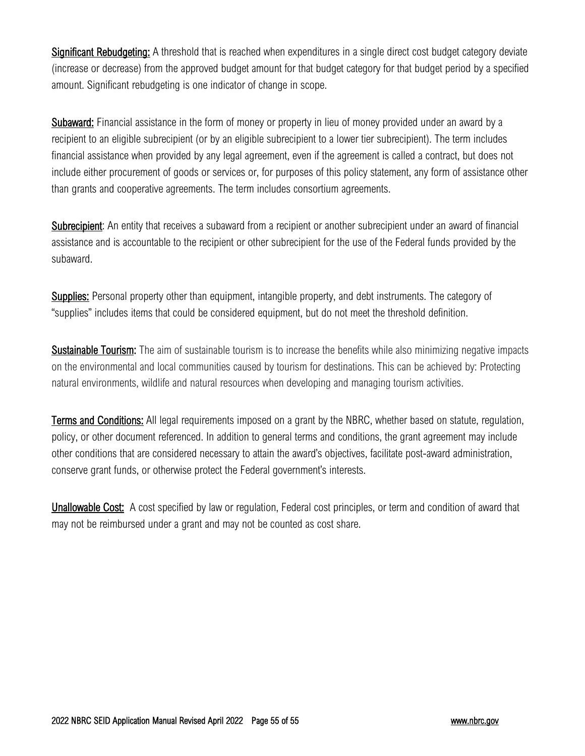**Significant Rebudgeting:** A threshold that is reached when expenditures in a single direct cost budget category deviate (increase or decrease) from the approved budget amount for that budget category for that budget period by a specified amount. Significant rebudgeting is one indicator of change in scope.

**Subaward:** Financial assistance in the form of money or property in lieu of money provided under an award by a recipient to an eligible subrecipient (or by an eligible subrecipient to a lower tier subrecipient). The term includes financial assistance when provided by any legal agreement, even if the agreement is called a contract, but does not include either procurement of goods or services or, for purposes of this policy statement, any form of assistance other than grants and cooperative agreements. The term includes consortium agreements.

**Subrecipient**: An entity that receives a subaward from a recipient or another subrecipient under an award of financial assistance and is accountable to the recipient or other subrecipient for the use of the Federal funds provided by the subaward.

**Supplies:** Personal property other than equipment, intangible property, and debt instruments. The category of "supplies" includes items that could be considered equipment, but do not meet the threshold definition.

**Sustainable Tourism:** The aim of sustainable tourism is to increase the benefits while also minimizing negative impacts on the environmental and local communities caused by tourism for destinations. This can be achieved by: Protecting natural environments, wildlife and natural resources when developing and managing tourism activities.

**Terms and Conditions:** All legal requirements imposed on a grant by the NBRC, whether based on statute, regulation, policy, or other document referenced. In addition to general terms and conditions, the grant agreement may include other conditions that are considered necessary to attain the award's objectives, facilitate post-award administration, conserve grant funds, or otherwise protect the Federal government's interests.

**Unallowable Cost:** A cost specified by law or regulation, Federal cost principles, or term and condition of award that may not be reimbursed under a grant and may not be counted as cost share.